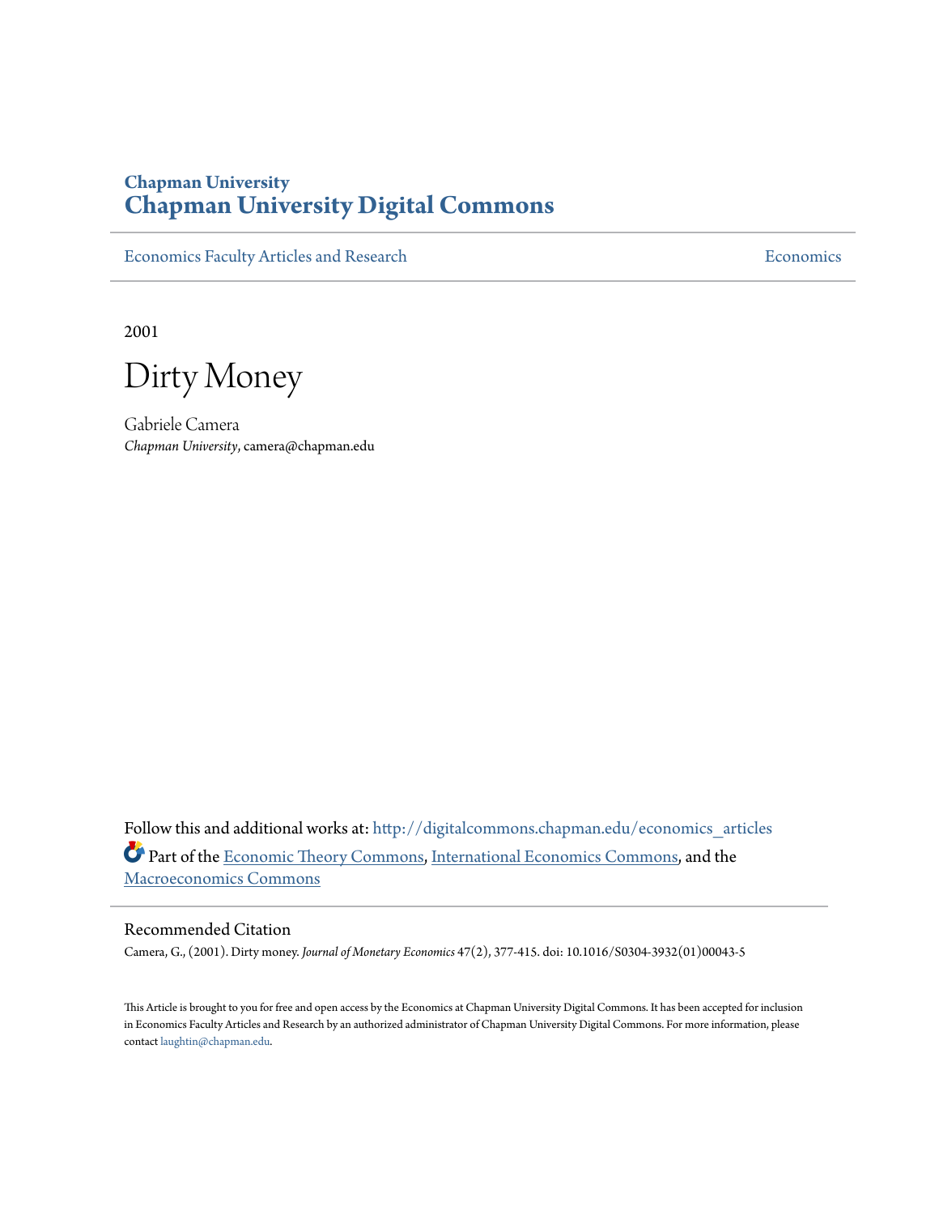# Chapman University
# Chapman University Digital Commons

Economics Faculty Articles and Research | Economics

2001

# Dirty Money

Gabriele Camera
*Chapman University*, camera@chapman.edu

Follow this and additional works at: http://digitalcommons.chapman.edu/economics_articles

Part of the Economic Theory Commons, International Economics Commons, and the Macroeconomics Commons

## Recommended Citation

Camera, G., (2001). Dirty money. *Journal of Monetary Economics* 47(2), 377-415. doi: 10.1016/S0304-3932(01)00043-5

This Article is brought to you for free and open access by the Economics at Chapman University Digital Commons. It has been accepted for inclusion in Economics Faculty Articles and Research by an authorized administrator of Chapman University Digital Commons. For more information, please contact laughtin@chapman.edu.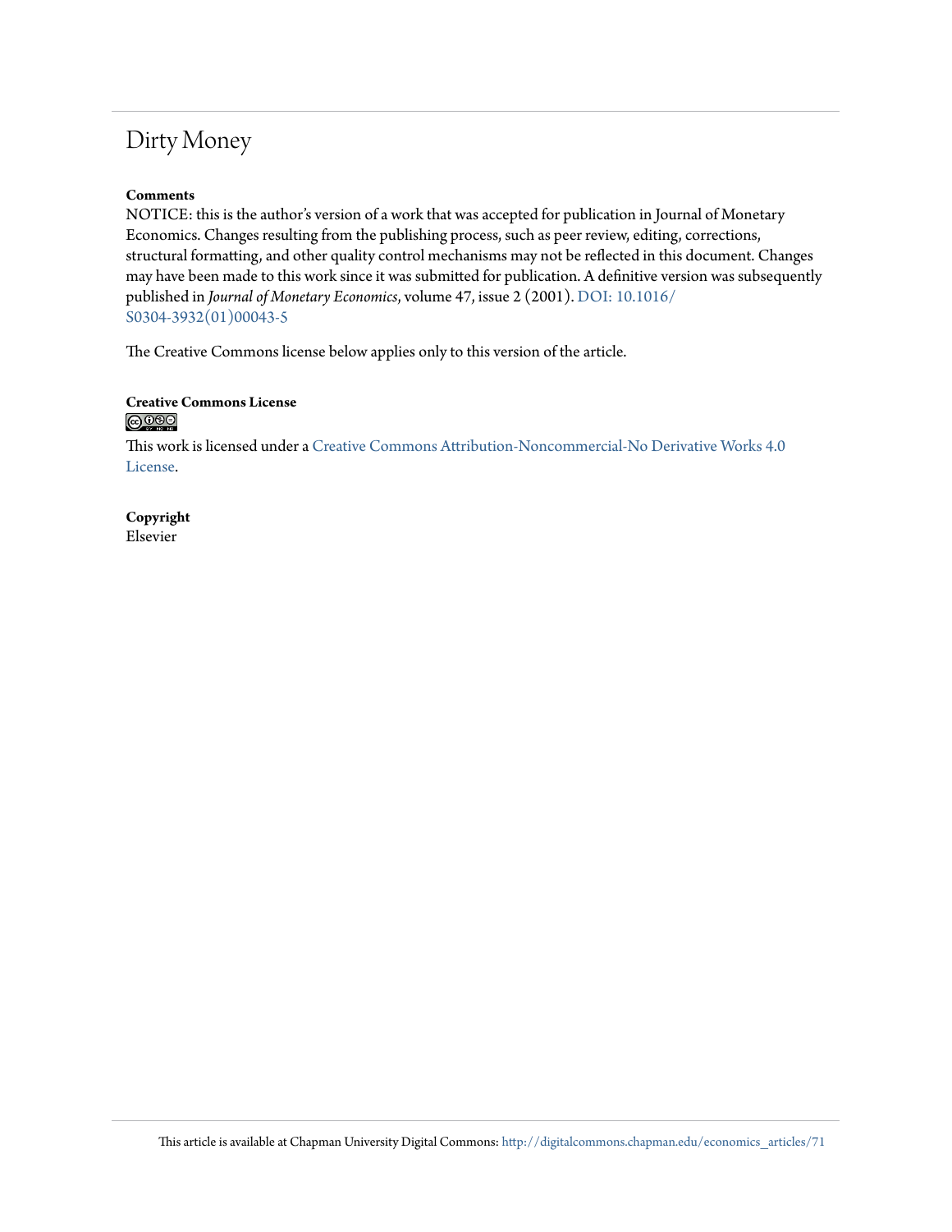# Dirty Money

**Comments**

NOTICE: this is the author's version of a work that was accepted for publication in Journal of Monetary Economics. Changes resulting from the publishing process, such as peer review, editing, corrections, structural formatting, and other quality control mechanisms may not be reflected in this document. Changes may have been made to this work since it was submitted for publication. A definitive version was subsequently published in *Journal of Monetary Economics*, volume 47, issue 2 (2001). DOI: 10.1016/S0304-3932(01)00043-5

The Creative Commons license below applies only to this version of the article.

**Creative Commons License**

This work is licensed under a Creative Commons Attribution-Noncommercial-No Derivative Works 4.0 License.

**Copyright**

Elsevier

This article is available at Chapman University Digital Commons: http://digitalcommons.chapman.edu/economics_articles/71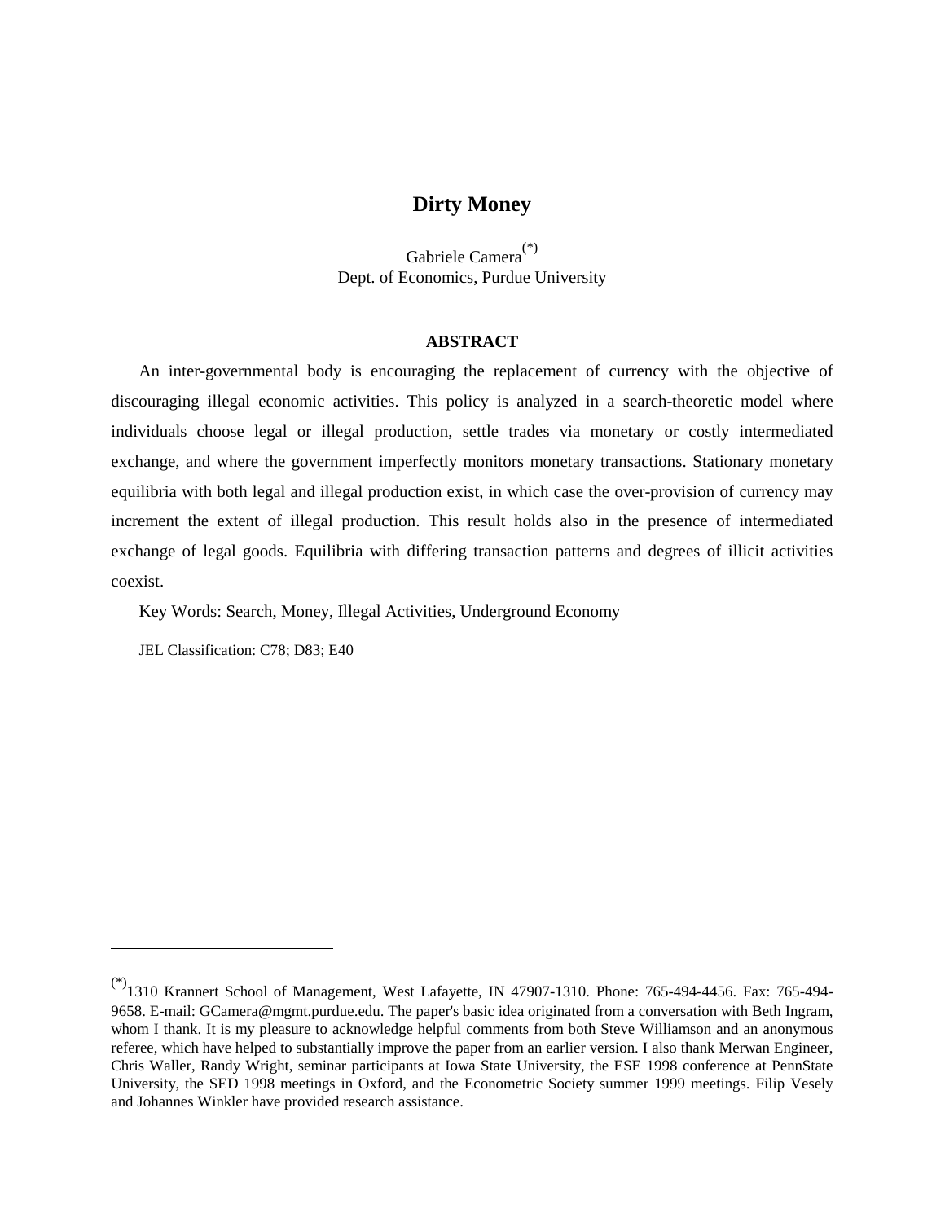# Dirty Money

Gabriele Camera[(*)]
Dept. of Economics, Purdue University

### ABSTRACT

An inter-governmental body is encouraging the replacement of currency with the objective of discouraging illegal economic activities. This policy is analyzed in a search-theoretic model where individuals choose legal or illegal production, settle trades via monetary or costly intermediated exchange, and where the government imperfectly monitors monetary transactions. Stationary monetary equilibria with both legal and illegal production exist, in which case the over-provision of currency may increment the extent of illegal production. This result holds also in the presence of intermediated exchange of legal goods. Equilibria with differing transaction patterns and degrees of illicit activities coexist.

Key Words: Search, Money, Illegal Activities, Underground Economy

JEL Classification: C78; D83; E40

---

[(*)] 1310 Krannert School of Management, West Lafayette, IN 47907-1310. Phone: 765-494-4456. Fax: 765-494-9658. E-mail: GCamera@mgmt.purdue.edu. The paper's basic idea originated from a conversation with Beth Ingram, whom I thank. It is my pleasure to acknowledge helpful comments from both Steve Williamson and an anonymous referee, which have helped to substantially improve the paper from an earlier version. I also thank Merwan Engineer, Chris Waller, Randy Wright, seminar participants at Iowa State University, the ESE 1998 conference at PennState University, the SED 1998 meetings in Oxford, and the Econometric Society summer 1999 meetings. Filip Vesely and Johannes Winkler have provided research assistance.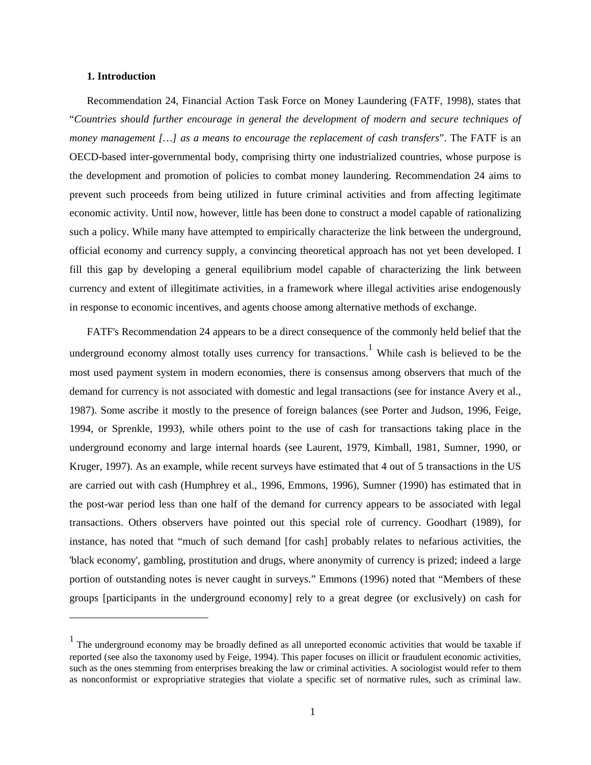## 1. Introduction

Recommendation 24, Financial Action Task Force on Money Laundering (FATF, 1998), states that "*Countries should further encourage in general the development of modern and secure techniques of money management […] as a means to encourage the replacement of cash transfers*". The FATF is an OECD-based inter-governmental body, comprising thirty one industrialized countries, whose purpose is the development and promotion of policies to combat money laundering. Recommendation 24 aims to prevent such proceeds from being utilized in future criminal activities and from affecting legitimate economic activity. Until now, however, little has been done to construct a model capable of rationalizing such a policy. While many have attempted to empirically characterize the link between the underground, official economy and currency supply, a convincing theoretical approach has not yet been developed. I fill this gap by developing a general equilibrium model capable of characterizing the link between currency and extent of illegitimate activities, in a framework where illegal activities arise endogenously in response to economic incentives, and agents choose among alternative methods of exchange.

FATF's Recommendation 24 appears to be a direct consequence of the commonly held belief that the underground economy almost totally uses currency for transactions.[1] While cash is believed to be the most used payment system in modern economies, there is consensus among observers that much of the demand for currency is not associated with domestic and legal transactions (see for instance Avery et al., 1987). Some ascribe it mostly to the presence of foreign balances (see Porter and Judson, 1996, Feige, 1994, or Sprenkle, 1993), while others point to the use of cash for transactions taking place in the underground economy and large internal hoards (see Laurent, 1979, Kimball, 1981, Sumner, 1990, or Kruger, 1997). As an example, while recent surveys have estimated that 4 out of 5 transactions in the US are carried out with cash (Humphrey et al., 1996, Emmons, 1996), Sumner (1990) has estimated that in the post-war period less than one half of the demand for currency appears to be associated with legal transactions. Others observers have pointed out this special role of currency. Goodhart (1989), for instance, has noted that "much of such demand [for cash] probably relates to nefarious activities, the 'black economy', gambling, prostitution and drugs, where anonymity of currency is prized; indeed a large portion of outstanding notes is never caught in surveys." Emmons (1996) noted that "Members of these groups [participants in the underground economy] rely to a great degree (or exclusively) on cash for

[1] The underground economy may be broadly defined as all unreported economic activities that would be taxable if reported (see also the taxonomy used by Feige, 1994). This paper focuses on illicit or fraudulent economic activities, such as the ones stemming from enterprises breaking the law or criminal activities. A sociologist would refer to them as nonconformist or expropriative strategies that violate a specific set of normative rules, such as criminal law.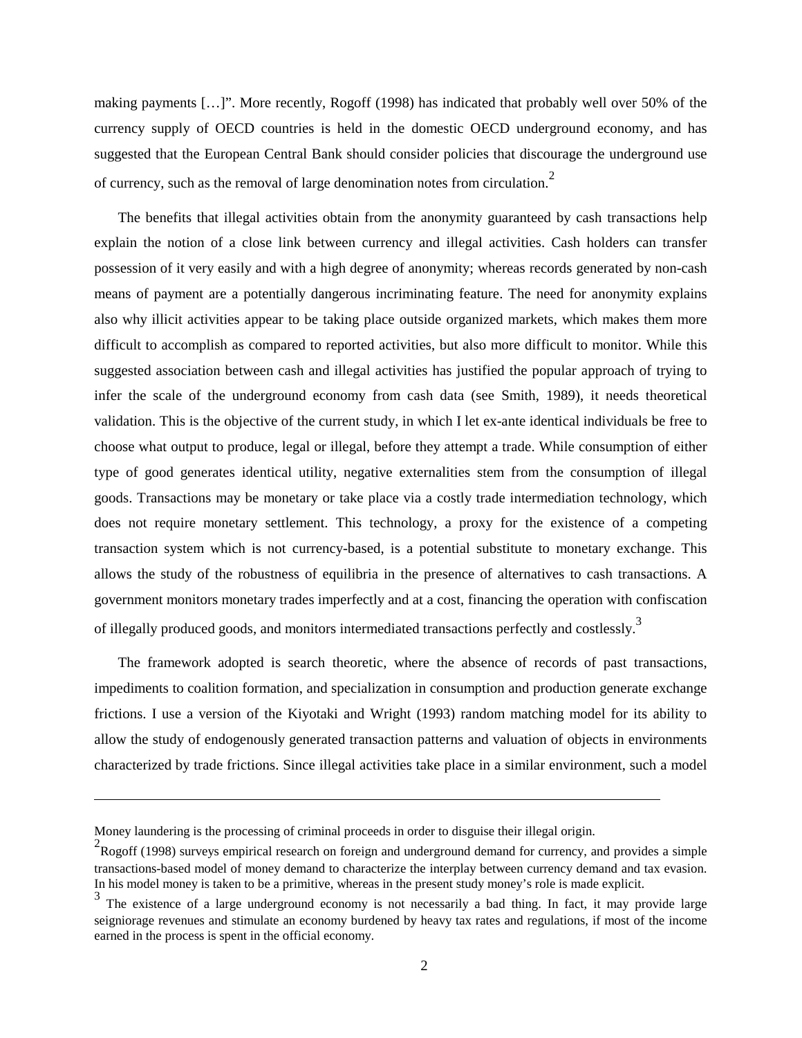making payments […]". More recently, Rogoff (1998) has indicated that probably well over 50% of the currency supply of OECD countries is held in the domestic OECD underground economy, and has suggested that the European Central Bank should consider policies that discourage the underground use of currency, such as the removal of large denomination notes from circulation.[2]

The benefits that illegal activities obtain from the anonymity guaranteed by cash transactions help explain the notion of a close link between currency and illegal activities. Cash holders can transfer possession of it very easily and with a high degree of anonymity; whereas records generated by non-cash means of payment are a potentially dangerous incriminating feature. The need for anonymity explains also why illicit activities appear to be taking place outside organized markets, which makes them more difficult to accomplish as compared to reported activities, but also more difficult to monitor. While this suggested association between cash and illegal activities has justified the popular approach of trying to infer the scale of the underground economy from cash data (see Smith, 1989), it needs theoretical validation. This is the objective of the current study, in which I let ex-ante identical individuals be free to choose what output to produce, legal or illegal, before they attempt a trade. While consumption of either type of good generates identical utility, negative externalities stem from the consumption of illegal goods. Transactions may be monetary or take place via a costly trade intermediation technology, which does not require monetary settlement. This technology, a proxy for the existence of a competing transaction system which is not currency-based, is a potential substitute to monetary exchange. This allows the study of the robustness of equilibria in the presence of alternatives to cash transactions. A government monitors monetary trades imperfectly and at a cost, financing the operation with confiscation of illegally produced goods, and monitors intermediated transactions perfectly and costlessly.[3]

The framework adopted is search theoretic, where the absence of records of past transactions, impediments to coalition formation, and specialization in consumption and production generate exchange frictions. I use a version of the Kiyotaki and Wright (1993) random matching model for its ability to allow the study of endogenously generated transaction patterns and valuation of objects in environments characterized by trade frictions. Since illegal activities take place in a similar environment, such a model

---

Money laundering is the processing of criminal proceeds in order to disguise their illegal origin.

[2] Rogoff (1998) surveys empirical research on foreign and underground demand for currency, and provides a simple transactions-based model of money demand to characterize the interplay between currency demand and tax evasion. In his model money is taken to be a primitive, whereas in the present study money's role is made explicit.

[3] The existence of a large underground economy is not necessarily a bad thing. In fact, it may provide large seigniorage revenues and stimulate an economy burdened by heavy tax rates and regulations, if most of the income earned in the process is spent in the official economy.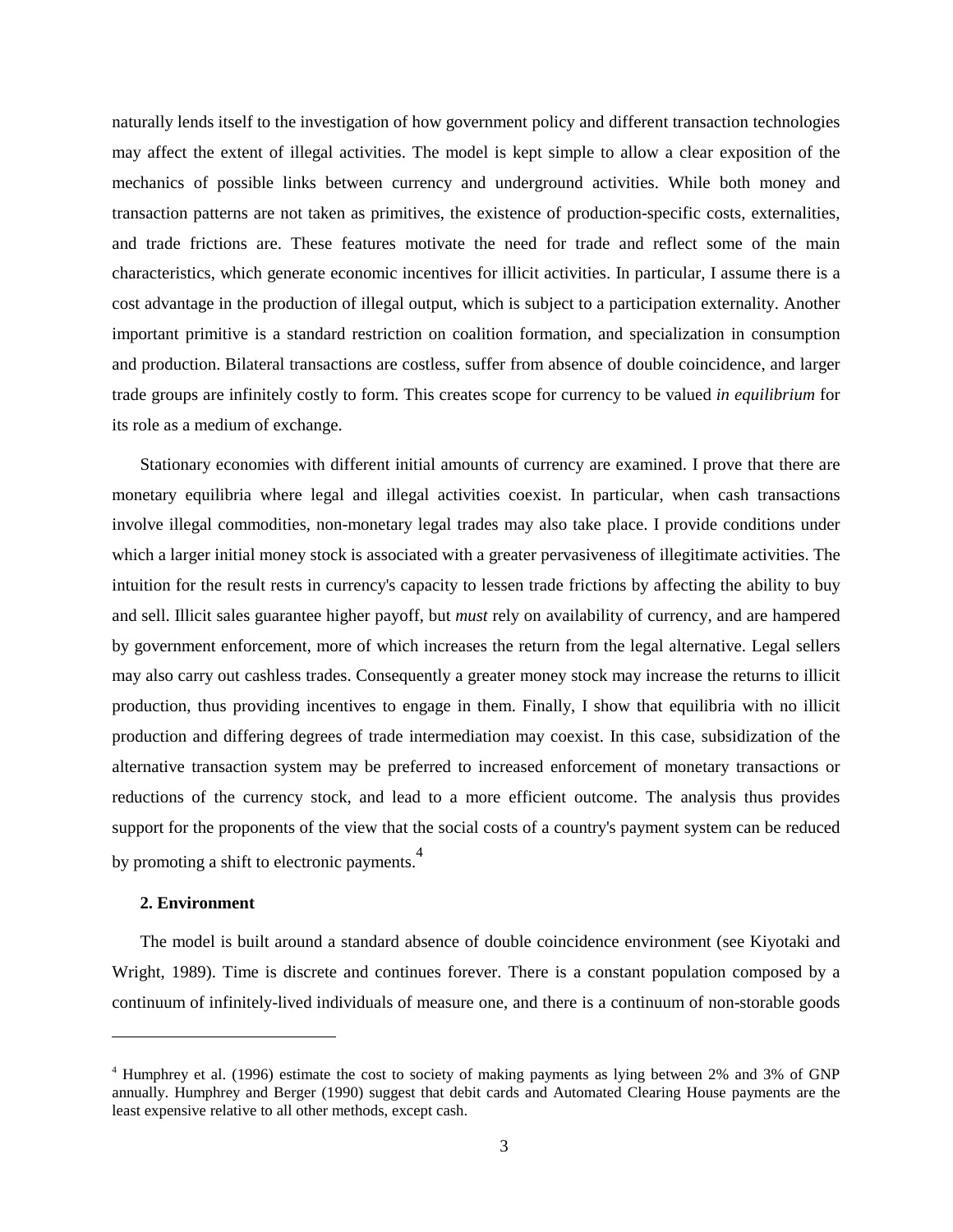naturally lends itself to the investigation of how government policy and different transaction technologies may affect the extent of illegal activities. The model is kept simple to allow a clear exposition of the mechanics of possible links between currency and underground activities. While both money and transaction patterns are not taken as primitives, the existence of production-specific costs, externalities, and trade frictions are. These features motivate the need for trade and reflect some of the main characteristics, which generate economic incentives for illicit activities. In particular, I assume there is a cost advantage in the production of illegal output, which is subject to a participation externality. Another important primitive is a standard restriction on coalition formation, and specialization in consumption and production. Bilateral transactions are costless, suffer from absence of double coincidence, and larger trade groups are infinitely costly to form. This creates scope for currency to be valued *in equilibrium* for its role as a medium of exchange.

Stationary economies with different initial amounts of currency are examined. I prove that there are monetary equilibria where legal and illegal activities coexist. In particular, when cash transactions involve illegal commodities, non-monetary legal trades may also take place. I provide conditions under which a larger initial money stock is associated with a greater pervasiveness of illegitimate activities. The intuition for the result rests in currency's capacity to lessen trade frictions by affecting the ability to buy and sell. Illicit sales guarantee higher payoff, but *must* rely on availability of currency, and are hampered by government enforcement, more of which increases the return from the legal alternative. Legal sellers may also carry out cashless trades. Consequently a greater money stock may increase the returns to illicit production, thus providing incentives to engage in them. Finally, I show that equilibria with no illicit production and differing degrees of trade intermediation may coexist. In this case, subsidization of the alternative transaction system may be preferred to increased enforcement of monetary transactions or reductions of the currency stock, and lead to a more efficient outcome. The analysis thus provides support for the proponents of the view that the social costs of a country's payment system can be reduced by promoting a shift to electronic payments.[4]

### 2. Environment

The model is built around a standard absence of double coincidence environment (see Kiyotaki and Wright, 1989). Time is discrete and continues forever. There is a constant population composed by a continuum of infinitely-lived individuals of measure one, and there is a continuum of non-storable goods

[4] Humphrey et al. (1996) estimate the cost to society of making payments as lying between 2% and 3% of GNP annually. Humphrey and Berger (1990) suggest that debit cards and Automated Clearing House payments are the least expensive relative to all other methods, except cash.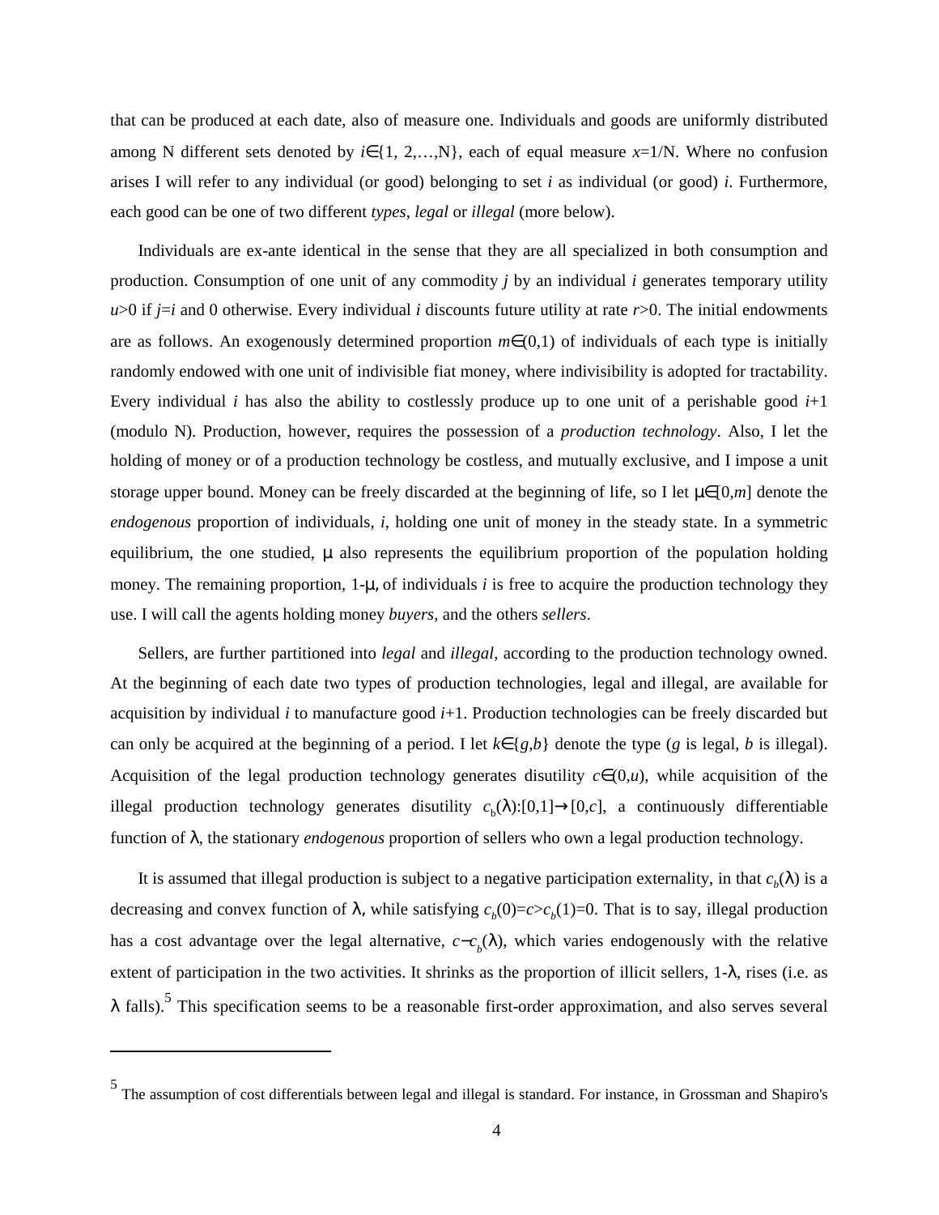that can be produced at each date, also of measure one. Individuals and goods are uniformly distributed among N different sets denoted by $i\in\{1, 2,\ldots,N\}$, each of equal measure $x=1/N$. Where no confusion arises I will refer to any individual (or good) belonging to set $i$ as individual (or good) $i$. Furthermore, each good can be one of two different *types*, *legal* or *illegal* (more below).

Individuals are ex-ante identical in the sense that they are all specialized in both consumption and production. Consumption of one unit of any commodity $j$ by an individual $i$ generates temporary utility $u>0$ if $j=i$ and 0 otherwise. Every individual $i$ discounts future utility at rate $r>0$. The initial endowments are as follows. An exogenously determined proportion $m\in(0,1)$ of individuals of each type is initially randomly endowed with one unit of indivisible fiat money, where indivisibility is adopted for tractability. Every individual $i$ has also the ability to costlessly produce up to one unit of a perishable good $i+1$ (modulo N). Production, however, requires the possession of a *production technology*. Also, I let the holding of money or of a production technology be costless, and mutually exclusive, and I impose a unit storage upper bound. Money can be freely discarded at the beginning of life, so I let $\mu\in[0,m]$ denote the *endogenous* proportion of individuals, $i$, holding one unit of money in the steady state. In a symmetric equilibrium, the one studied, $\mu$ also represents the equilibrium proportion of the population holding money. The remaining proportion, $1-\mu$, of individuals $i$ is free to acquire the production technology they use. I will call the agents holding money *buyers*, and the others *sellers*.

Sellers, are further partitioned into *legal* and *illegal*, according to the production technology owned. At the beginning of each date two types of production technologies, legal and illegal, are available for acquisition by individual $i$ to manufacture good $i+1$. Production technologies can be freely discarded but can only be acquired at the beginning of a period. I let $k\in\{g,b\}$ denote the type ($g$ is legal, $b$ is illegal). Acquisition of the legal production technology generates disutility $c\in(0,u)$, while acquisition of the illegal production technology generates disutility $c_b(\lambda):[0,1]\rightarrow[0,c]$, a continuously differentiable function of $\lambda$, the stationary *endogenous* proportion of sellers who own a legal production technology.

It is assumed that illegal production is subject to a negative participation externality, in that $c_b(\lambda)$ is a decreasing and convex function of $\lambda$, while satisfying $c_b(0)=c>c_b(1)=0$. That is to say, illegal production has a cost advantage over the legal alternative, $c-c_b(\lambda)$, which varies endogenously with the relative extent of participation in the two activities. It shrinks as the proportion of illicit sellers, $1-\lambda$, rises (i.e. as $\lambda$ falls).[5] This specification seems to be a reasonable first-order approximation, and also serves several

---

[5] The assumption of cost differentials between legal and illegal is standard. For instance, in Grossman and Shapiro's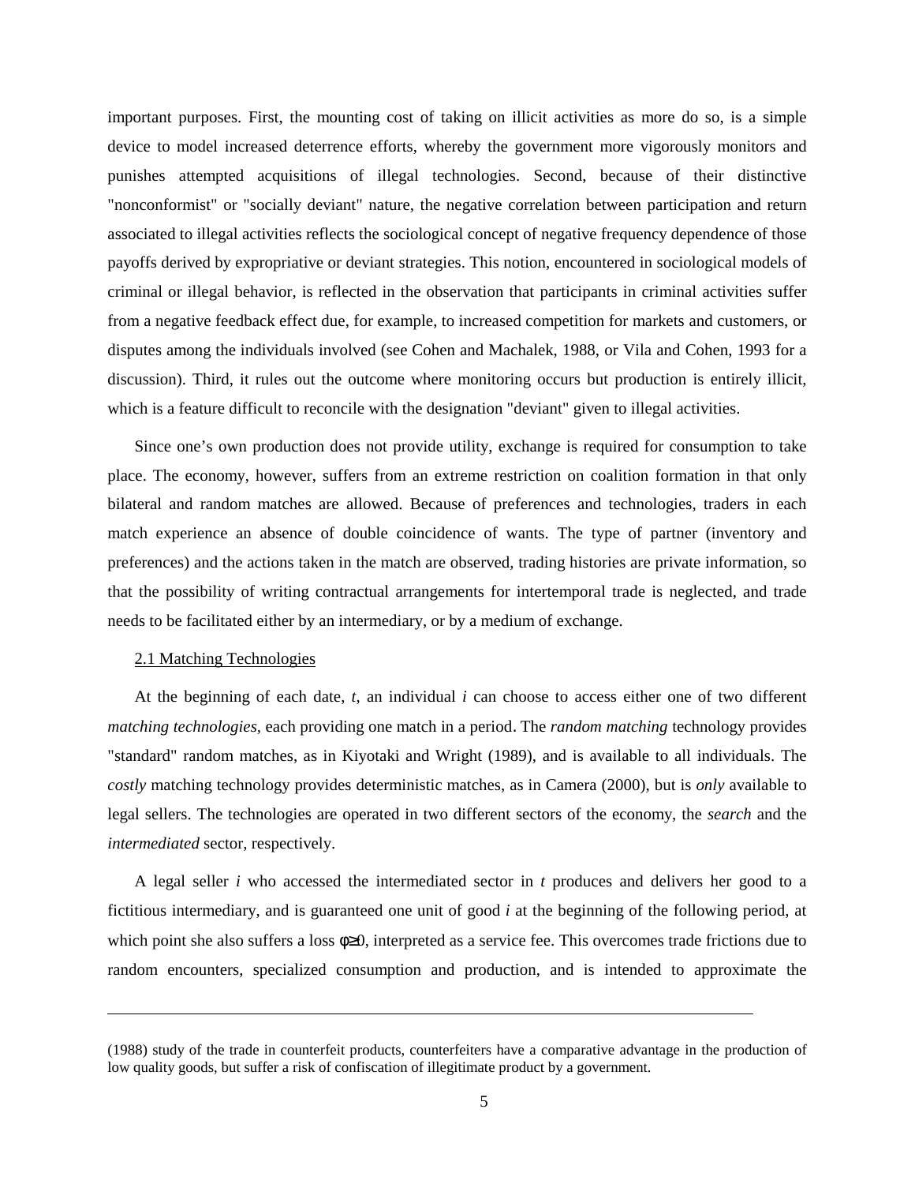important purposes. First, the mounting cost of taking on illicit activities as more do so, is a simple device to model increased deterrence efforts, whereby the government more vigorously monitors and punishes attempted acquisitions of illegal technologies. Second, because of their distinctive "nonconformist" or "socially deviant" nature, the negative correlation between participation and return associated to illegal activities reflects the sociological concept of negative frequency dependence of those payoffs derived by expropriative or deviant strategies. This notion, encountered in sociological models of criminal or illegal behavior, is reflected in the observation that participants in criminal activities suffer from a negative feedback effect due, for example, to increased competition for markets and customers, or disputes among the individuals involved (see Cohen and Machalek, 1988, or Vila and Cohen, 1993 for a discussion). Third, it rules out the outcome where monitoring occurs but production is entirely illicit, which is a feature difficult to reconcile with the designation "deviant" given to illegal activities.

Since one's own production does not provide utility, exchange is required for consumption to take place. The economy, however, suffers from an extreme restriction on coalition formation in that only bilateral and random matches are allowed. Because of preferences and technologies, traders in each match experience an absence of double coincidence of wants. The type of partner (inventory and preferences) and the actions taken in the match are observed, trading histories are private information, so that the possibility of writing contractual arrangements for intertemporal trade is neglected, and trade needs to be facilitated either by an intermediary, or by a medium of exchange.

### 2.1 Matching Technologies

At the beginning of each date, $t$, an individual $i$ can choose to access either one of two different *matching technologies*, each providing one match in a period. The *random matching* technology provides "standard" random matches, as in Kiyotaki and Wright (1989), and is available to all individuals. The *costly* matching technology provides deterministic matches, as in Camera (2000), but is *only* available to legal sellers. The technologies are operated in two different sectors of the economy, the *search* and the *intermediated* sector, respectively.

A legal seller $i$ who accessed the intermediated sector in $t$ produces and delivers her good to a fictitious intermediary, and is guaranteed one unit of good $i$ at the beginning of the following period, at which point she also suffers a loss $\phi \geq 0$, interpreted as a service fee. This overcomes trade frictions due to random encounters, specialized consumption and production, and is intended to approximate the

---

(1988) study of the trade in counterfeit products, counterfeiters have a comparative advantage in the production of low quality goods, but suffer a risk of confiscation of illegitimate product by a government.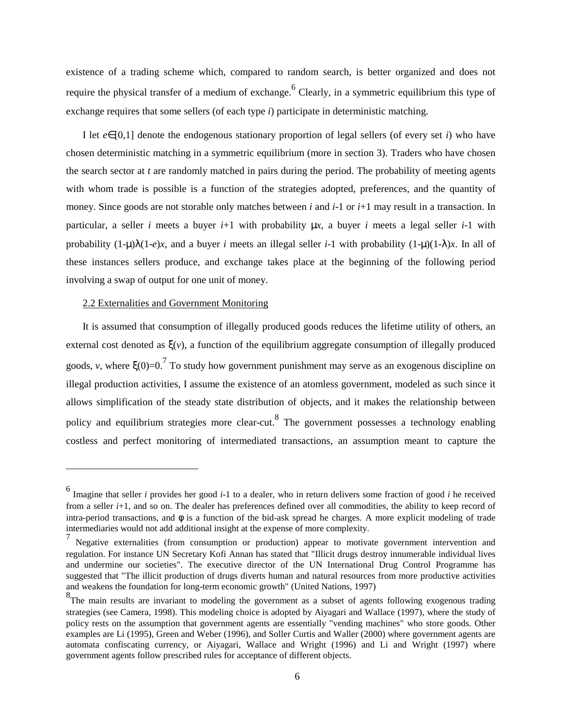existence of a trading scheme which, compared to random search, is better organized and does not require the physical transfer of a medium of exchange.[6] Clearly, in a symmetric equilibrium this type of exchange requires that some sellers (of each type $i$) participate in deterministic matching.

I let $e \in [0,1]$ denote the endogenous stationary proportion of legal sellers (of every set $i$) who have chosen deterministic matching in a symmetric equilibrium (more in section 3). Traders who have chosen the search sector at $t$ are randomly matched in pairs during the period. The probability of meeting agents with whom trade is possible is a function of the strategies adopted, preferences, and the quantity of money. Since goods are not storable only matches between $i$ and $i$-1 or $i$+1 may result in a transaction. In particular, a seller $i$ meets a buyer $i$+1 with probability $\mu x$, a buyer $i$ meets a legal seller $i$-1 with probability $(1-\mu)\lambda(1-e)x$, and a buyer $i$ meets an illegal seller $i$-1 with probability $(1-\mu)(1-\lambda)x$. In all of these instances sellers produce, and exchange takes place at the beginning of the following period involving a swap of output for one unit of money.

## 2.2 Externalities and Government Monitoring

It is assumed that consumption of illegally produced goods reduces the lifetime utility of others, an external cost denoted as $\xi(v)$, a function of the equilibrium aggregate consumption of illegally produced goods, $v$, where $\xi(0)=0$.[7] To study how government punishment may serve as an exogenous discipline on illegal production activities, I assume the existence of an atomless government, modeled as such since it allows simplification of the steady state distribution of objects, and it makes the relationship between policy and equilibrium strategies more clear-cut.[8] The government possesses a technology enabling costless and perfect monitoring of intermediated transactions, an assumption meant to capture the

---

[6] Imagine that seller $i$ provides her good $i$-1 to a dealer, who in return delivers some fraction of good $i$ he received from a seller $i$+1, and so on. The dealer has preferences defined over all commodities, the ability to keep record of intra-period transactions, and $\phi$ is a function of the bid-ask spread he charges. A more explicit modeling of trade intermediaries would not add additional insight at the expense of more complexity.

[7] Negative externalities (from consumption or production) appear to motivate government intervention and regulation. For instance UN Secretary Kofi Annan has stated that "Illicit drugs destroy innumerable individual lives and undermine our societies". The executive director of the UN International Drug Control Programme has suggested that "The illicit production of drugs diverts human and natural resources from more productive activities and weakens the foundation for long-term economic growth" (United Nations, 1997)

[8] The main results are invariant to modeling the government as a subset of agents following exogenous trading strategies (see Camera, 1998). This modeling choice is adopted by Aiyagari and Wallace (1997), where the study of policy rests on the assumption that government agents are essentially "vending machines" who store goods. Other examples are Li (1995), Green and Weber (1996), and Soller Curtis and Waller (2000) where government agents are automata confiscating currency, or Aiyagari, Wallace and Wright (1996) and Li and Wright (1997) where government agents follow prescribed rules for acceptance of different objects.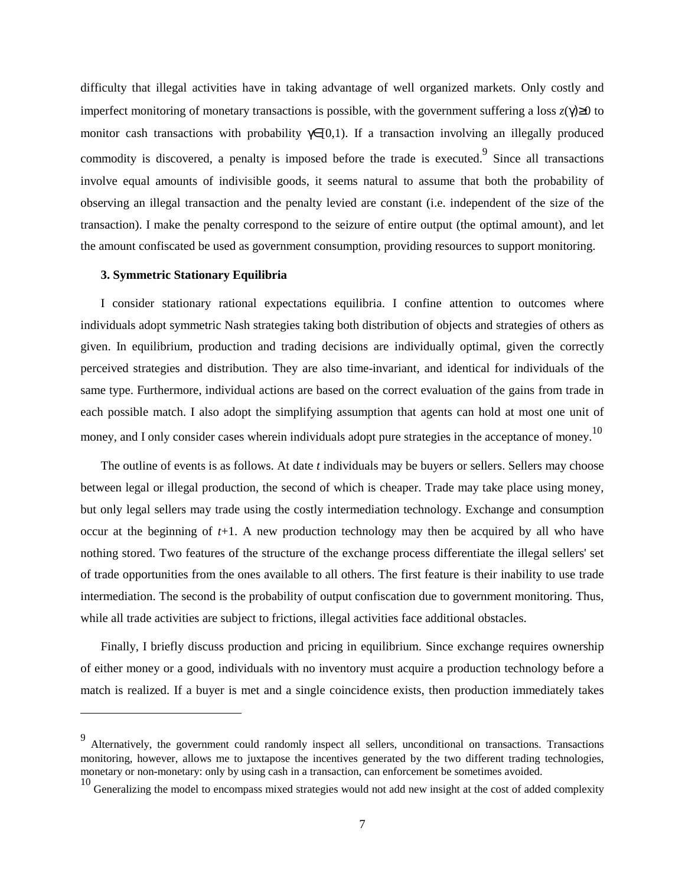difficulty that illegal activities have in taking advantage of well organized markets. Only costly and imperfect monitoring of monetary transactions is possible, with the government suffering a loss $z(\gamma)\geq 0$ to monitor cash transactions with probability $\gamma\in[0,1)$. If a transaction involving an illegally produced commodity is discovered, a penalty is imposed before the trade is executed.[9] Since all transactions involve equal amounts of indivisible goods, it seems natural to assume that both the probability of observing an illegal transaction and the penalty levied are constant (i.e. independent of the size of the transaction). I make the penalty correspond to the seizure of entire output (the optimal amount), and let the amount confiscated be used as government consumption, providing resources to support monitoring.

### 3. Symmetric Stationary Equilibria

I consider stationary rational expectations equilibria. I confine attention to outcomes where individuals adopt symmetric Nash strategies taking both distribution of objects and strategies of others as given. In equilibrium, production and trading decisions are individually optimal, given the correctly perceived strategies and distribution. They are also time-invariant, and identical for individuals of the same type. Furthermore, individual actions are based on the correct evaluation of the gains from trade in each possible match. I also adopt the simplifying assumption that agents can hold at most one unit of money, and I only consider cases wherein individuals adopt pure strategies in the acceptance of money.[10]

The outline of events is as follows. At date *t* individuals may be buyers or sellers. Sellers may choose between legal or illegal production, the second of which is cheaper. Trade may take place using money, but only legal sellers may trade using the costly intermediation technology. Exchange and consumption occur at the beginning of *t*+1. A new production technology may then be acquired by all who have nothing stored. Two features of the structure of the exchange process differentiate the illegal sellers' set of trade opportunities from the ones available to all others. The first feature is their inability to use trade intermediation. The second is the probability of output confiscation due to government monitoring. Thus, while all trade activities are subject to frictions, illegal activities face additional obstacles.

Finally, I briefly discuss production and pricing in equilibrium. Since exchange requires ownership of either money or a good, individuals with no inventory must acquire a production technology before a match is realized. If a buyer is met and a single coincidence exists, then production immediately takes

---

[9] Alternatively, the government could randomly inspect all sellers, unconditional on transactions. Transactions monitoring, however, allows me to juxtapose the incentives generated by the two different trading technologies, monetary or non-monetary: only by using cash in a transaction, can enforcement be sometimes avoided.

[10] Generalizing the model to encompass mixed strategies would not add new insight at the cost of added complexity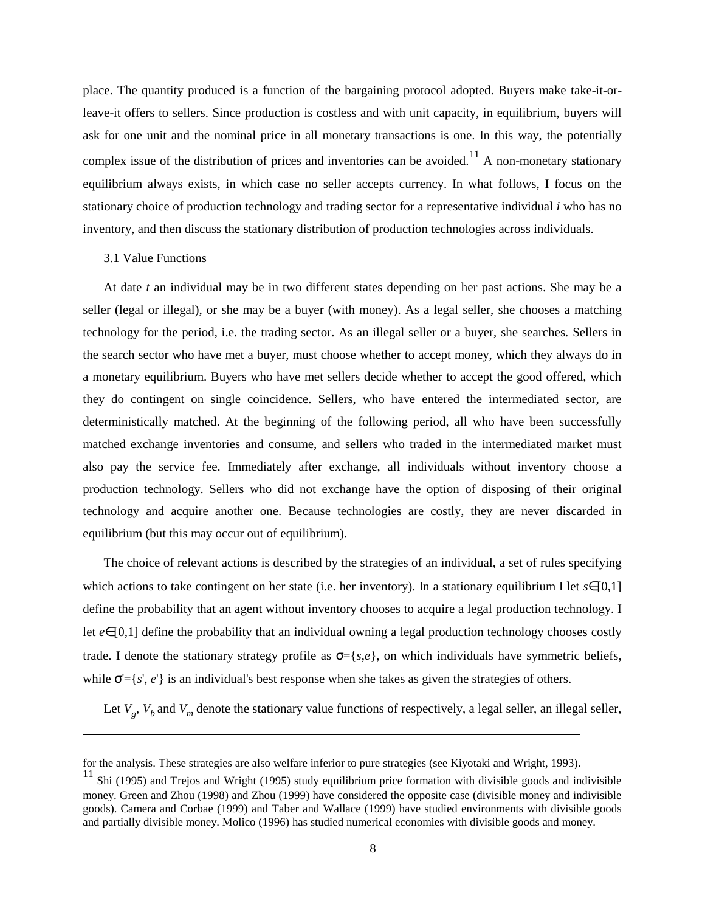place. The quantity produced is a function of the bargaining protocol adopted. Buyers make take-it-or-leave-it offers to sellers. Since production is costless and with unit capacity, in equilibrium, buyers will ask for one unit and the nominal price in all monetary transactions is one. In this way, the potentially complex issue of the distribution of prices and inventories can be avoided.[11] A non-monetary stationary equilibrium always exists, in which case no seller accepts currency. In what follows, I focus on the stationary choice of production technology and trading sector for a representative individual *i* who has no inventory, and then discuss the stationary distribution of production technologies across individuals.

### 3.1 Value Functions

At date *t* an individual may be in two different states depending on her past actions. She may be a seller (legal or illegal), or she may be a buyer (with money). As a legal seller, she chooses a matching technology for the period, i.e. the trading sector. As an illegal seller or a buyer, she searches. Sellers in the search sector who have met a buyer, must choose whether to accept money, which they always do in a monetary equilibrium. Buyers who have met sellers decide whether to accept the good offered, which they do contingent on single coincidence. Sellers, who have entered the intermediated sector, are deterministically matched. At the beginning of the following period, all who have been successfully matched exchange inventories and consume, and sellers who traded in the intermediated market must also pay the service fee. Immediately after exchange, all individuals without inventory choose a production technology. Sellers who did not exchange have the option of disposing of their original technology and acquire another one. Because technologies are costly, they are never discarded in equilibrium (but this may occur out of equilibrium).

The choice of relevant actions is described by the strategies of an individual, a set of rules specifying which actions to take contingent on her state (i.e. her inventory). In a stationary equilibrium I let $s \in [0,1]$ define the probability that an agent without inventory chooses to acquire a legal production technology. I let $e \in [0,1]$ define the probability that an individual owning a legal production technology chooses costly trade. I denote the stationary strategy profile as $\sigma = \{s, e\}$, on which individuals have symmetric beliefs, while $\sigma' = \{s', e'\}$ is an individual's best response when she takes as given the strategies of others.

Let $V_g$, $V_b$ and $V_m$ denote the stationary value functions of respectively, a legal seller, an illegal seller,

---

for the analysis. These strategies are also welfare inferior to pure strategies (see Kiyotaki and Wright, 1993).

[11] Shi (1995) and Trejos and Wright (1995) study equilibrium price formation with divisible goods and indivisible money. Green and Zhou (1998) and Zhou (1999) have considered the opposite case (divisible money and indivisible goods). Camera and Corbae (1999) and Taber and Wallace (1999) have studied environments with divisible goods and partially divisible money. Molico (1996) has studied numerical economies with divisible goods and money.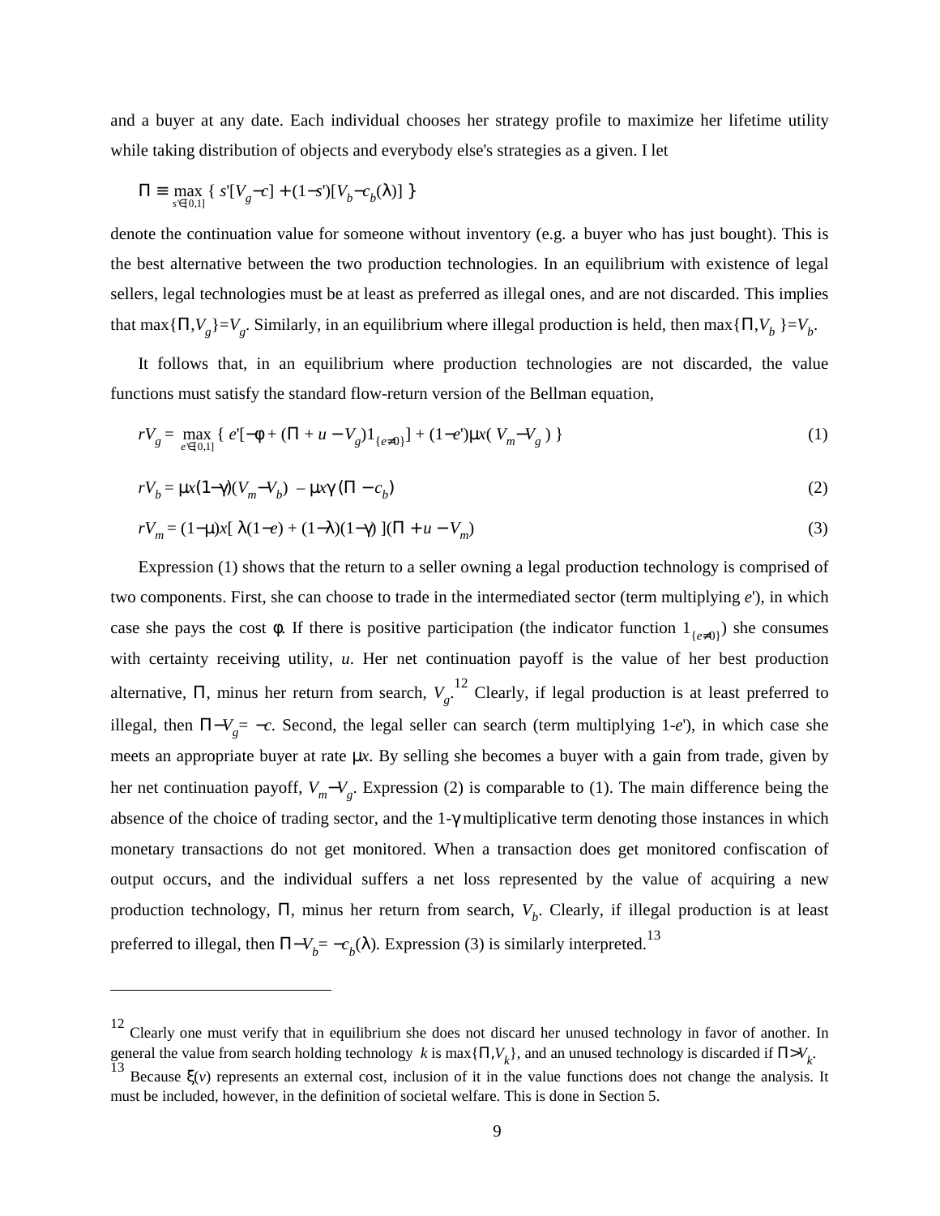and a buyer at any date. Each individual chooses her strategy profile to maximize her lifetime utility while taking distribution of objects and everybody else's strategies as a given. I let

$$\Pi \equiv \max_{s' \in [0,1]} \{ s'[V_g - c] + (1-s')[V_b - c_b(\lambda)] \}$$

denote the continuation value for someone without inventory (e.g. a buyer who has just bought). This is the best alternative between the two production technologies. In an equilibrium with existence of legal sellers, legal technologies must be at least as preferred as illegal ones, and are not discarded. This implies that $\max\{\Pi, V_g\} = V_g$. Similarly, in an equilibrium where illegal production is held, then $\max\{\Pi, V_b\} = V_b$.

It follows that, in an equilibrium where production technologies are not discarded, the value functions must satisfy the standard flow-return version of the Bellman equation,

$$rV_g = \max_{e' \in [0,1]} \{ e'[-\phi + (\Pi + u - V_g)1_{\{e \neq 0\}}] + (1-e')\mu x(V_m - V_g) \} \tag{1}$$

$$rV_b = \mu x(1-\gamma)(V_m - V_b) - \mu x\gamma(\Pi - c_b) \tag{2}$$

$$rV_m = (1-\mu)x[\lambda(1-e) + (1-\lambda)(1-\gamma)](\Pi + u - V_m) \tag{3}$$

Expression (1) shows that the return to a seller owning a legal production technology is comprised of two components. First, she can choose to trade in the intermediated sector (term multiplying $e'$), in which case she pays the cost $\phi$. If there is positive participation (the indicator function $1_{\{e \neq 0\}}$) she consumes with certainty receiving utility, $u$. Her net continuation payoff is the value of her best production alternative, $\Pi$, minus her return from search, $V_g$.[12] Clearly, if legal production is at least preferred to illegal, then $\Pi - V_g = -c$. Second, the legal seller can search (term multiplying $1-e'$), in which case she meets an appropriate buyer at rate $\mu x$. By selling she becomes a buyer with a gain from trade, given by her net continuation payoff, $V_m - V_g$. Expression (2) is comparable to (1). The main difference being the absence of the choice of trading sector, and the $1-\gamma$ multiplicative term denoting those instances in which monetary transactions do not get monitored. When a transaction does get monitored confiscation of output occurs, and the individual suffers a net loss represented by the value of acquiring a new production technology, $\Pi$, minus her return from search, $V_b$. Clearly, if illegal production is at least preferred to illegal, then $\Pi - V_b = -c_b(\lambda)$. Expression (3) is similarly interpreted.[13]

---

[12] Clearly one must verify that in equilibrium she does not discard her unused technology in favor of another. In general the value from search holding technology $k$ is $\max\{\Pi, V_k\}$, and an unused technology is discarded if $\Pi > V_k$.

[13] Because $\xi(v)$ represents an external cost, inclusion of it in the value functions does not change the analysis. It must be included, however, in the definition of societal welfare. This is done in Section 5.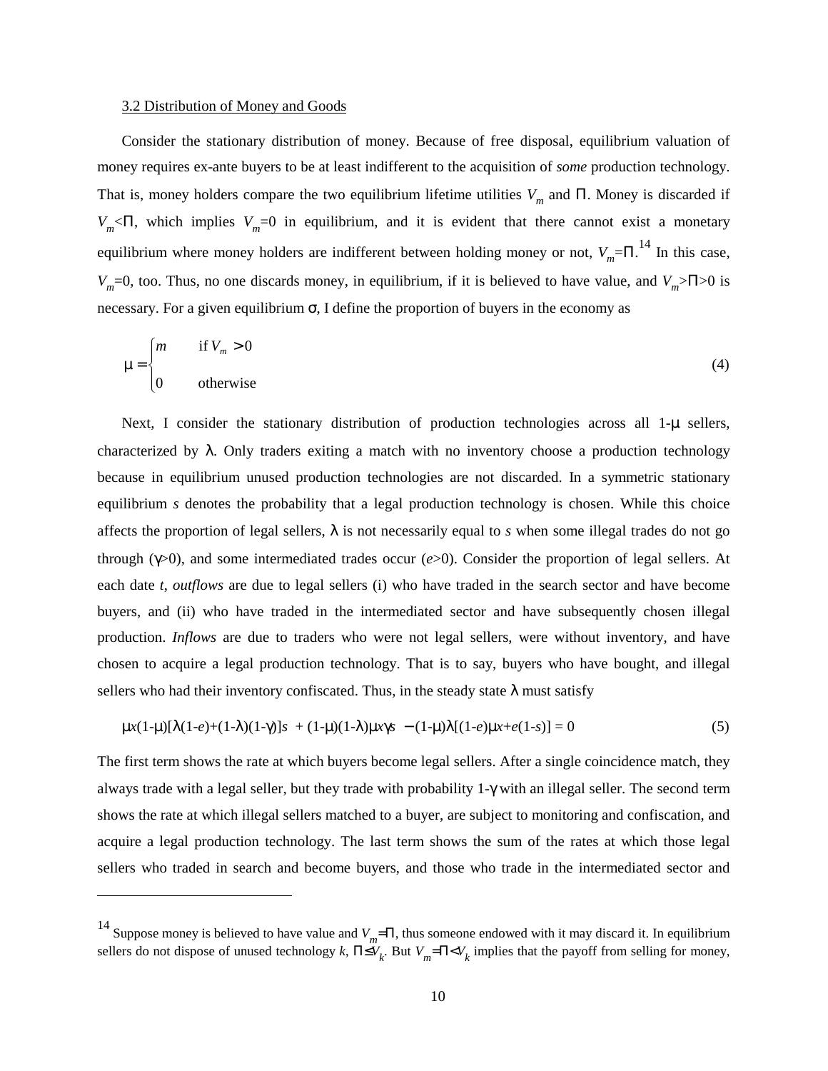### 3.2 Distribution of Money and Goods

Consider the stationary distribution of money. Because of free disposal, equilibrium valuation of money requires ex-ante buyers to be at least indifferent to the acquisition of *some* production technology. That is, money holders compare the two equilibrium lifetime utilities $V_m$ and $\Pi$. Money is discarded if $V_m<\Pi$, which implies $V_m=0$ in equilibrium, and it is evident that there cannot exist a monetary equilibrium where money holders are indifferent between holding money or not, $V_m=\Pi$.[14] In this case, $V_m=0$, too. Thus, no one discards money, in equilibrium, if it is believed to have value, and $V_m>\Pi>0$ is necessary. For a given equilibrium $\sigma$, I define the proportion of buyers in the economy as

$$\mu = \begin{cases} m & \text{if } V_m > 0 \\ 0 & \text{otherwise} \end{cases} \tag{4}$$

Next, I consider the stationary distribution of production technologies across all $1-\mu$ sellers, characterized by $\lambda$. Only traders exiting a match with no inventory choose a production technology because in equilibrium unused production technologies are not discarded. In a symmetric stationary equilibrium $s$ denotes the probability that a legal production technology is chosen. While this choice affects the proportion of legal sellers, $\lambda$ is not necessarily equal to $s$ when some illegal trades do not go through ($\gamma>0$), and some intermediated trades occur ($e>0$). Consider the proportion of legal sellers. At each date $t$, *outflows* are due to legal sellers (i) who have traded in the search sector and have become buyers, and (ii) who have traded in the intermediated sector and have subsequently chosen illegal production. *Inflows* are due to traders who were not legal sellers, were without inventory, and have chosen to acquire a legal production technology. That is to say, buyers who have bought, and illegal sellers who had their inventory confiscated. Thus, in the steady state $\lambda$ must satisfy

$$\mu x(1-\mu)[\lambda(1-e)+(1-\lambda)(1-\gamma)]s + (1-\mu)(1-\lambda)\mu x\gamma s - (1-\mu)\lambda[(1-e)\mu x+e(1-s)] = 0 \tag{5}$$

The first term shows the rate at which buyers become legal sellers. After a single coincidence match, they always trade with a legal seller, but they trade with probability $1-\gamma$ with an illegal seller. The second term shows the rate at which illegal sellers matched to a buyer, are subject to monitoring and confiscation, and acquire a legal production technology. The last term shows the sum of the rates at which those legal sellers who traded in search and become buyers, and those who trade in the intermediated sector and

---

[14] Suppose money is believed to have value and $V_m=\Pi$, thus someone endowed with it may discard it. In equilibrium sellers do not dispose of unused technology $k$, $\Pi\leq V_k$. But $V_m=\Pi<V_k$ implies that the payoff from selling for money,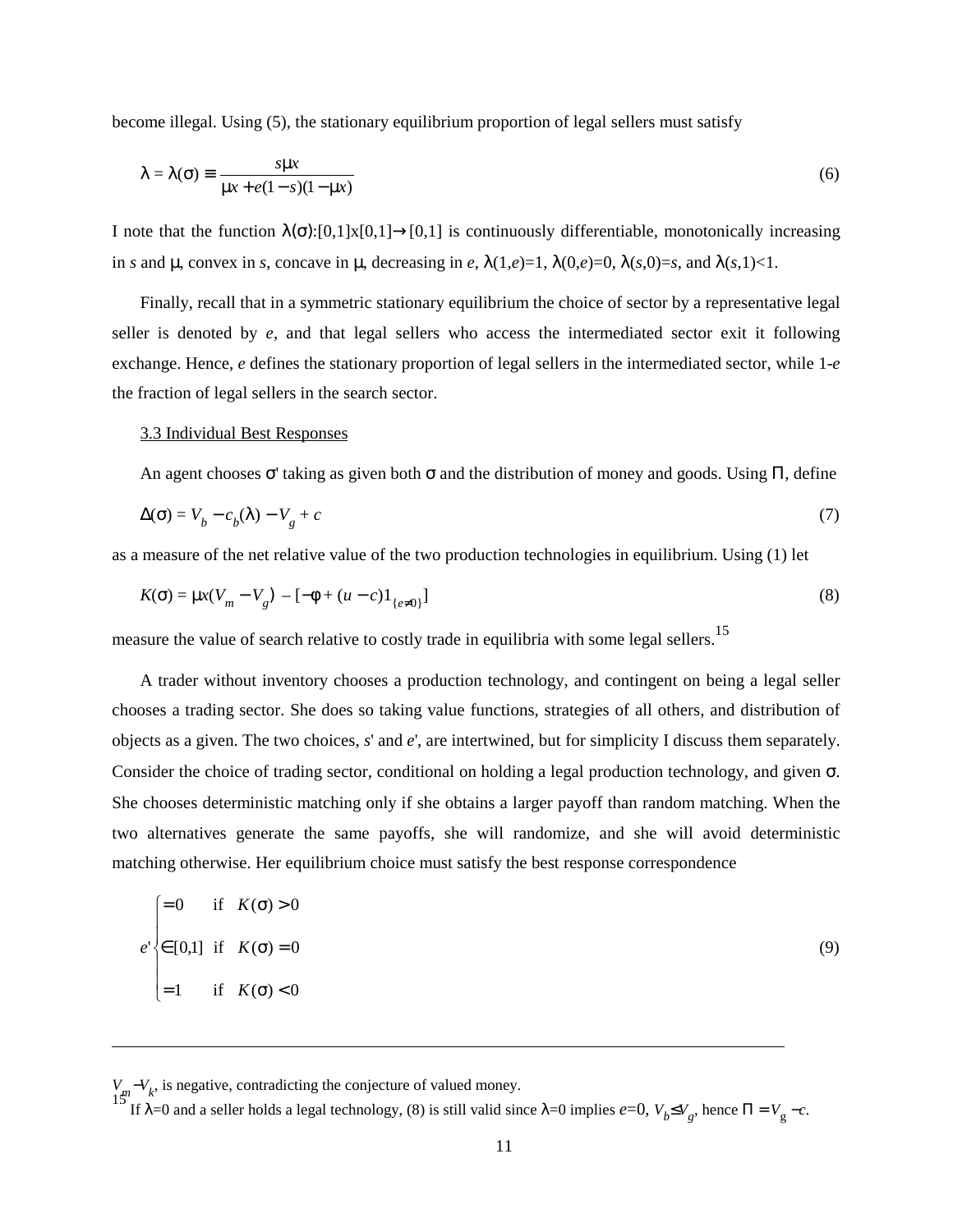become illegal. Using (5), the stationary equilibrium proportion of legal sellers must satisfy

$$\lambda = \lambda(\sigma) \equiv \frac{s\mu x}{\mu x + e(1-s)(1-\mu x)} \tag{6}$$

I note that the function $\lambda(\sigma)$:[0,1]x[0,1]→[0,1] is continuously differentiable, monotonically increasing in $s$ and $\mu$, convex in $s$, concave in $\mu$, decreasing in $e$, $\lambda(1,e)=1$, $\lambda(0,e)=0$, $\lambda(s,0)=s$, and $\lambda(s,1)<1$.

Finally, recall that in a symmetric stationary equilibrium the choice of sector by a representative legal seller is denoted by $e$, and that legal sellers who access the intermediated sector exit it following exchange. Hence, $e$ defines the stationary proportion of legal sellers in the intermediated sector, while 1-$e$ the fraction of legal sellers in the search sector.

3.3 Individual Best Responses

An agent chooses $\sigma'$ taking as given both $\sigma$ and the distribution of money and goods. Using $\Pi$, define

$$\Delta(\sigma) = V_b - c_b(\lambda) - V_g + c \tag{7}$$

as a measure of the net relative value of the two production technologies in equilibrium. Using (1) let

$$K(\sigma) = \mu x(V_m - V_g) - [-\phi + (u-c)1_{\{e\neq 0\}}] \tag{8}$$

measure the value of search relative to costly trade in equilibria with some legal sellers.[15]

A trader without inventory chooses a production technology, and contingent on being a legal seller chooses a trading sector. She does so taking value functions, strategies of all others, and distribution of objects as a given. The two choices, $s'$ and $e'$, are intertwined, but for simplicity I discuss them separately. Consider the choice of trading sector, conditional on holding a legal production technology, and given $\sigma$. She chooses deterministic matching only if she obtains a larger payoff than random matching. When the two alternatives generate the same payoffs, she will randomize, and she will avoid deterministic matching otherwise. Her equilibrium choice must satisfy the best response correspondence

$$e' \begin{cases} =0 & \text{if} \quad K(\sigma) > 0 \\ \in [0,1] & \text{if} \quad K(\sigma) = 0 \\ =1 & \text{if} \quad K(\sigma) < 0 \end{cases} \tag{9}$$

---

$V_m - V_k$, is negative, contradicting the conjecture of valued money.

[15] If $\lambda=0$ and a seller holds a legal technology, (8) is still valid since $\lambda=0$ implies $e=0$, $V_b \leq V_g$, hence $\Pi = V_g - c$.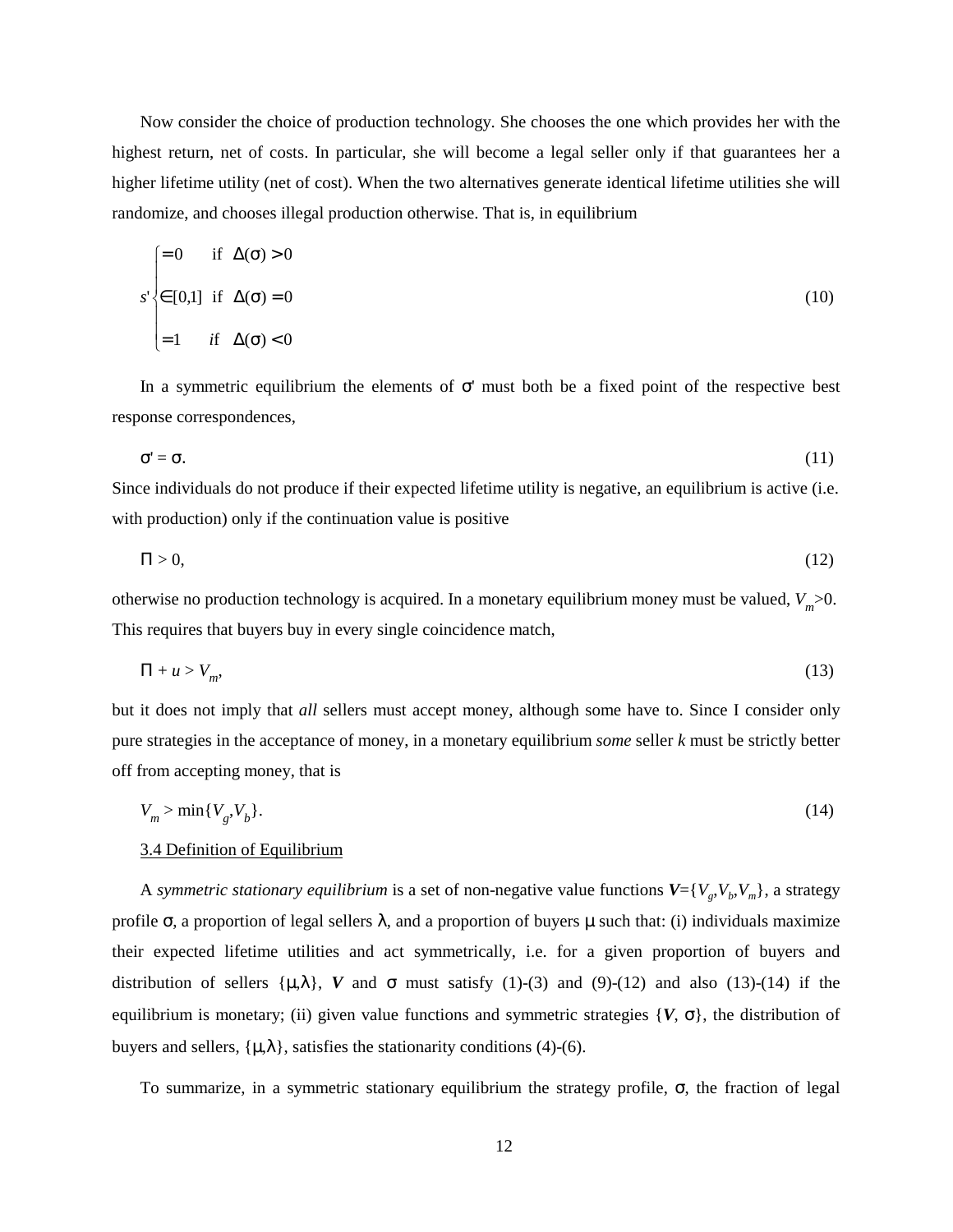Now consider the choice of production technology. She chooses the one which provides her with the highest return, net of costs. In particular, she will become a legal seller only if that guarantees her a higher lifetime utility (net of cost). When the two alternatives generate identical lifetime utilities she will randomize, and chooses illegal production otherwise. That is, in equilibrium

$$
s' \begin{cases} = 0 & \text{if } \Delta(\sigma) > 0 \\ \in [0,1] & \text{if } \Delta(\sigma) = 0 \\ = 1 & \text{if } \Delta(\sigma) < 0 \end{cases} \tag{10}
$$

In a symmetric equilibrium the elements of $\sigma'$ must both be a fixed point of the respective best response correspondences,

$$
\sigma' = \sigma. \tag{11}
$$

Since individuals do not produce if their expected lifetime utility is negative, an equilibrium is active (i.e. with production) only if the continuation value is positive

$$
\Pi > 0, \tag{12}
$$

otherwise no production technology is acquired. In a monetary equilibrium money must be valued, $V_m > 0$. This requires that buyers buy in every single coincidence match,

$$
\Pi + u > V_m, \tag{13}
$$

but it does not imply that *all* sellers must accept money, although some have to. Since I consider only pure strategies in the acceptance of money, in a monetary equilibrium *some* seller $k$ must be strictly better off from accepting money, that is

$$
V_m > \min\{V_g, V_b\}. \tag{14}
$$

3.4 Definition of Equilibrium

A *symmetric stationary equilibrium* is a set of non-negative value functions $\boldsymbol{V}=\{V_g, V_b, V_m\}$, a strategy profile $\sigma$, a proportion of legal sellers $\lambda$, and a proportion of buyers $\mu$ such that: (i) individuals maximize their expected lifetime utilities and act symmetrically, i.e. for a given proportion of buyers and distribution of sellers $\{\mu, \lambda\}$, $\boldsymbol{V}$ and $\sigma$ must satisfy (1)-(3) and (9)-(12) and also (13)-(14) if the equilibrium is monetary; (ii) given value functions and symmetric strategies $\{\boldsymbol{V}, \sigma\}$, the distribution of buyers and sellers, $\{\mu, \lambda\}$, satisfies the stationarity conditions (4)-(6).

To summarize, in a symmetric stationary equilibrium the strategy profile, $\sigma$, the fraction of legal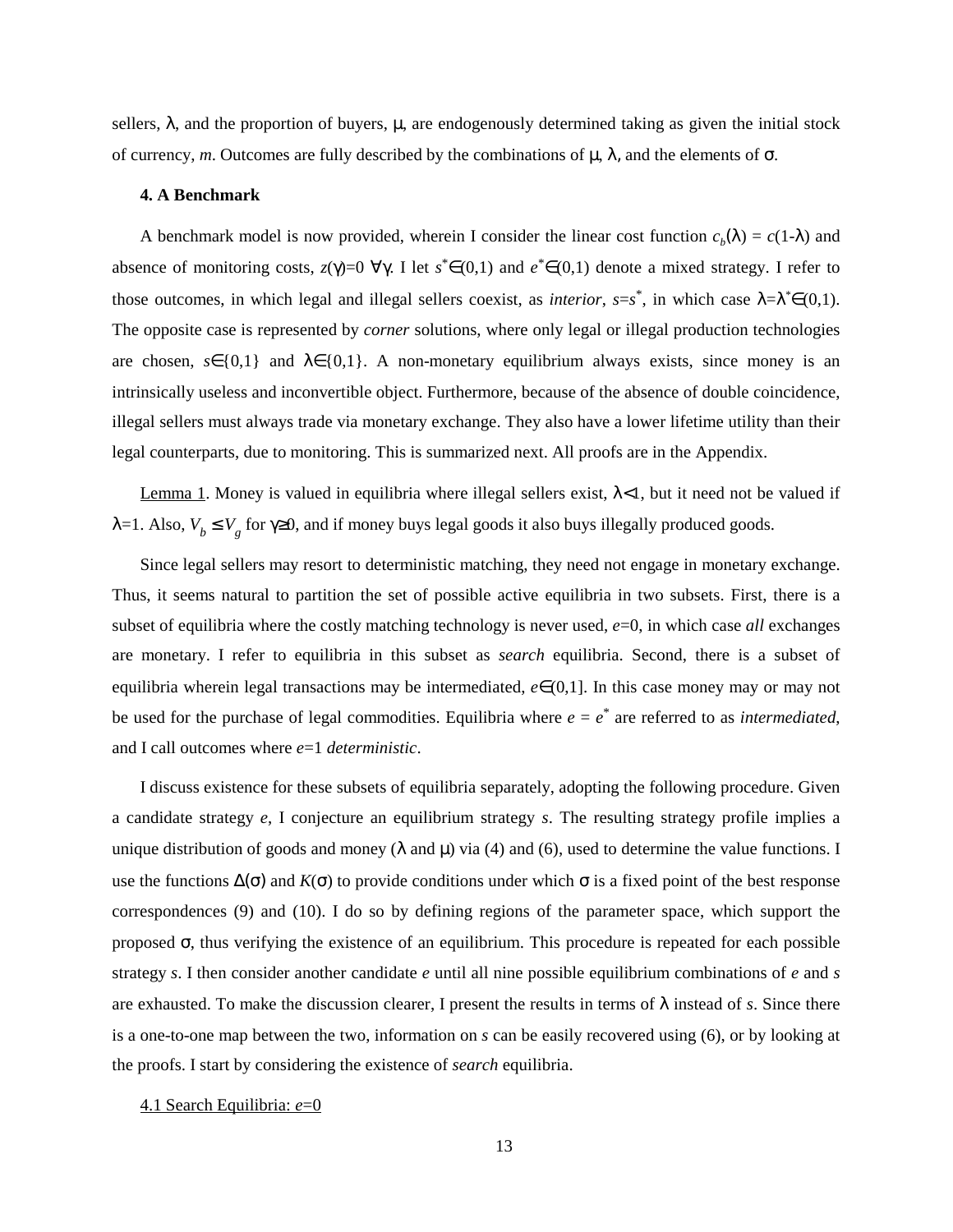sellers, $\lambda$, and the proportion of buyers, $\mu$, are endogenously determined taking as given the initial stock of currency, $m$. Outcomes are fully described by the combinations of $\mu$, $\lambda$, and the elements of $\sigma$.

## 4. A Benchmark

A benchmark model is now provided, wherein I consider the linear cost function $c_b(\lambda) = c(1-\lambda)$ and absence of monitoring costs, $z(\gamma)=0$ $\forall\gamma$. I let $s^*\in(0,1)$ and $e^*\in(0,1)$ denote a mixed strategy. I refer to those outcomes, in which legal and illegal sellers coexist, as *interior*, $s=s^*$, in which case $\lambda=\lambda^*\in(0,1)$. The opposite case is represented by *corner* solutions, where only legal or illegal production technologies are chosen, $s\in\{0,1\}$ and $\lambda\in\{0,1\}$. A non-monetary equilibrium always exists, since money is an intrinsically useless and inconvertible object. Furthermore, because of the absence of double coincidence, illegal sellers must always trade via monetary exchange. They also have a lower lifetime utility than their legal counterparts, due to monitoring. This is summarized next. All proofs are in the Appendix.

Lemma 1. Money is valued in equilibria where illegal sellers exist, $\lambda<1$, but it need not be valued if $\lambda=1$. Also, $V_b \leq V_g$ for $\gamma\geq 0$, and if money buys legal goods it also buys illegally produced goods.

Since legal sellers may resort to deterministic matching, they need not engage in monetary exchange. Thus, it seems natural to partition the set of possible active equilibria in two subsets. First, there is a subset of equilibria where the costly matching technology is never used, $e=0$, in which case *all* exchanges are monetary. I refer to equilibria in this subset as *search* equilibria. Second, there is a subset of equilibria wherein legal transactions may be intermediated, $e\in(0,1]$. In this case money may or may not be used for the purchase of legal commodities. Equilibria where $e = e^*$ are referred to as *intermediated*, and I call outcomes where $e=1$ *deterministic*.

I discuss existence for these subsets of equilibria separately, adopting the following procedure. Given a candidate strategy $e$, I conjecture an equilibrium strategy $s$. The resulting strategy profile implies a unique distribution of goods and money ($\lambda$ and $\mu$) via (4) and (6), used to determine the value functions. I use the functions $\Delta(\sigma)$ and $K(\sigma)$ to provide conditions under which $\sigma$ is a fixed point of the best response correspondences (9) and (10). I do so by defining regions of the parameter space, which support the proposed $\sigma$, thus verifying the existence of an equilibrium. This procedure is repeated for each possible strategy $s$. I then consider another candidate $e$ until all nine possible equilibrium combinations of $e$ and $s$ are exhausted. To make the discussion clearer, I present the results in terms of $\lambda$ instead of $s$. Since there is a one-to-one map between the two, information on $s$ can be easily recovered using (6), or by looking at the proofs. I start by considering the existence of *search* equilibria.

### 4.1 Search Equilibria: $e=0$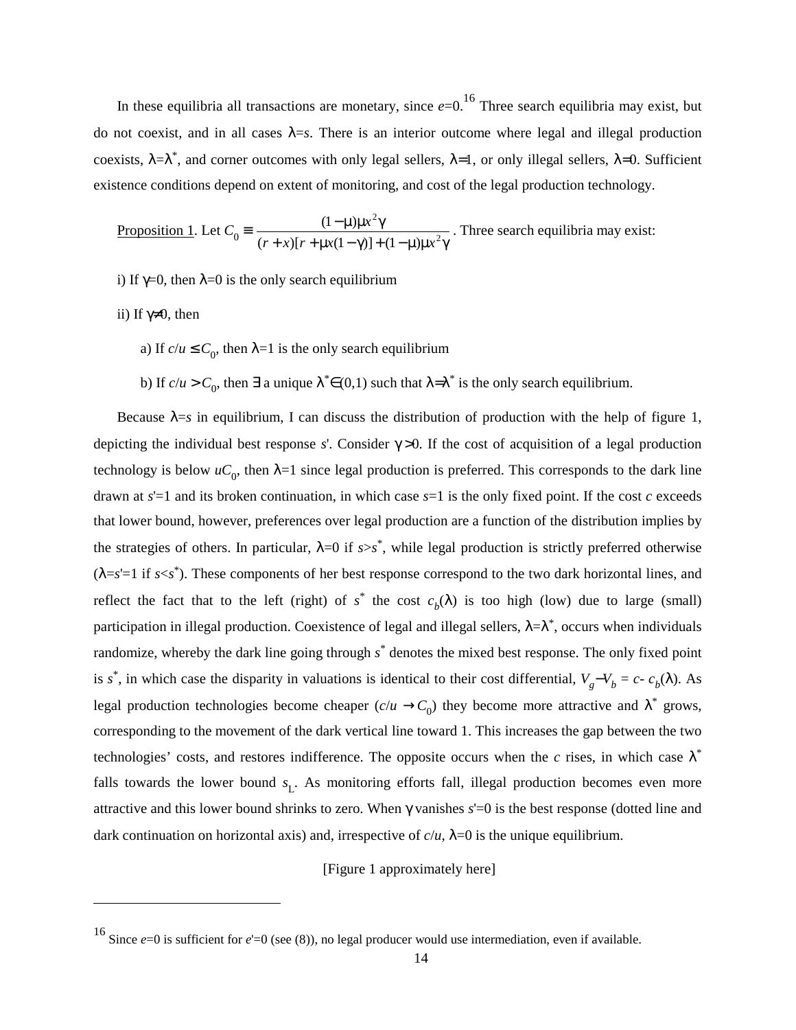In these equilibria all transactions are monetary, since $e$=0.[16] Three search equilibria may exist, but do not coexist, and in all cases $\lambda$=$s$. There is an interior outcome where legal and illegal production coexists, $\lambda=\lambda^*$, and corner outcomes with only legal sellers, $\lambda$=1, or only illegal sellers, $\lambda$=0. Sufficient existence conditions depend on extent of monitoring, and cost of the legal production technology.

Proposition 1. Let $C_0 \equiv \dfrac{(1-\mu)\mu x^2\gamma}{(r+x)[r+\mu x(1-\gamma)]+(1-\mu)\mu x^2\gamma}$. Three search equilibria may exist:

i) If $\gamma$=0, then $\lambda$=0 is the only search equilibrium

ii) If $\gamma\neq 0$, then

a) If $c/u \leq C_0$, then $\lambda$=1 is the only search equilibrium

b) If $c/u > C_0$, then $\exists$ a unique $\lambda^* \in (0,1)$ such that $\lambda=\lambda^*$ is the only search equilibrium.

Because $\lambda$=$s$ in equilibrium, I can discuss the distribution of production with the help of figure 1, depicting the individual best response $s'$. Consider $\gamma>0$. If the cost of acquisition of a legal production technology is below $uC_0$, then $\lambda$=1 since legal production is preferred. This corresponds to the dark line drawn at $s'$=1 and its broken continuation, in which case $s$=1 is the only fixed point. If the cost $c$ exceeds that lower bound, however, preferences over legal production are a function of the distribution implies by the strategies of others. In particular, $\lambda$=0 if $s>s^*$, while legal production is strictly preferred otherwise ($\lambda=s'=1$ if $s<s^*$). These components of her best response correspond to the two dark horizontal lines, and reflect the fact that to the left (right) of $s^*$ the cost $c_b(\lambda)$ is too high (low) due to large (small) participation in illegal production. Coexistence of legal and illegal sellers, $\lambda=\lambda^*$, occurs when individuals randomize, whereby the dark line going through $s^*$ denotes the mixed best response. The only fixed point is $s^*$, in which case the disparity in valuations is identical to their cost differential, $V_g-V_b = c- c_b(\lambda)$. As legal production technologies become cheaper ($c/u \to C_0$) they become more attractive and $\lambda^*$ grows, corresponding to the movement of the dark vertical line toward 1. This increases the gap between the two technologies' costs, and restores indifference. The opposite occurs when the $c$ rises, in which case $\lambda^*$ falls towards the lower bound $s_L$. As monitoring efforts fall, illegal production becomes even more attractive and this lower bound shrinks to zero. When $\gamma$ vanishes $s'$=0 is the best response (dotted line and dark continuation on horizontal axis) and, irrespective of $c/u$, $\lambda$=0 is the unique equilibrium.

[Figure 1 approximately here]

[16] Since $e$=0 is sufficient for $e'$=0 (see (8)), no legal producer would use intermediation, even if available.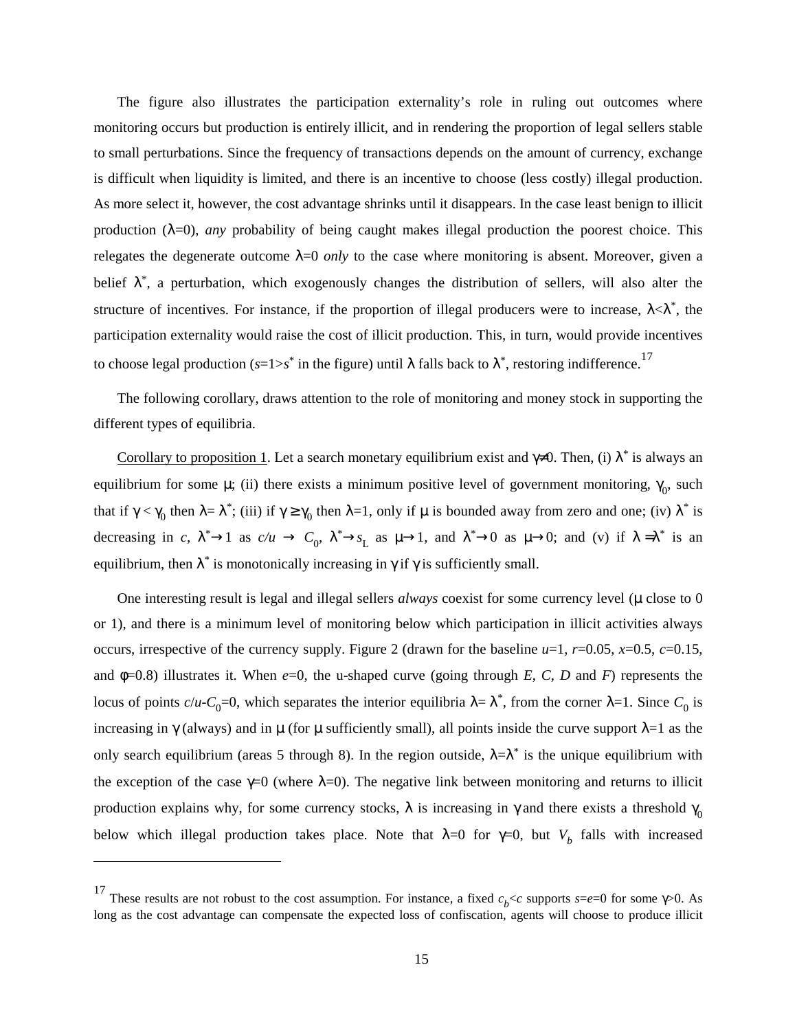The figure also illustrates the participation externality's role in ruling out outcomes where monitoring occurs but production is entirely illicit, and in rendering the proportion of legal sellers stable to small perturbations. Since the frequency of transactions depends on the amount of currency, exchange is difficult when liquidity is limited, and there is an incentive to choose (less costly) illegal production. As more select it, however, the cost advantage shrinks until it disappears. In the case least benign to illicit production ($\lambda$=0), *any* probability of being caught makes illegal production the poorest choice. This relegates the degenerate outcome $\lambda$=0 *only* to the case where monitoring is absent. Moreover, given a belief $\lambda^*$, a perturbation, which exogenously changes the distribution of sellers, will also alter the structure of incentives. For instance, if the proportion of illegal producers were to increase, $\lambda<\lambda^*$, the participation externality would raise the cost of illicit production. This, in turn, would provide incentives to choose legal production ($s=1>s^*$ in the figure) until $\lambda$ falls back to $\lambda^*$, restoring indifference.[17]

The following corollary, draws attention to the role of monitoring and money stock in supporting the different types of equilibria.

Corollary to proposition 1. Let a search monetary equilibrium exist and $\gamma \neq 0$. Then, (i) $\lambda^*$ is always an equilibrium for some $\mu$; (ii) there exists a minimum positive level of government monitoring, $\gamma_0$, such that if $\gamma < \gamma_0$ then $\lambda = \lambda^*$; (iii) if $\gamma \geq \gamma_0$ then $\lambda$=1, only if $\mu$ is bounded away from zero and one; (iv) $\lambda^*$ is decreasing in $c$, $\lambda^* \to 1$ as $c/u \to C_0$, $\lambda^* \to s_L$ as $\mu \to 1$, and $\lambda^* \to 0$ as $\mu \to 0$; and (v) if $\lambda = \lambda^*$ is an equilibrium, then $\lambda^*$ is monotonically increasing in $\gamma$ if $\gamma$ is sufficiently small.

One interesting result is legal and illegal sellers *always* coexist for some currency level ($\mu$ close to 0 or 1), and there is a minimum level of monitoring below which participation in illicit activities always occurs, irrespective of the currency supply. Figure 2 (drawn for the baseline $u$=1, $r$=0.05, $x$=0.5, $c$=0.15, and $\phi$=0.8) illustrates it. When $e$=0, the u-shaped curve (going through *E*, *C*, *D* and *F*) represents the locus of points $c/u$-$C_0$=0, which separates the interior equilibria $\lambda = \lambda^*$, from the corner $\lambda$=1. Since $C_0$ is increasing in $\gamma$ (always) and in $\mu$ (for $\mu$ sufficiently small), all points inside the curve support $\lambda$=1 as the only search equilibrium (areas 5 through 8). In the region outside, $\lambda=\lambda^*$ is the unique equilibrium with the exception of the case $\gamma$=0 (where $\lambda$=0). The negative link between monitoring and returns to illicit production explains why, for some currency stocks, $\lambda$ is increasing in $\gamma$ and there exists a threshold $\gamma_0$ below which illegal production takes place. Note that $\lambda$=0 for $\gamma$=0, but $V_b$ falls with increased

[17] These results are not robust to the cost assumption. For instance, a fixed $c_b<c$ supports $s=e=0$ for some $\gamma>0$. As long as the cost advantage can compensate the expected loss of confiscation, agents will choose to produce illicit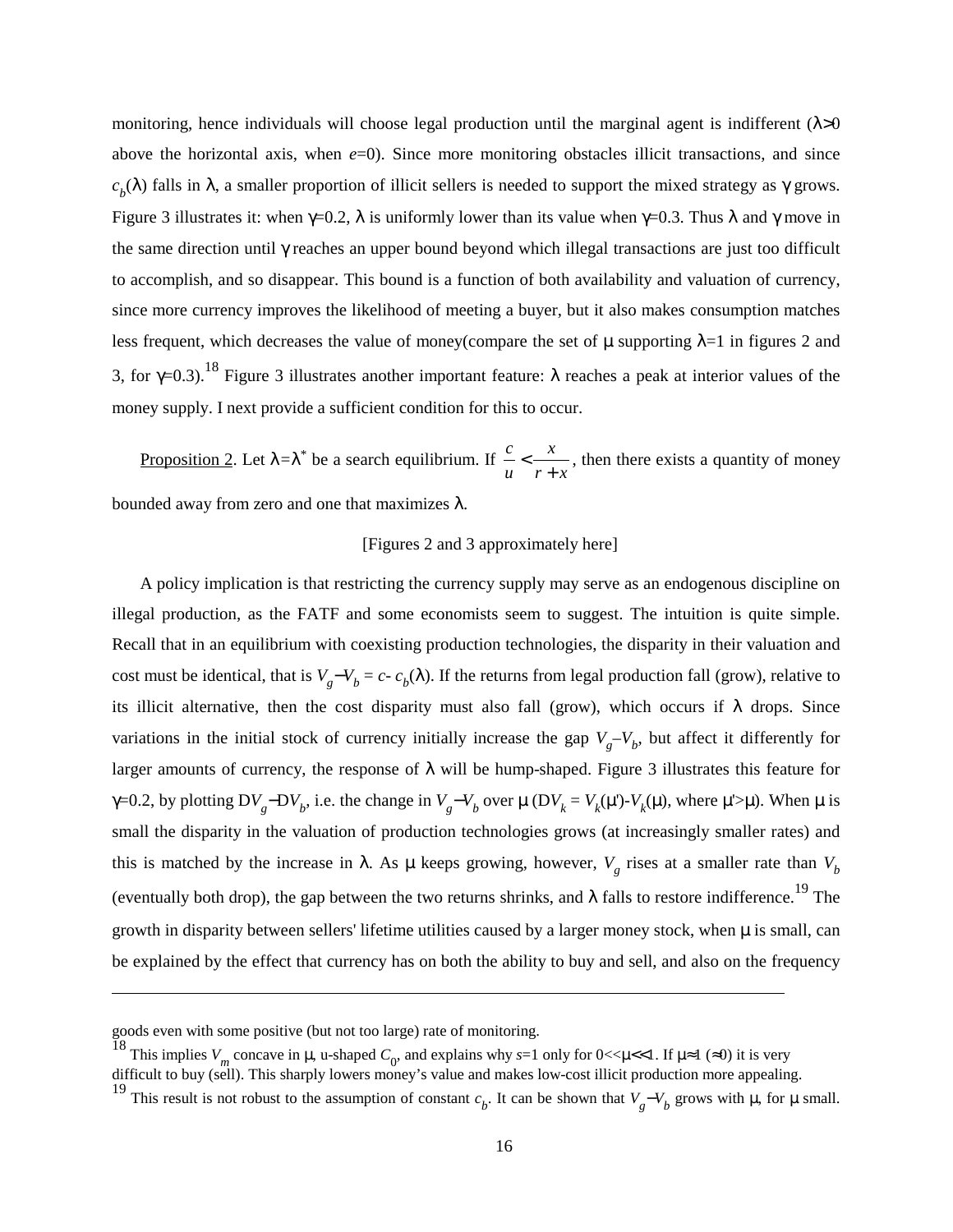monitoring, hence individuals will choose legal production until the marginal agent is indifferent ($\lambda>0$ above the horizontal axis, when $e=0$). Since more monitoring obstacles illicit transactions, and since $c_b(\lambda)$ falls in $\lambda$, a smaller proportion of illicit sellers is needed to support the mixed strategy as $\gamma$ grows. Figure 3 illustrates it: when $\gamma=0.2$, $\lambda$ is uniformly lower than its value when $\gamma=0.3$. Thus $\lambda$ and $\gamma$ move in the same direction until $\gamma$ reaches an upper bound beyond which illegal transactions are just too difficult to accomplish, and so disappear. This bound is a function of both availability and valuation of currency, since more currency improves the likelihood of meeting a buyer, but it also makes consumption matches less frequent, which decreases the value of money(compare the set of $\mu$ supporting $\lambda=1$ in figures 2 and 3, for $\gamma=0.3$).[18] Figure 3 illustrates another important feature: $\lambda$ reaches a peak at interior values of the money supply. I next provide a sufficient condition for this to occur.

Proposition 2. Let $\lambda=\lambda^*$ be a search equilibrium. If $\frac{c}{u} < \frac{x}{r+x}$, then there exists a quantity of money bounded away from zero and one that maximizes $\lambda$.

[Figures 2 and 3 approximately here]

A policy implication is that restricting the currency supply may serve as an endogenous discipline on illegal production, as the FATF and some economists seem to suggest. The intuition is quite simple. Recall that in an equilibrium with coexisting production technologies, the disparity in their valuation and cost must be identical, that is $V_g - V_b = c - c_b(\lambda)$. If the returns from legal production fall (grow), relative to its illicit alternative, then the cost disparity must also fall (grow), which occurs if $\lambda$ drops. Since variations in the initial stock of currency initially increase the gap $V_g - V_b$, but affect it differently for larger amounts of currency, the response of $\lambda$ will be hump-shaped. Figure 3 illustrates this feature for $\gamma=0.2$, by plotting $DV_g - DV_b$, i.e. the change in $V_g - V_b$ over $\mu$ ($DV_k = V_k(\mu')-V_k(\mu)$, where $\mu'>\mu$). When $\mu$ is small the disparity in the valuation of production technologies grows (at increasingly smaller rates) and this is matched by the increase in $\lambda$. As $\mu$ keeps growing, however, $V_g$ rises at a smaller rate than $V_b$ (eventually both drop), the gap between the two returns shrinks, and $\lambda$ falls to restore indifference.[19] The growth in disparity between sellers' lifetime utilities caused by a larger money stock, when $\mu$ is small, can be explained by the effect that currency has on both the ability to buy and sell, and also on the frequency

---

goods even with some positive (but not too large) rate of monitoring.

[18] This implies $V_m$ concave in $\mu$, u-shaped $C_0$, and explains why $s=1$ only for $0<<\mu<<1$. If $\mu\approx 1$ ($\approx 0$) it is very difficult to buy (sell). This sharply lowers money's value and makes low-cost illicit production more appealing.

[19] This result is not robust to the assumption of constant $c_b$. It can be shown that $V_g - V_b$ grows with $\mu$, for $\mu$ small.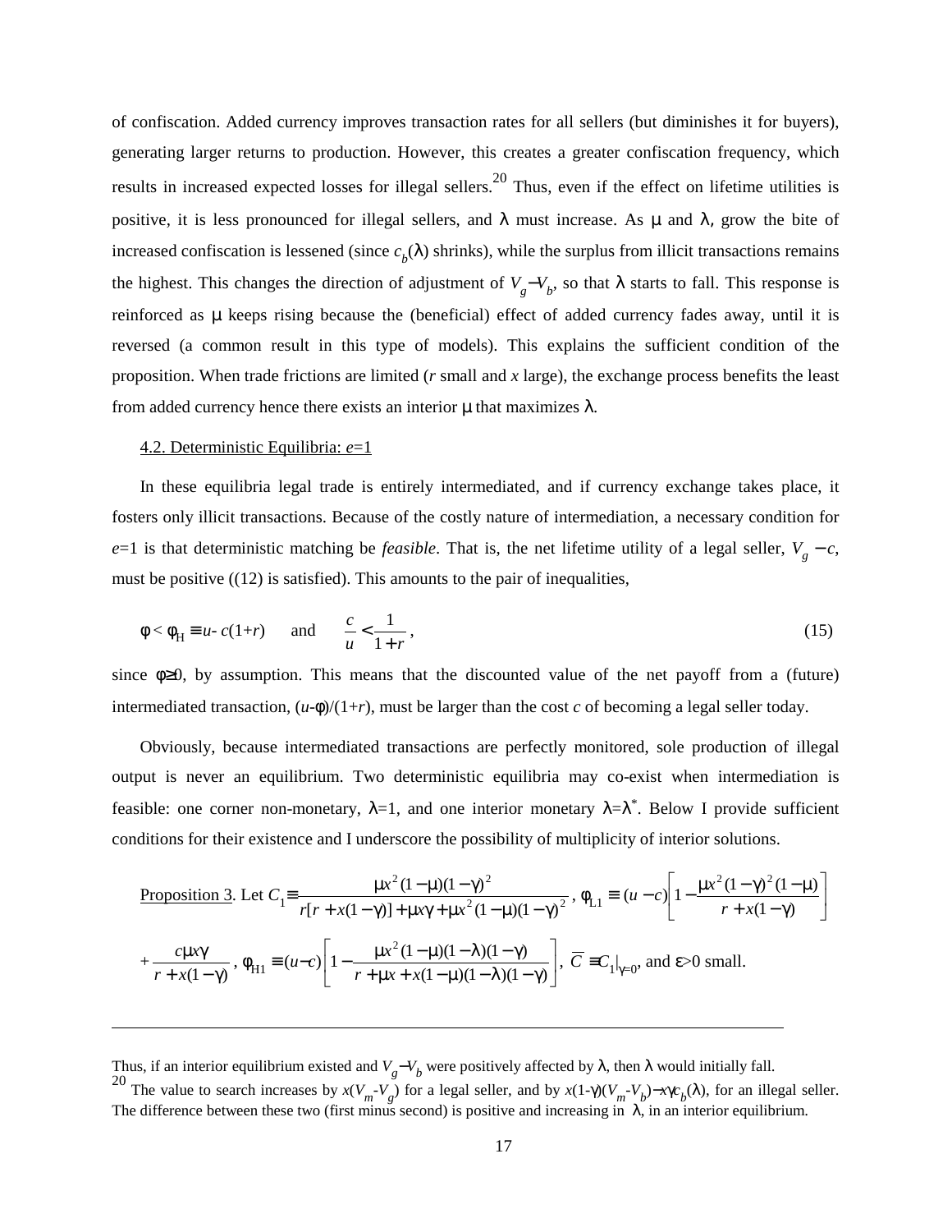of confiscation. Added currency improves transaction rates for all sellers (but diminishes it for buyers), generating larger returns to production. However, this creates a greater confiscation frequency, which results in increased expected losses for illegal sellers.[20] Thus, even if the effect on lifetime utilities is positive, it is less pronounced for illegal sellers, and $\lambda$ must increase. As $\mu$ and $\lambda$, grow the bite of increased confiscation is lessened (since $c_b(\lambda)$ shrinks), while the surplus from illicit transactions remains the highest. This changes the direction of adjustment of $V_g - V_b$, so that $\lambda$ starts to fall. This response is reinforced as $\mu$ keeps rising because the (beneficial) effect of added currency fades away, until it is reversed (a common result in this type of models). This explains the sufficient condition of the proposition. When trade frictions are limited ($r$ small and $x$ large), the exchange process benefits the least from added currency hence there exists an interior $\mu$ that maximizes $\lambda$.

4.2. Deterministic Equilibria: $e$=1

In these equilibria legal trade is entirely intermediated, and if currency exchange takes place, it fosters only illicit transactions. Because of the costly nature of intermediation, a necessary condition for $e$=1 is that deterministic matching be *feasible*. That is, the net lifetime utility of a legal seller, $V_g - c$, must be positive ((12) is satisfied). This amounts to the pair of inequalities,

$$\phi < \phi_H \equiv u - c(1+r) \quad \text{and} \quad \frac{c}{u} < \frac{1}{1+r}, \tag{15}$$

since $\phi \geq 0$, by assumption. This means that the discounted value of the net payoff from a (future) intermediated transaction, $(u-\phi)/(1+r)$, must be larger than the cost $c$ of becoming a legal seller today.

Obviously, because intermediated transactions are perfectly monitored, sole production of illegal output is never an equilibrium. Two deterministic equilibria may co-exist when intermediation is feasible: one corner non-monetary, $\lambda$=1, and one interior monetary $\lambda$=$\lambda^*$. Below I provide sufficient conditions for their existence and I underscore the possibility of multiplicity of interior solutions.

Proposition 3. Let $C_1 \equiv \dfrac{\mu x^2(1-\mu)(1-\gamma)^2}{r[r+x(1-\gamma)]+\mu x\gamma+\mu x^2(1-\mu)(1-\gamma)^2}$, $\phi_{L1} \equiv (u-c)\left[1-\dfrac{\mu x^2(1-\gamma)^2(1-\mu)}{r+x(1-\gamma)}\right]$ $+\dfrac{c\mu x\gamma}{r+x(1-\gamma)}$, $\phi_{H1} \equiv (u-c)\left[1-\dfrac{\mu x^2(1-\mu)(1-\lambda)(1-\gamma)}{r+\mu x+x(1-\mu)(1-\lambda)(1-\gamma)}\right]$, $\overline{C} \equiv C_1|_{\gamma=0}$, and $\varepsilon$>0 small.

---

Thus, if an interior equilibrium existed and $V_g - V_b$ were positively affected by $\lambda$, then $\lambda$ would initially fall.

[20] The value to search increases by $x(V_m\text{-}V_g)$ for a legal seller, and by $x(1\text{-}\gamma)(V_m\text{-}V_b) - x\gamma c_b(\lambda)$, for an illegal seller. The difference between these two (first minus second) is positive and increasing in $\lambda$, in an interior equilibrium.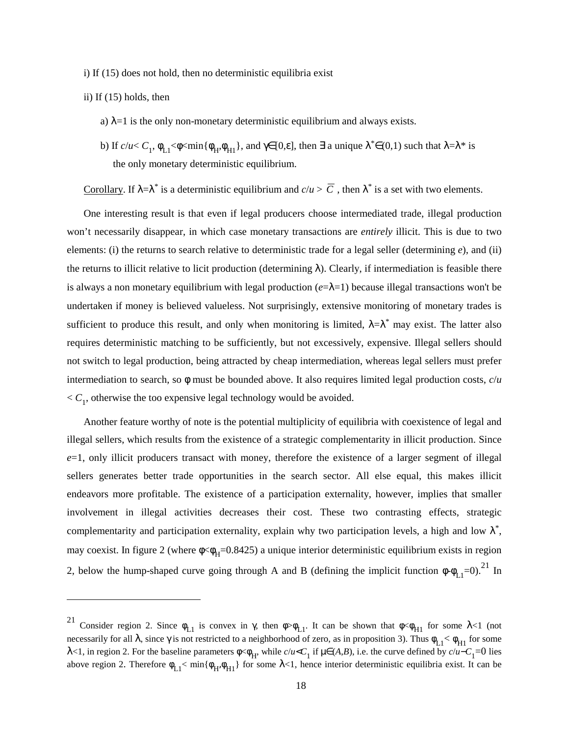i) If (15) does not hold, then no deterministic equilibria exist

ii) If (15) holds, then

a) $\lambda=1$ is the only non-monetary deterministic equilibrium and always exists.

b) If $c/u< C_1$, $\phi_{L1}<\phi<\min\{\phi_H,\phi_{H1}\}$, and $\gamma\in[0,\varepsilon]$, then $\exists$ a unique $\lambda^*\in(0,1)$ such that $\lambda=\lambda^*$ is the only monetary deterministic equilibrium.

Corollary. If $\lambda=\lambda^*$ is a deterministic equilibrium and $c/u > \overline{C}$, then $\lambda^*$ is a set with two elements.

One interesting result is that even if legal producers choose intermediated trade, illegal production won't necessarily disappear, in which case monetary transactions are *entirely* illicit. This is due to two elements: (i) the returns to search relative to deterministic trade for a legal seller (determining $e$), and (ii) the returns to illicit relative to licit production (determining $\lambda$). Clearly, if intermediation is feasible there is always a non monetary equilibrium with legal production ($e=\lambda=1$) because illegal transactions won't be undertaken if money is believed valueless. Not surprisingly, extensive monitoring of monetary trades is sufficient to produce this result, and only when monitoring is limited, $\lambda=\lambda^*$ may exist. The latter also requires deterministic matching to be sufficiently, but not excessively, expensive. Illegal sellers should not switch to legal production, being attracted by cheap intermediation, whereas legal sellers must prefer intermediation to search, so $\phi$ must be bounded above. It also requires limited legal production costs, $c/u < C_1$, otherwise the too expensive legal technology would be avoided.

Another feature worthy of note is the potential multiplicity of equilibria with coexistence of legal and illegal sellers, which results from the existence of a strategic complementarity in illicit production. Since $e=1$, only illicit producers transact with money, therefore the existence of a larger segment of illegal sellers generates better trade opportunities in the search sector. All else equal, this makes illicit endeavors more profitable. The existence of a participation externality, however, implies that smaller involvement in illegal activities decreases their cost. These two contrasting effects, strategic complementarity and participation externality, explain why two participation levels, a high and low $\lambda^*$, may coexist. In figure 2 (where $\phi<\phi_H=0.8425$) a unique interior deterministic equilibrium exists in region 2, below the hump-shaped curve going through A and B (defining the implicit function $\phi-\phi_{L1}=0$).[21] In

---

[21] Consider region 2. Since $\phi_{L1}$ is convex in $\gamma$, then $\phi>\phi_{L1}$. It can be shown that $\phi<\phi_{H1}$ for some $\lambda<1$ (not necessarily for all $\lambda$, since $\gamma$ is not restricted to a neighborhood of zero, as in proposition 3). Thus $\phi_{L1}< \phi_{H1}$ for some $\lambda<1$, in region 2. For the baseline parameters $\phi<\phi_H$, while $c/u<C_1$ if $\mu\in(A,B)$, i.e. the curve defined by $c/u-C_1=0$ lies above region 2. Therefore $\phi_{L1}< \min\{\phi_H,\phi_{H1}\}$ for some $\lambda<1$, hence interior deterministic equilibria exist. It can be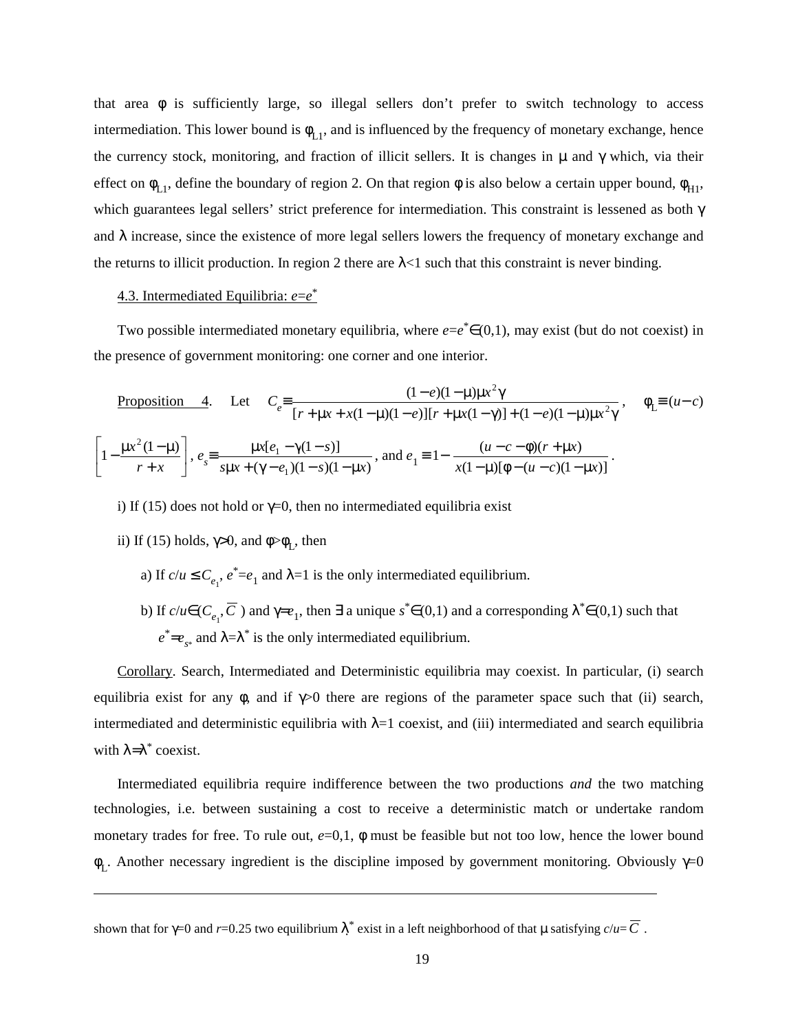that area $\phi$ is sufficiently large, so illegal sellers don't prefer to switch technology to access intermediation. This lower bound is $\phi_{L1}$, and is influenced by the frequency of monetary exchange, hence the currency stock, monitoring, and fraction of illicit sellers. It is changes in $\mu$ and $\gamma$ which, via their effect on $\phi_{L1}$, define the boundary of region 2. On that region $\phi$ is also below a certain upper bound, $\phi_{H1}$, which guarantees legal sellers' strict preference for intermediation. This constraint is lessened as both $\gamma$ and $\lambda$ increase, since the existence of more legal sellers lowers the frequency of monetary exchange and the returns to illicit production. In region 2 there are $\lambda<1$ such that this constraint is never binding.

### 4.3. Intermediated Equilibria: $e=e^*$

Two possible intermediated monetary equilibria, where $e=e^*\in(0,1)$, may exist (but do not coexist) in the presence of government monitoring: one corner and one interior.

Proposition 4. Let $C_e \equiv \dfrac{(1-e)(1-\mu)\mu x^2\gamma}{[r+\mu x+x(1-\mu)(1-e)][r+\mu x(1-\gamma)]+(1-e)(1-\mu)\mu x^2\gamma}$, $\phi_L \equiv (u-c)\left[1-\dfrac{\mu x^2(1-\mu)}{r+x}\right]$, $e_s \equiv \dfrac{\mu x[e_1-\gamma(1-s)]}{s\mu x+(\gamma-e_1)(1-s)(1-\mu x)}$, and $e_1 \equiv 1-\dfrac{(u-c-\phi)(r+\mu x)}{x(1-\mu)[\phi-(u-c)(1-\mu x)]}$.

i) If (15) does not hold or $\gamma=0$, then no intermediated equilibria exist

ii) If (15) holds, $\gamma>0$, and $\phi>\phi_L$, then

a) If $c/u \le C_{e_1}$, $e^*=e_1$ and $\lambda=1$ is the only intermediated equilibrium.

b) If $c/u\in(C_{e_1},\overline{C})$ and $\gamma=e_1$, then $\exists$ a unique $s^*\in(0,1)$ and a corresponding $\lambda^*\in(0,1)$ such that $e^*=e_{s^*}$ and $\lambda=\lambda^*$ is the only intermediated equilibrium.

Corollary. Search, Intermediated and Deterministic equilibria may coexist. In particular, (i) search equilibria exist for any $\phi$, and if $\gamma>0$ there are regions of the parameter space such that (ii) search, intermediated and deterministic equilibria with $\lambda=1$ coexist, and (iii) intermediated and search equilibria with $\lambda=\lambda^*$ coexist.

Intermediated equilibria require indifference between the two productions *and* the two matching technologies, i.e. between sustaining a cost to receive a deterministic match or undertake random monetary trades for free. To rule out, $e$=0,1, $\phi$ must be feasible but not too low, hence the lower bound $\phi_L$. Another necessary ingredient is the discipline imposed by government monitoring. Obviously $\gamma$=0

---

shown that for $\gamma$=0 and $r$=0.25 two equilibrium $\lambda^*$ exist in a left neighborhood of that $\mu$ satisfying $c/u=\overline{C}$.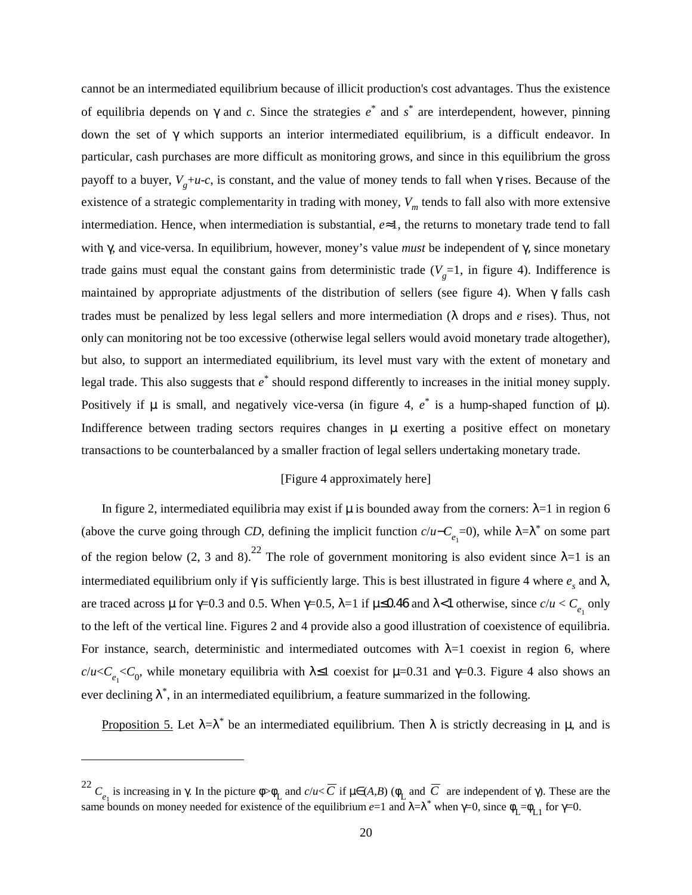cannot be an intermediated equilibrium because of illicit production's cost advantages. Thus the existence of equilibria depends on $\gamma$ and $c$. Since the strategies $e^*$ and $s^*$ are interdependent, however, pinning down the set of $\gamma$ which supports an interior intermediated equilibrium, is a difficult endeavor. In particular, cash purchases are more difficult as monitoring grows, and since in this equilibrium the gross payoff to a buyer, $V_g+u-c$, is constant, and the value of money tends to fall when $\gamma$ rises. Because of the existence of a strategic complementarity in trading with money, $V_m$ tends to fall also with more extensive intermediation. Hence, when intermediation is substantial, $e\approx1$, the returns to monetary trade tend to fall with $\gamma$, and vice-versa. In equilibrium, however, money's value *must* be independent of $\gamma$, since monetary trade gains must equal the constant gains from deterministic trade ($V_g=1$, in figure 4). Indifference is maintained by appropriate adjustments of the distribution of sellers (see figure 4). When $\gamma$ falls cash trades must be penalized by less legal sellers and more intermediation ($\lambda$ drops and $e$ rises). Thus, not only can monitoring not be too excessive (otherwise legal sellers would avoid monetary trade altogether), but also, to support an intermediated equilibrium, its level must vary with the extent of monetary and legal trade. This also suggests that $e^*$ should respond differently to increases in the initial money supply. Positively if $\mu$ is small, and negatively vice-versa (in figure 4, $e^*$ is a hump-shaped function of $\mu$). Indifference between trading sectors requires changes in $\mu$ exerting a positive effect on monetary transactions to be counterbalanced by a smaller fraction of legal sellers undertaking monetary trade.

[Figure 4 approximately here]

In figure 2, intermediated equilibria may exist if $\mu$ is bounded away from the corners: $\lambda=1$ in region 6 (above the curve going through *CD*, defining the implicit function $c/u-C_{e_1}=0$), while $\lambda=\lambda^*$ on some part of the region below (2, 3 and 8).[22] The role of government monitoring is also evident since $\lambda=1$ is an intermediated equilibrium only if $\gamma$ is sufficiently large. This is best illustrated in figure 4 where $e_s$ and $\lambda$, are traced across $\mu$ for $\gamma=0.3$ and 0.5. When $\gamma=0.5$, $\lambda=1$ if $\mu\leq0.46$ and $\lambda<1$ otherwise, since $c/u < C_{e_1}$ only to the left of the vertical line. Figures 2 and 4 provide also a good illustration of coexistence of equilibria. For instance, search, deterministic and intermediated outcomes with $\lambda=1$ coexist in region 6, where $c/u<C_{e_1}<C_0$, while monetary equilibria with $\lambda\leq1$ coexist for $\mu=0.31$ and $\gamma=0.3$. Figure 4 also shows an ever declining $\lambda^*$, in an intermediated equilibrium, a feature summarized in the following.

Proposition 5. Let $\lambda=\lambda^*$ be an intermediated equilibrium. Then $\lambda$ is strictly decreasing in $\mu$, and is

---

[22] $C_{e_1}$ is increasing in $\gamma$. In the picture $\phi>\phi_L$ and $c/u<\overline{C}$ if $\mu\in(A,B)$ ($\phi_L$ and $\overline{C}$ are independent of $\gamma$). These are the same bounds on money needed for existence of the equilibrium $e=1$ and $\lambda=\lambda^*$ when $\gamma=0$, since $\phi_L=\phi_{L1}$ for $\gamma=0$.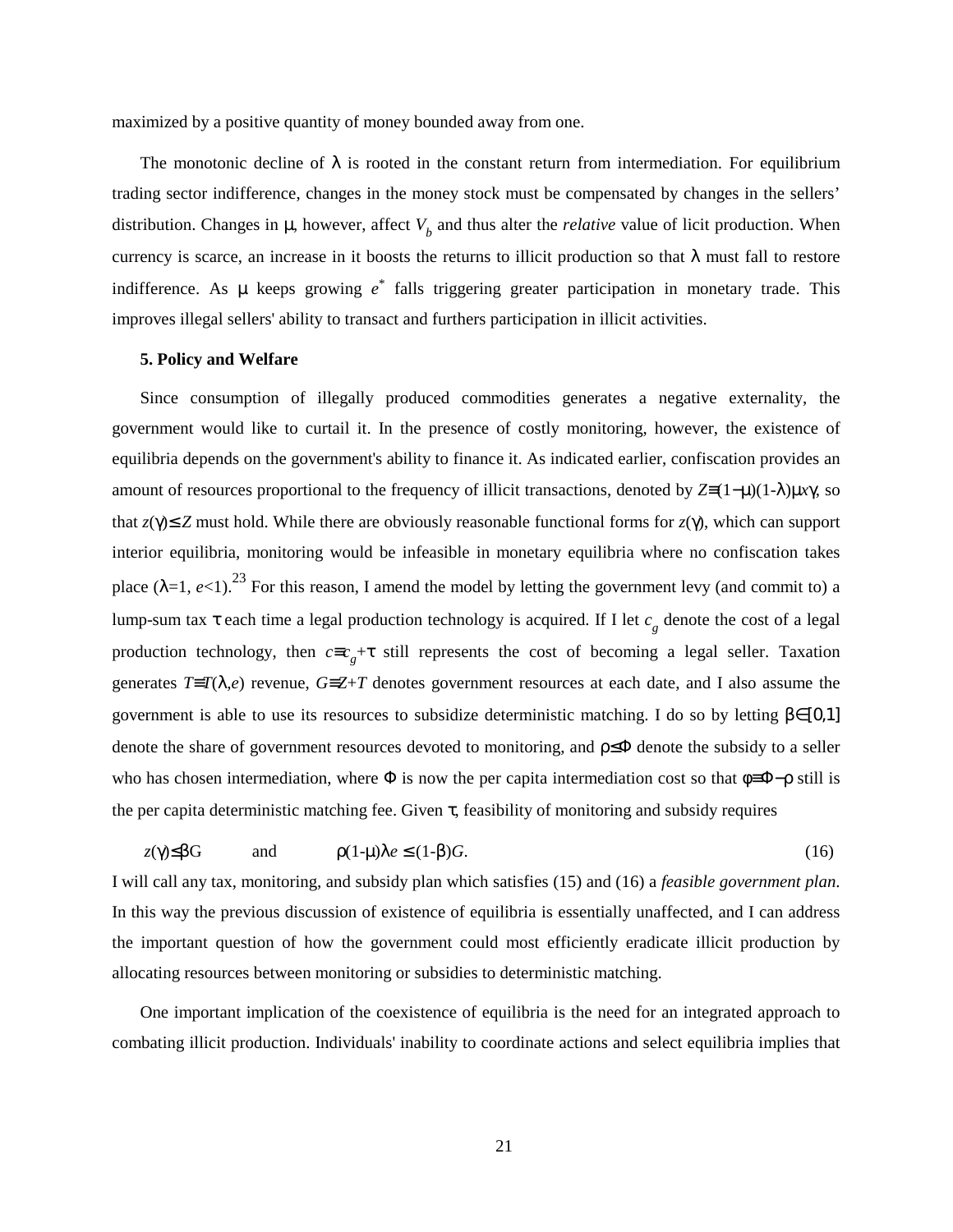maximized by a positive quantity of money bounded away from one.

The monotonic decline of $\lambda$ is rooted in the constant return from intermediation. For equilibrium trading sector indifference, changes in the money stock must be compensated by changes in the sellers' distribution. Changes in $\mu$, however, affect $V_b$ and thus alter the *relative* value of licit production. When currency is scarce, an increase in it boosts the returns to illicit production so that $\lambda$ must fall to restore indifference. As $\mu$ keeps growing $e^*$ falls triggering greater participation in monetary trade. This improves illegal sellers' ability to transact and furthers participation in illicit activities.

**5. Policy and Welfare**

Since consumption of illegally produced commodities generates a negative externality, the government would like to curtail it. In the presence of costly monitoring, however, the existence of equilibria depends on the government's ability to finance it. As indicated earlier, confiscation provides an amount of resources proportional to the frequency of illicit transactions, denoted by $Z \equiv (1-\mu)(1-\lambda)\mu x\gamma$, so that $z(\gamma) \leq Z$ must hold. While there are obviously reasonable functional forms for $z(\gamma)$, which can support interior equilibria, monitoring would be infeasible in monetary equilibria where no confiscation takes place ($\lambda$=1, $e$<1).[23] For this reason, I amend the model by letting the government levy (and commit to) a lump-sum tax $\tau$ each time a legal production technology is acquired. If I let $c_g$ denote the cost of a legal production technology, then $c \equiv c_g + \tau$ still represents the cost of becoming a legal seller. Taxation generates $T \equiv T(\lambda, e)$ revenue, $G \equiv Z + T$ denotes government resources at each date, and I also assume the government is able to use its resources to subsidize deterministic matching. I do so by letting $\beta \in [0,1]$ denote the share of government resources devoted to monitoring, and $\rho \leq \Phi$ denote the subsidy to a seller who has chosen intermediation, where $\Phi$ is now the per capita intermediation cost so that $\phi \equiv \Phi - \rho$ still is the per capita deterministic matching fee. Given $\tau$, feasibility of monitoring and subsidy requires

$$z(\gamma) \leq \beta G \qquad \text{and} \qquad \rho(1-\mu)\lambda e \leq (1-\beta)G. \tag{16}$$

I will call any tax, monitoring, and subsidy plan which satisfies (15) and (16) a *feasible government plan*. In this way the previous discussion of existence of equilibria is essentially unaffected, and I can address the important question of how the government could most efficiently eradicate illicit production by allocating resources between monitoring or subsidies to deterministic matching.

One important implication of the coexistence of equilibria is the need for an integrated approach to combating illicit production. Individuals' inability to coordinate actions and select equilibria implies that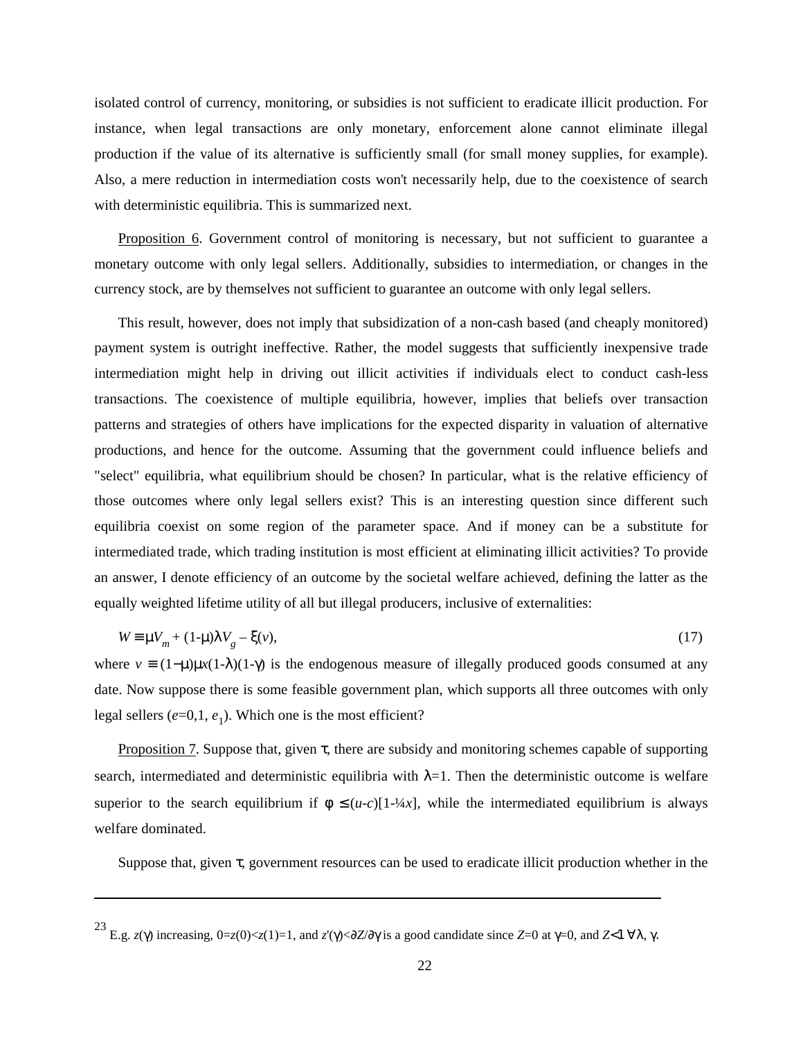isolated control of currency, monitoring, or subsidies is not sufficient to eradicate illicit production. For instance, when legal transactions are only monetary, enforcement alone cannot eliminate illegal production if the value of its alternative is sufficiently small (for small money supplies, for example). Also, a mere reduction in intermediation costs won't necessarily help, due to the coexistence of search with deterministic equilibria. This is summarized next.

Proposition 6. Government control of monitoring is necessary, but not sufficient to guarantee a monetary outcome with only legal sellers. Additionally, subsidies to intermediation, or changes in the currency stock, are by themselves not sufficient to guarantee an outcome with only legal sellers.

This result, however, does not imply that subsidization of a non-cash based (and cheaply monitored) payment system is outright ineffective. Rather, the model suggests that sufficiently inexpensive trade intermediation might help in driving out illicit activities if individuals elect to conduct cash-less transactions. The coexistence of multiple equilibria, however, implies that beliefs over transaction patterns and strategies of others have implications for the expected disparity in valuation of alternative productions, and hence for the outcome. Assuming that the government could influence beliefs and "select" equilibria, what equilibrium should be chosen? In particular, what is the relative efficiency of those outcomes where only legal sellers exist? This is an interesting question since different such equilibria coexist on some region of the parameter space. And if money can be a substitute for intermediated trade, which trading institution is most efficient at eliminating illicit activities? To provide an answer, I denote efficiency of an outcome by the societal welfare achieved, defining the latter as the equally weighted lifetime utility of all but illegal producers, inclusive of externalities:

$$W \equiv \mu V_m + (1\text{-}\mu)\lambda V_g - \xi(v), \tag{17}$$

where $v \equiv (1-\mu)\mu x(1\text{-}\lambda)(1\text{-}\gamma)$ is the endogenous measure of illegally produced goods consumed at any date. Now suppose there is some feasible government plan, which supports all three outcomes with only legal sellers ($e$=0,1, $e_1$). Which one is the most efficient?

Proposition 7. Suppose that, given $\tau$, there are subsidy and monitoring schemes capable of supporting search, intermediated and deterministic equilibria with $\lambda$=1. Then the deterministic outcome is welfare superior to the search equilibrium if $\phi \leq (u\text{-}c)[1\text{-}¼x]$, while the intermediated equilibrium is always welfare dominated.

Suppose that, given $\tau$, government resources can be used to eradicate illicit production whether in the

---

[23] E.g. $z(\gamma)$ increasing, $0=z(0)<z(1)=1$, and $z'(\gamma)<\partial Z/\partial\gamma$ is a good candidate since $Z$=0 at $\gamma$=0, and $Z<1\ \forall\lambda, \gamma$.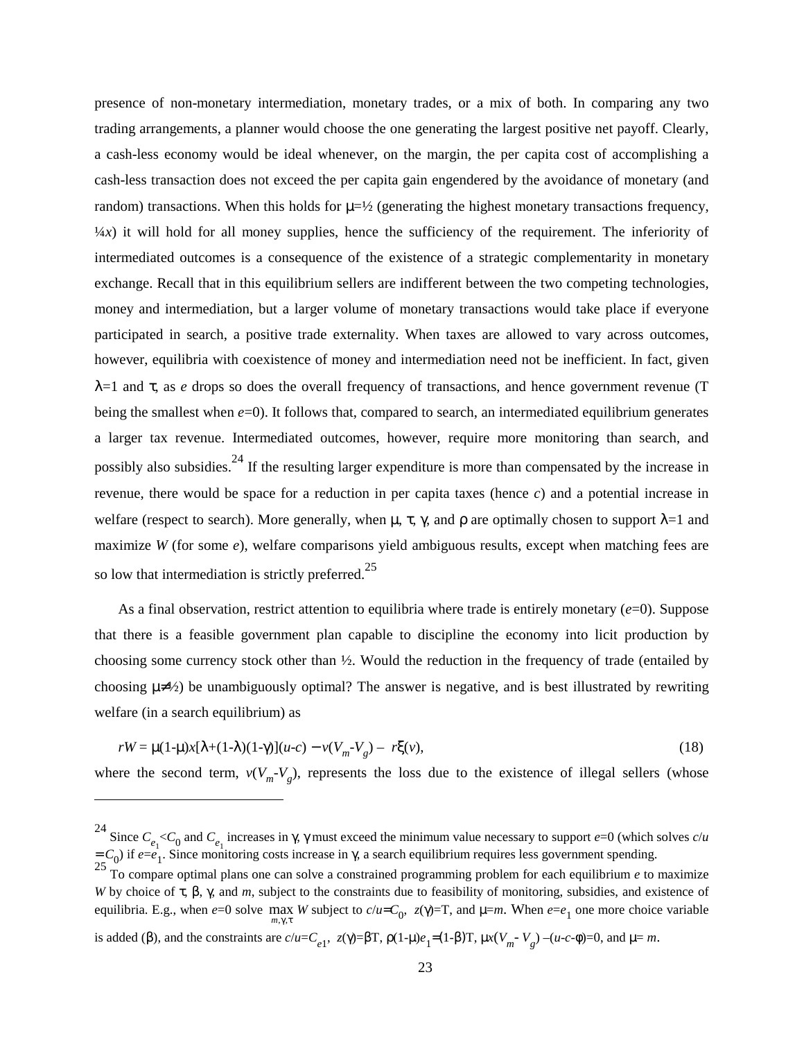presence of non-monetary intermediation, monetary trades, or a mix of both. In comparing any two trading arrangements, a planner would choose the one generating the largest positive net payoff. Clearly, a cash-less economy would be ideal whenever, on the margin, the per capita cost of accomplishing a cash-less transaction does not exceed the per capita gain engendered by the avoidance of monetary (and random) transactions. When this holds for $\mu=½$ (generating the highest monetary transactions frequency, $¼x$) it will hold for all money supplies, hence the sufficiency of the requirement. The inferiority of intermediated outcomes is a consequence of the existence of a strategic complementarity in monetary exchange. Recall that in this equilibrium sellers are indifferent between the two competing technologies, money and intermediation, but a larger volume of monetary transactions would take place if everyone participated in search, a positive trade externality. When taxes are allowed to vary across outcomes, however, equilibria with coexistence of money and intermediation need not be inefficient. In fact, given $\lambda=1$ and $\tau$, as $e$ drops so does the overall frequency of transactions, and hence government revenue (T being the smallest when $e=0$). It follows that, compared to search, an intermediated equilibrium generates a larger tax revenue. Intermediated outcomes, however, require more monitoring than search, and possibly also subsidies.[24] If the resulting larger expenditure is more than compensated by the increase in revenue, there would be space for a reduction in per capita taxes (hence $c$) and a potential increase in welfare (respect to search). More generally, when $\mu$, $\tau$, $\gamma$, and $\rho$ are optimally chosen to support $\lambda=1$ and maximize $W$ (for some $e$), welfare comparisons yield ambiguous results, except when matching fees are so low that intermediation is strictly preferred.[25]

As a final observation, restrict attention to equilibria where trade is entirely monetary ($e=0$). Suppose that there is a feasible government plan capable to discipline the economy into licit production by choosing some currency stock other than ½. Would the reduction in the frequency of trade (entailed by choosing $\mu\neq½$) be unambiguously optimal? The answer is negative, and is best illustrated by rewriting welfare (in a search equilibrium) as

$$rW = \mu(1\text{-}\mu)x[\lambda+(1\text{-}\lambda)(1\text{-}\gamma)](u\text{-}c) - v(V_m\text{-}V_g) - r\xi(v), \tag{18}$$

where the second term, $v(V_m\text{-}V_g)$, represents the loss due to the existence of illegal sellers (whose

---

[24] Since $C_{e_1}<C_0$ and $C_{e_1}$ increases in $\gamma$, $\gamma$ must exceed the minimum value necessary to support $e$=0 (which solves $c/u = C_0$) if $e=e_1$. Since monitoring costs increase in $\gamma$, a search equilibrium requires less government spending.

[25] To compare optimal plans one can solve a constrained programming problem for each equilibrium $e$ to maximize $W$ by choice of $\tau$, $\beta$, $\gamma$, and $m$, subject to the constraints due to feasibility of monitoring, subsidies, and existence of equilibria. E.g., when $e$=0 solve $\max_{m,\gamma,\tau} W$ subject to $c/u=C_0$, $z(\gamma)=T$, and $\mu=m$. When $e=e_1$ one more choice variable is added ($\beta$), and the constraints are $c/u=C_{e1}$, $z(\gamma)=\beta T$, $\rho(1\text{-}\mu)e_1=(1\text{-}\beta)T$, $\mu x(V_m\text{-}V_g)-(u\text{-}c\text{-}\phi)=0$, and $\mu= m$.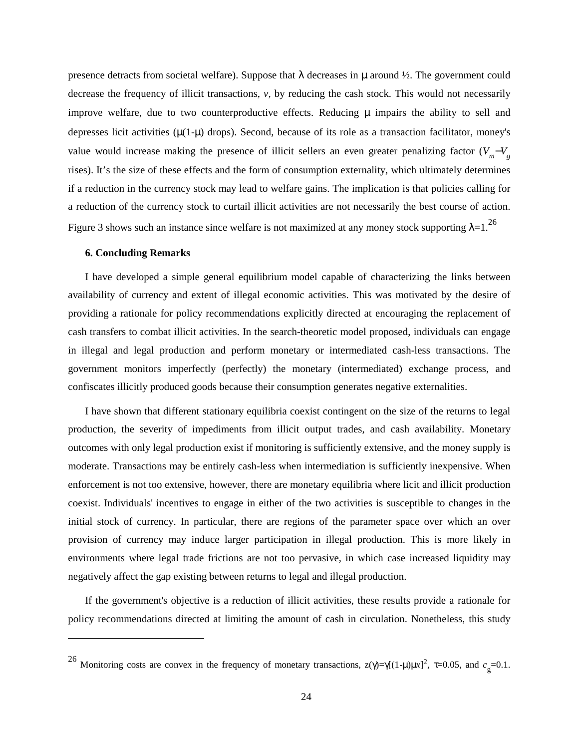presence detracts from societal welfare). Suppose that $\lambda$ decreases in $\mu$ around ½. The government could decrease the frequency of illicit transactions, $v$, by reducing the cash stock. This would not necessarily improve welfare, due to two counterproductive effects. Reducing $\mu$ impairs the ability to sell and depresses licit activities ($\mu(1-\mu)$ drops). Second, because of its role as a transaction facilitator, money's value would increase making the presence of illicit sellers an even greater penalizing factor ($V_m - V_g$ rises). It's the size of these effects and the form of consumption externality, which ultimately determines if a reduction in the currency stock may lead to welfare gains. The implication is that policies calling for a reduction of the currency stock to curtail illicit activities are not necessarily the best course of action. Figure 3 shows such an instance since welfare is not maximized at any money stock supporting $\lambda=1$.[26]

**6. Concluding Remarks**

I have developed a simple general equilibrium model capable of characterizing the links between availability of currency and extent of illegal economic activities. This was motivated by the desire of providing a rationale for policy recommendations explicitly directed at encouraging the replacement of cash transfers to combat illicit activities. In the search-theoretic model proposed, individuals can engage in illegal and legal production and perform monetary or intermediated cash-less transactions. The government monitors imperfectly (perfectly) the monetary (intermediated) exchange process, and confiscates illicitly produced goods because their consumption generates negative externalities.

I have shown that different stationary equilibria coexist contingent on the size of the returns to legal production, the severity of impediments from illicit output trades, and cash availability. Monetary outcomes with only legal production exist if monitoring is sufficiently extensive, and the money supply is moderate. Transactions may be entirely cash-less when intermediation is sufficiently inexpensive. When enforcement is not too extensive, however, there are monetary equilibria where licit and illicit production coexist. Individuals' incentives to engage in either of the two activities is susceptible to changes in the initial stock of currency. In particular, there are regions of the parameter space over which an over provision of currency may induce larger participation in illegal production. This is more likely in environments where legal trade frictions are not too pervasive, in which case increased liquidity may negatively affect the gap existing between returns to legal and illegal production.

If the government's objective is a reduction of illicit activities, these results provide a rationale for policy recommendations directed at limiting the amount of cash in circulation. Nonetheless, this study

---

[26] Monitoring costs are convex in the frequency of monetary transactions, $z(\gamma)=\gamma[(1-\mu)\mu x]^2$, $\tau=0.05$, and $c_g=0.1$.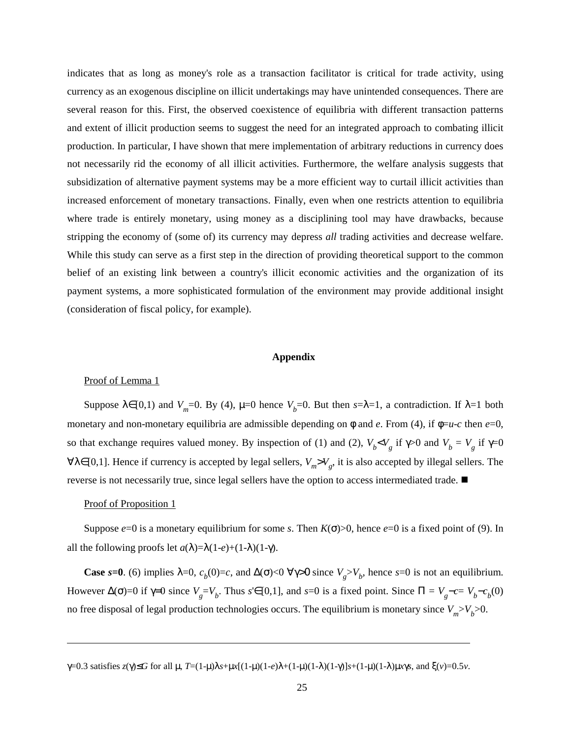indicates that as long as money's role as a transaction facilitator is critical for trade activity, using currency as an exogenous discipline on illicit undertakings may have unintended consequences. There are several reason for this. First, the observed coexistence of equilibria with different transaction patterns and extent of illicit production seems to suggest the need for an integrated approach to combating illicit production. In particular, I have shown that mere implementation of arbitrary reductions in currency does not necessarily rid the economy of all illicit activities. Furthermore, the welfare analysis suggests that subsidization of alternative payment systems may be a more efficient way to curtail illicit activities than increased enforcement of monetary transactions. Finally, even when one restricts attention to equilibria where trade is entirely monetary, using money as a disciplining tool may have drawbacks, because stripping the economy of (some of) its currency may depress *all* trading activities and decrease welfare. While this study can serve as a first step in the direction of providing theoretical support to the common belief of an existing link between a country's illicit economic activities and the organization of its payment systems, a more sophisticated formulation of the environment may provide additional insight (consideration of fiscal policy, for example).

## Appendix

Proof of Lemma 1

Suppose $\lambda \in [0,1)$ and $V_m=0$. By (4), $\mu=0$ hence $V_b=0$. But then $s=\lambda=1$, a contradiction. If $\lambda=1$ both monetary and non-monetary equilibria are admissible depending on $\phi$ and $e$. From (4), if $\phi=u-c$ then $e=0$, so that exchange requires valued money. By inspection of (1) and (2), $V_b<V_g$ if $\gamma>0$ and $V_b = V_g$ if $\gamma=0$ $\forall \lambda \in [0,1]$. Hence if currency is accepted by legal sellers, $V_m > V_g$, it is also accepted by illegal sellers. The reverse is not necessarily true, since legal sellers have the option to access intermediated trade. ■

Proof of Proposition 1

Suppose $e=0$ is a monetary equilibrium for some $s$. Then $K(\sigma)>0$, hence $e=0$ is a fixed point of (9). In all the following proofs let $a(\lambda)=\lambda(1-e)+(1-\lambda)(1-\gamma)$.

**Case $s$=0**. (6) implies $\lambda=0$, $c_b(0)=c$, and $\Delta(\sigma)<0$ $\forall \gamma>0$ since $V_g>V_b$, hence $s=0$ is not an equilibrium. However $\Delta(\sigma)=0$ if $\gamma=0$ since $V_g=V_b$. Thus $s' \in [0,1]$, and $s=0$ is a fixed point. Since $\Pi = V_g-c= V_b-c_b(0)$ no free disposal of legal production technologies occurs. The equilibrium is monetary since $V_m>V_b>0$.

---

$\gamma=0.3$ satisfies $z(\gamma)\leq G$ for all $\mu$, $T=(1-\mu)\lambda s+\mu x[(1-\mu)(1-e)\lambda+(1-\mu)(1-\lambda)(1-\gamma)]s+(1-\mu)(1-\lambda)\mu x\gamma s$, and $\xi(v)=0.5v$.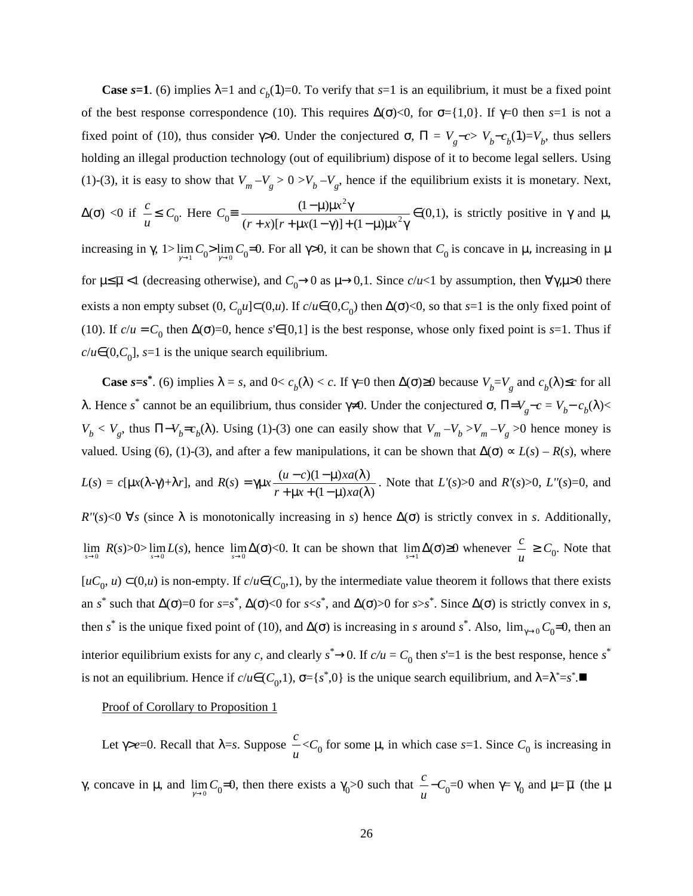**Case *s*=1**. (6) implies $\lambda$=1 and $c_b(1)$=0. To verify that *s*=1 is an equilibrium, it must be a fixed point of the best response correspondence (10). This requires $\Delta(\sigma)<0$, for $\sigma=\{1,0\}$. If $\gamma$=0 then *s*=1 is not a fixed point of (10), thus consider $\gamma$>0. Under the conjectured $\sigma$, $\Pi = V_g - c > V_b - c_b(1) = V_b$, thus sellers holding an illegal production technology (out of equilibrium) dispose of it to become legal sellers. Using (1)-(3), it is easy to show that $V_m - V_g > 0 > V_b - V_g$, hence if the equilibrium exists it is monetary. Next, $\Delta(\sigma)$ <0 if $\frac{c}{u} \le C_0$. Here $C_0 \equiv \frac{(1-\mu)\mu x^2 \gamma}{(r+x)[r+\mu x(1-\gamma)]+(1-\mu)\mu x^2\gamma} \in (0,1)$, is strictly positive in $\gamma$ and $\mu$, increasing in $\gamma$, $1 > \lim_{\gamma \to 1} C_0 > \lim_{\gamma \to 0} C_0 = 0$. For all $\gamma$>0, it can be shown that $C_0$ is concave in $\mu$, increasing in $\mu$ for $\mu \le \bar{\mu} < 1$ (decreasing otherwise), and $C_0 \to 0$ as $\mu \to 0,1$. Since $c/u$<1 by assumption, then $\forall \gamma, \mu > 0$ there exists a non empty subset $(0, C_0 u] \subset (0,u)$. If $c/u \in (0, C_0)$ then $\Delta(\sigma)<0$, so that *s*=1 is the only fixed point of (10). If $c/u = C_0$ then $\Delta(\sigma)=0$, hence $s' \in [0,1]$ is the best response, whose only fixed point is *s*=1. Thus if $c/u \in (0, C_0]$, *s*=1 is the unique search equilibrium.

**Case *s*=*s****. (6) implies $\lambda = s$, and $0 < c_b(\lambda) < c$. If $\gamma$=0 then $\Delta(\sigma) \ge 0$ because $V_b = V_g$ and $c_b(\lambda) \le c$ for all $\lambda$. Hence $s^*$ cannot be an equilibrium, thus consider $\gamma \ne 0$. Under the conjectured $\sigma$, $\Pi = V_g - c = V_b - c_b(\lambda) < V_b < V_g$, thus $\Pi - V_b = c_b(\lambda)$. Using (1)-(3) one can easily show that $V_m - V_b > V_m - V_g > 0$ hence money is valued. Using (6), (1)-(3), and after a few manipulations, it can be shown that $\Delta(\sigma) \propto L(s) - R(s)$, where $L(s) = c[\mu x(\lambda - \gamma) + \lambda r]$, and $R(s) = \gamma \mu x \frac{(u-c)(1-\mu) x a(\lambda)}{r + \mu x + (1-\mu) x a(\lambda)}$. Note that $L'(s)>0$ and $R'(s)>0$, $L''(s)=0$, and $R''(s)<0$ $\forall s$ (since $\lambda$ is monotonically increasing in *s*) hence $\Delta(\sigma)$ is strictly convex in *s*. Additionally, $\lim_{s \to 0} R(s) > 0 > \lim_{s \to 0} L(s)$, hence $\lim_{s \to 0} \Delta(\sigma) < 0$. It can be shown that $\lim_{s \to 1} \Delta(\sigma) \ge 0$ whenever $\frac{c}{u} \ge C_0$. Note that $[uC_0, u) \subset (0,u)$ is non-empty. If $c/u \in (C_0, 1)$, by the intermediate value theorem it follows that there exists an $s^*$ such that $\Delta(\sigma)=0$ for $s=s^*$, $\Delta(\sigma)<0$ for $s<s^*$, and $\Delta(\sigma)>0$ for $s>s^*$. Since $\Delta(\sigma)$ is strictly convex in *s*, then $s^*$ is the unique fixed point of (10), and $\Delta(\sigma)$ is increasing in *s* around $s^*$. Also, $\lim_{\gamma \to 0} C_0 = 0$, then an interior equilibrium exists for any *c*, and clearly $s^* \to 0$. If $c/u = C_0$ then $s'=1$ is the best response, hence $s^*$ is not an equilibrium. Hence if $c/u \in (C_0, 1)$, $\sigma = \{s^*, 0\}$ is the unique search equilibrium, and $\lambda = \lambda^* = s^*$.■

<u>Proof of Corollary to Proposition 1</u>

Let $\gamma > e = 0$. Recall that $\lambda = s$. Suppose $\frac{c}{u} < C_0$ for some $\mu$, in which case *s*=1. Since $C_0$ is increasing in $\gamma$, concave in $\mu$, and $\lim_{\gamma \to 0} C_0 = 0$, then there exists a $\gamma_0 > 0$ such that $\frac{c}{u} - C_0 = 0$ when $\gamma = \gamma_0$ and $\mu = \bar{\mu}$ (the $\mu$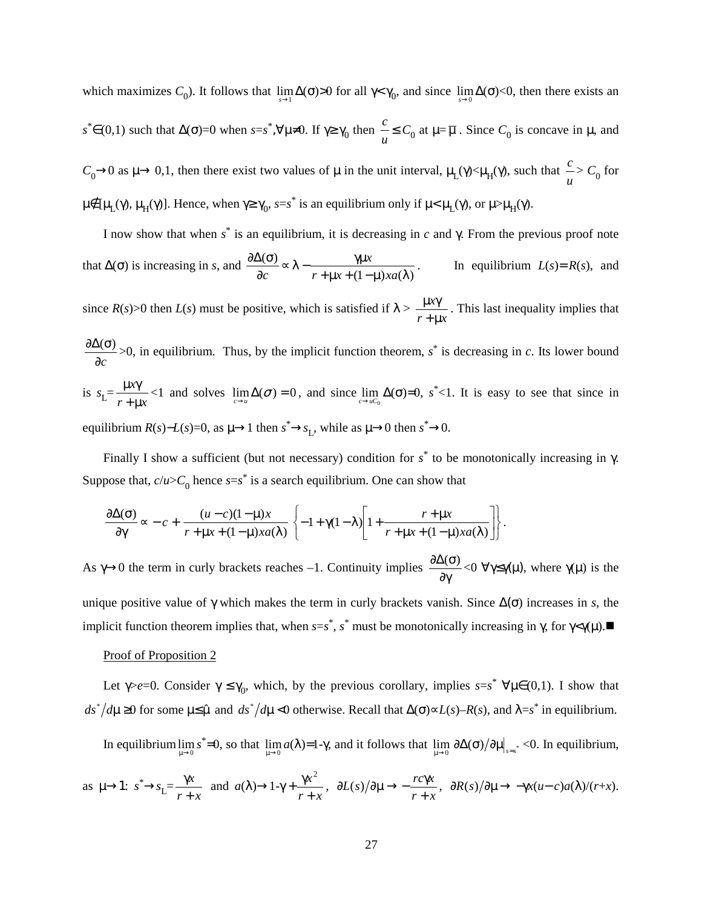which maximizes $C_0$). It follows that $\lim_{s\to 1}\Delta(\sigma)>0$ for all $\gamma<\gamma_0$, and since $\lim_{s\to 0}\Delta(\sigma)<0$, then there exists an $s^*\in(0,1)$ such that $\Delta(\sigma)=0$ when $s=s^*,\forall\mu\neq 0$. If $\gamma\geq\gamma_0$ then $\frac{c}{u}\leq C_0$ at $\mu=\bar{\mu}$. Since $C_0$ is concave in $\mu$, and $C_0\to 0$ as $\mu\to$ 0,1, then there exist two values of $\mu$ in the unit interval, $\mu_L(\gamma)<\mu_H(\gamma)$, such that $\frac{c}{u}>C_0$ for $\mu\notin[\mu_L(\gamma),\mu_H(\gamma)]$. Hence, when $\gamma\geq\gamma_0$, $s=s^*$ is an equilibrium only if $\mu<\mu_L(\gamma)$, or $\mu>\mu_H(\gamma)$.

I now show that when $s^*$ is an equilibrium, it is decreasing in $c$ and $\gamma$. From the previous proof note that $\Delta(\sigma)$ is increasing in $s$, and $\frac{\partial\Delta(\sigma)}{\partial c}\propto\lambda-\frac{\gamma\mu x}{r+\mu x+(1-\mu)xa(\lambda)}$. In equilibrium $L(s)=R(s)$, and since $R(s)>0$ then $L(s)$ must be positive, which is satisfied if $\lambda>\frac{\mu x\gamma}{r+\mu x}$. This last inequality implies that $\frac{\partial\Delta(\sigma)}{\partial c}>0$, in equilibrium. Thus, by the implicit function theorem, $s^*$ is decreasing in $c$. Its lower bound is $s_L=\frac{\mu x\gamma}{r+\mu x}<1$ and solves $\lim_{c\to u}\Delta(\sigma)=0$, and since $\lim_{c\to uC_0}\Delta(\sigma)=0$, $s^*<1$. It is easy to see that since in equilibrium $R(s)-L(s)=0$, as $\mu\to 1$ then $s^*\to s_L$, while as $\mu\to 0$ then $s^*\to 0$.

Finally I show a sufficient (but not necessary) condition for $s^*$ to be monotonically increasing in $\gamma$. Suppose that, $c/u>C_0$ hence $s=s^*$ is a search equilibrium. One can show that

$$\frac{\partial\Delta(\sigma)}{\partial\gamma}\propto -c+\frac{(u-c)(1-\mu)x}{r+\mu x+(1-\mu)xa(\lambda)}\left\{-1+\gamma(1-\lambda)\left[1+\frac{r+\mu x}{r+\mu x+(1-\mu)xa(\lambda)}\right]\right\}.$$

As $\gamma\to 0$ the term in curly brackets reaches –1. Continuity implies $\frac{\partial\Delta(\sigma)}{\partial\gamma}<0$ $\forall\gamma\leq\gamma(\mu)$, where $\gamma(\mu)$ is the unique positive value of $\gamma$ which makes the term in curly brackets vanish. Since $\Delta(\sigma)$ increases in $s$, the implicit function theorem implies that, when $s=s^*$, $s^*$ must be monotonically increasing in $\gamma$, for $\gamma<\gamma(\mu)$.■

Proof of Proposition 2

Let $\gamma>e=0$. Consider $\gamma\leq\gamma_0$, which, by the previous corollary, implies $s=s^*$ $\forall\mu\in(0,1)$. I show that $ds^*/d\mu\geq 0$ for some $\mu\leq\hat{\mu}$ and $ds^*/d\mu<0$ otherwise. Recall that $\Delta(\sigma)\propto L(s)–R(s)$, and $\lambda=s^*$ in equilibrium.

In equilibrium $\lim_{\mu\to 0}s^*=0$, so that $\lim_{\mu\to 0}a(\lambda)=1-\gamma$, and it follows that $\lim_{\mu\to 0}\partial\Delta(\sigma)/\partial\mu\big|_{s=s^*}<0$. In equilibrium, as $\mu\to 1$: $s^*\to s_L=\frac{\gamma x}{r+x}$ and $a(\lambda)\to 1-\gamma+\frac{\gamma x^2}{r+x}$, $\partial L(s)/\partial\mu\to-\frac{rc\gamma x}{r+x}$, $\partial R(s)/\partial\mu\to-\gamma x(u-c)a(\lambda)/(r+x)$.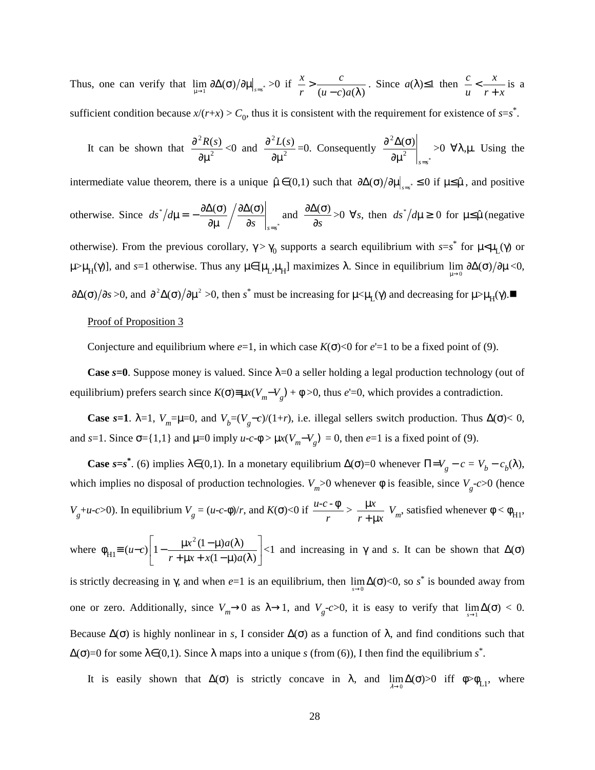Thus, one can verify that $\lim_{\mu \to 1} \partial\Delta(\sigma)/\partial\mu\big|_{s=s^*} > 0$ if $\frac{x}{r} > \frac{c}{(u-c)a(\lambda)}$. Since $a(\lambda) \leq 1$ then $\frac{c}{u} < \frac{x}{r+x}$ is a sufficient condition because $x/(r+x) > C_0$, thus it is consistent with the requirement for existence of $s=s^*$.

It can be shown that $\frac{\partial^2 R(s)}{\partial\mu^2} < 0$ and $\frac{\partial^2 L(s)}{\partial\mu^2} = 0$. Consequently $\left.\frac{\partial^2\Delta(\sigma)}{\partial\mu^2}\right|_{s=s^*} > 0$ $\forall\lambda,\mu$. Using the intermediate value theorem, there is a unique $\hat{\mu} \in (0,1)$ such that $\partial\Delta(\sigma)/\partial\mu\big|_{s=s^*} \leq 0$ if $\mu \leq \hat{\mu}$, and positive otherwise. Since $ds^*/d\mu = -\left.\frac{\partial\Delta(\sigma)}{\partial\mu}\middle/\frac{\partial\Delta(\sigma)}{\partial s}\right|_{s=s^*}$ and $\frac{\partial\Delta(\sigma)}{\partial s} > 0$ $\forall s$, then $ds^*/d\mu \geq 0$ for $\mu \leq \hat{\mu}$ (negative otherwise). From the previous corollary, $\gamma > \gamma_0$ supports a search equilibrium with $s=s^*$ for $\mu < \mu_L(\gamma)$ or $\mu > \mu_H(\gamma)$], and $s=1$ otherwise. Thus any $\mu \in [\mu_L, \mu_H]$ maximizes $\lambda$. Since in equilibrium $\lim_{\mu \to 0} \partial\Delta(\sigma)/\partial\mu < 0$, $\partial\Delta(\sigma)/\partial s > 0$, and $\partial^2\Delta(\sigma)/\partial\mu^2 > 0$, then $s^*$ must be increasing for $\mu < \mu_L(\gamma)$ and decreasing for $\mu > \mu_H(\gamma)$.■

Proof of Proposition 3

Conjecture and equilibrium where $e=1$, in which case $K(\sigma)<0$ for $e'=1$ to be a fixed point of (9).

**Case $s=0$**. Suppose money is valued. Since $\lambda=0$ a seller holding a legal production technology (out of equilibrium) prefers search since $K(\sigma) \equiv \mu x(V_m - V_g) + \phi > 0$, thus $e'=0$, which provides a contradiction.

**Case $s=1$**. $\lambda=1$, $V_m=\mu=0$, and $V_b=(V_g-c)/(1+r)$, i.e. illegal sellers switch production. Thus $\Delta(\sigma)<0$, and $s=1$. Since $\sigma=\{1,1\}$ and $\mu=0$ imply $u-c-\phi > \mu x(V_m - V_g) = 0$, then $e=1$ is a fixed point of (9).

**Case $s=s^*$**. (6) implies $\lambda \in (0,1)$. In a monetary equilibrium $\Delta(\sigma)=0$ whenever $\Pi = V_g - c = V_b - c_b(\lambda)$, which implies no disposal of production technologies. $V_m>0$ whenever $\phi$ is feasible, since $V_g-c>0$ (hence $V_g+u-c>0$). In equilibrium $V_g = (u-c-\phi)/r$, and $K(\sigma)<0$ if $\frac{u-c-\phi}{r} > \frac{\mu x}{r+\mu x} V_m$, satisfied whenever $\phi < \phi_{H1}$, where $\phi_{H1} \equiv (u-c)\left[1 - \frac{\mu x^2(1-\mu)a(\lambda)}{r+\mu x + x(1-\mu)a(\lambda)}\right] < 1$ and increasing in $\gamma$ and $s$. It can be shown that $\Delta(\sigma)$ is strictly decreasing in $\gamma$, and when $e=1$ is an equilibrium, then $\lim_{s \to 0}\Delta(\sigma)<0$, so $s^*$ is bounded away from one or zero. Additionally, since $V_m \to 0$ as $\lambda \to 1$, and $V_g-c>0$, it is easy to verify that $\lim_{s \to 1}\Delta(\sigma) < 0$. Because $\Delta(\sigma)$ is highly nonlinear in $s$, I consider $\Delta(\sigma)$ as a function of $\lambda$, and find conditions such that $\Delta(\sigma)=0$ for some $\lambda \in (0,1)$. Since $\lambda$ maps into a unique $s$ (from (6)), I then find the equilibrium $s^*$.

It is easily shown that $\Delta(\sigma)$ is strictly concave in $\lambda$, and $\lim_{\lambda \to 0}\Delta(\sigma)>0$ iff $\phi>\phi_{L1}$, where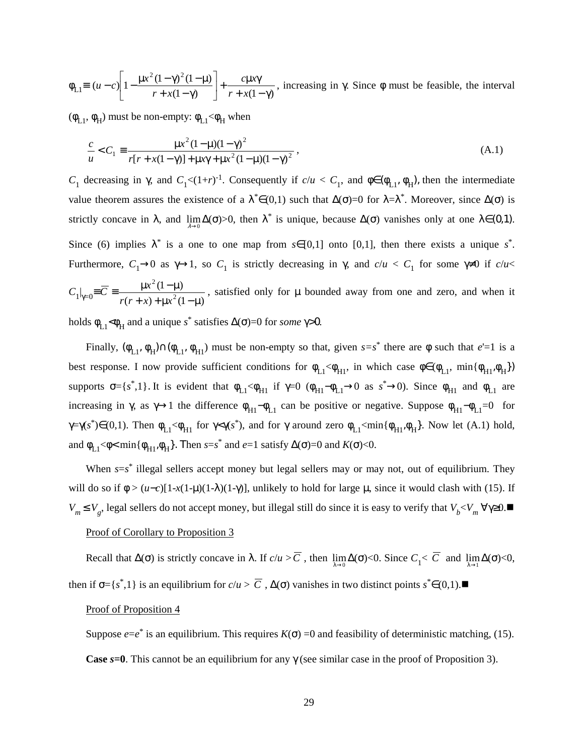$\phi_{L1} \equiv (u-c)\left[1-\frac{\mu x^2(1-\gamma)^2(1-\mu)}{r+x(1-\gamma)}\right]+\frac{c\mu x\gamma}{r+x(1-\gamma)}$, increasing in $\gamma$. Since $\phi$ must be feasible, the interval $(\phi_{L1}, \phi_H)$ must be non-empty: $\phi_{L1}<\phi_H$ when

$$\frac{c}{u} < C_1 \equiv \frac{\mu x^2(1-\mu)(1-\gamma)^2}{r[r+x(1-\gamma)]+\mu x\gamma+\mu x^2(1-\mu)(1-\gamma)^2}, \tag{A.1}$$

$C_1$ decreasing in $\gamma$, and $C_1<(1+r)^{-1}$. Consequently if $c/u < C_1$, and $\phi\in(\phi_{L1}, \phi_H)$, then the intermediate value theorem assures the existence of a $\lambda^*\in(0,1)$ such that $\Delta(\sigma)=0$ for $\lambda=\lambda^*$. Moreover, since $\Delta(\sigma)$ is strictly concave in $\lambda$, and $\lim_{\lambda\to 0}\Delta(\sigma)>0$, then $\lambda^*$ is unique, because $\Delta(\sigma)$ vanishes only at one $\lambda\in(0,1)$. Since (6) implies $\lambda^*$ is a one to one map from $s\in[0,1]$ onto $[0,1]$, then there exists a unique $s^*$. Furthermore, $C_1\to 0$ as $\gamma\to 1$, so $C_1$ is strictly decreasing in $\gamma$, and $c/u < C_1$ for some $\gamma\neq 0$ if $c/u< C_1|_{\gamma=0}\equiv\overline{C} \equiv \frac{\mu x^2(1-\mu)}{r(r+x)+\mu x^2(1-\mu)}$, satisfied only for $\mu$ bounded away from one and zero, and when it holds $\phi_{L1}<\phi_H$ and a unique $s^*$ satisfies $\Delta(\sigma)=0$ for *some* $\gamma>0$.

Finally, $(\phi_{L1}, \phi_H)\cap(\phi_{L1}, \phi_{H1})$ must be non-empty so that, given $s=s^*$ there are $\phi$ such that $e'=1$ is a best response. I now provide sufficient conditions for $\phi_{L1}<\phi_{H1}$, in which case $\phi\in(\phi_{L1}, \min\{\phi_{H1},\phi_H\})$ supports $\sigma=\{s^*,1\}$. It is evident that $\phi_{L1}<\phi_{H1}$ if $\gamma=0$ ($\phi_{H1}-\phi_{L1}\to 0$ as $s^*\to 0$). Since $\phi_{H1}$ and $\phi_{L1}$ are increasing in $\gamma$, as $\gamma\to 1$ the difference $\phi_{H1}-\phi_{L1}$ can be positive or negative. Suppose $\phi_{H1}-\phi_{L1}=0$ for $\gamma=\gamma(s^*)\in(0,1)$. Then $\phi_{L1}<\phi_{H1}$ for $\gamma<\gamma(s^*)$, and for $\gamma$ around zero $\phi_{L1}<\min\{\phi_{H1},\phi_H\}$. Now let (A.1) hold, and $\phi_{L1}<\phi<\min\{\phi_{H1},\phi_H\}$. Then $s=s^*$ and $e=1$ satisfy $\Delta(\sigma)=0$ and $K(\sigma)<0$.

When $s=s^*$ illegal sellers accept money but legal sellers may or may not, out of equilibrium. They will do so if $\phi > (u-c)[1-x(1-\mu)(1-\lambda)(1-\gamma)]$, unlikely to hold for large $\mu$, since it would clash with (15). If $V_m\leq V_g$, legal sellers do not accept money, but illegal still do since it is easy to verify that $V_b<V_m$ $\forall\gamma\geq 0$.■

<u>Proof of Corollary to Proposition 3</u>

Recall that $\Delta(\sigma)$ is strictly concave in $\lambda$. If $c/u >\overline{C}$, then $\lim_{\lambda\to 0}\Delta(\sigma)<0$. Since $C_1< \overline{C}$ and $\lim_{\lambda\to 1}\Delta(\sigma)<0$, then if $\sigma=\{s^*,1\}$ is an equilibrium for $c/u > \overline{C}$, $\Delta(\sigma)$ vanishes in two distinct points $s^*\in(0,1)$.■

<u>Proof of Proposition 4</u>

Suppose $e=e^*$ is an equilibrium. This requires $K(\sigma)=0$ and feasibility of deterministic matching, (15).

**Case $s$=0**. This cannot be an equilibrium for any $\gamma$ (see similar case in the proof of Proposition 3).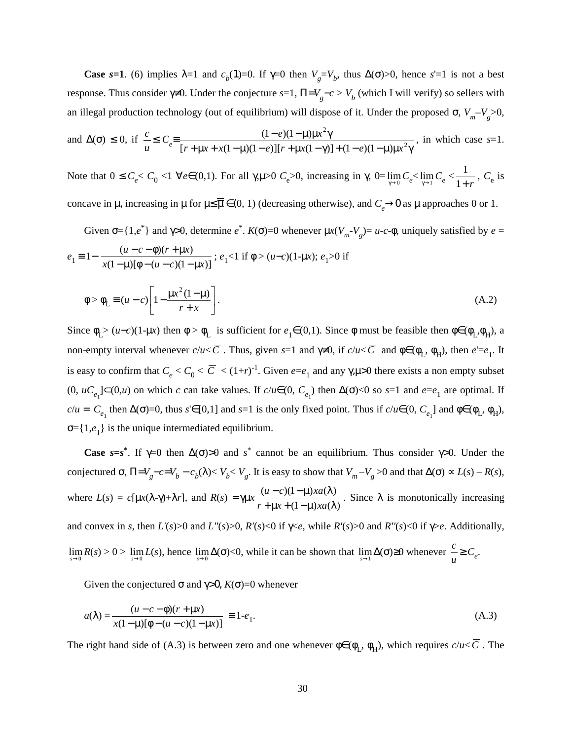**Case $s$=1**. (6) implies $\lambda$=1 and $c_b(1)$=0. If $\gamma$=0 then $V_g$=$V_b$, thus $\Delta(\sigma)$>0, hence $s'$=1 is not a best response. Thus consider $\gamma\neq 0$. Under the conjecture $s$=1, $\Pi = V_g - c > V_b$ (which I will verify) so sellers with an illegal production technology (out of equilibrium) will dispose of it. Under the proposed $\sigma$, $V_m - V_g$>0, and $\Delta(\sigma) \le 0$, if $\frac{c}{u} \le C_e \equiv \frac{(1-e)(1-\mu)\mu x^2\gamma}{[r+\mu x + x(1-\mu)(1-e)][r+\mu x(1-\gamma)]+(1-e)(1-\mu)\mu x^2\gamma}$, in which case $s$=1. Note that $0 \le C_e < C_0 < 1$ $\forall e \in (0,1)$. For all $\gamma,\mu$>0 $C_e$>0, increasing in $\gamma$, $0=\lim_{\gamma\to 0} C_e < \lim_{\gamma \to 1} C_e < \frac{1}{1+r}$, $C_e$ is concave in $\mu$, increasing in $\mu$ for $\mu \le \bar{\mu} \in (0,1)$ (decreasing otherwise), and $C_e \to 0$ as $\mu$ approaches 0 or 1.

Given $\sigma=\{1,e^*\}$ and $\gamma$>0, determine $e^*$. $K(\sigma)$=0 whenever $\mu x(V_m - V_g) = u - c - \phi$, uniquely satisfied by $e$ = $e_1 \equiv 1 - \frac{(u-c-\phi)(r+\mu x)}{x(1-\mu)[\phi-(u-c)(1-\mu x)]}$ ; $e_1$<1 if $\phi > (u-c)(1-\mu x)$; $e_1$>0 if

$$\phi > \phi_L \equiv (u-c)\left[1 - \frac{\mu x^2(1-\mu)}{r+x}\right]. \tag{A.2}$$

Since $\phi_L > (u-c)(1-\mu x)$ then $\phi > \phi_L$ is sufficient for $e_1 \in (0,1)$. Since $\phi$ must be feasible then $\phi \in (\phi_L, \phi_H)$, a non-empty interval whenever $c/u < \overline{C}$. Thus, given $s$=1 and $\gamma\neq 0$, if $c/u < \overline{C}$ and $\phi \in (\phi_L, \phi_H)$, then $e'$=$e_1$. It is easy to confirm that $C_e < C_0 < \overline{C} < (1+r)^{-1}$. Given $e$=$e_1$ and any $\gamma,\mu$>0 there exists a non empty subset $(0, uC_{e_1}] \subset (0,u)$ on which $c$ can take values. If $c/u \in (0, C_{e_1})$ then $\Delta(\sigma)$<0 so $s$=1 and $e$=$e_1$ are optimal. If $c/u = C_{e_1}$ then $\Delta(\sigma)$=0, thus $s' \in [0,1]$ and $s$=1 is the only fixed point. Thus if $c/u \in (0, C_{e_1}]$ and $\phi \in (\phi_L, \phi_H)$, $\sigma=\{1,e_1\}$ is the unique intermediated equilibrium.

**Case $s$=$s^*$**. If $\gamma$=0 then $\Delta(\sigma)$>0 and $s^*$ cannot be an equilibrium. Thus consider $\gamma$>0. Under the conjectured $\sigma$, $\Pi = V_g - c = V_b - c_b(\lambda) < V_b < V_g$. It is easy to show that $V_m - V_g$>0 and that $\Delta(\sigma) \propto L(s) - R(s)$, where $L(s) = c[\mu x(\lambda - \gamma) + \lambda r]$, and $R(s) = \gamma \mu x \frac{(u-c)(1-\mu)xa(\lambda)}{r+\mu x+(1-\mu)xa(\lambda)}$. Since $\lambda$ is monotonically increasing and convex in $s$, then $L'(s)$>0 and $L''(s)$>0, $R'(s)$<0 if $\gamma$<$e$, while $R'(s)$>0 and $R''(s)$<0 if $\gamma$>$e$. Additionally, $\lim_{s\to 0} R(s) > 0 > \lim_{s\to 0} L(s)$, hence $\lim_{s\to 0}\Delta(\sigma)$<0, while it can be shown that $\lim_{s\to 1}\Delta(\sigma) \ge 0$ whenever $\frac{c}{u} \ge C_e$.

Given the conjectured $\sigma$ and $\gamma$>0, $K(\sigma)$=0 whenever

$$a(\lambda) = \frac{(u-c-\phi)(r+\mu x)}{x(1-\mu)[\phi-(u-c)(1-\mu x)]} \equiv 1 - e_1. \tag{A.3}$$

The right hand side of (A.3) is between zero and one whenever $\phi \in (\phi_L, \phi_H)$, which requires $c/u < \overline{C}$. The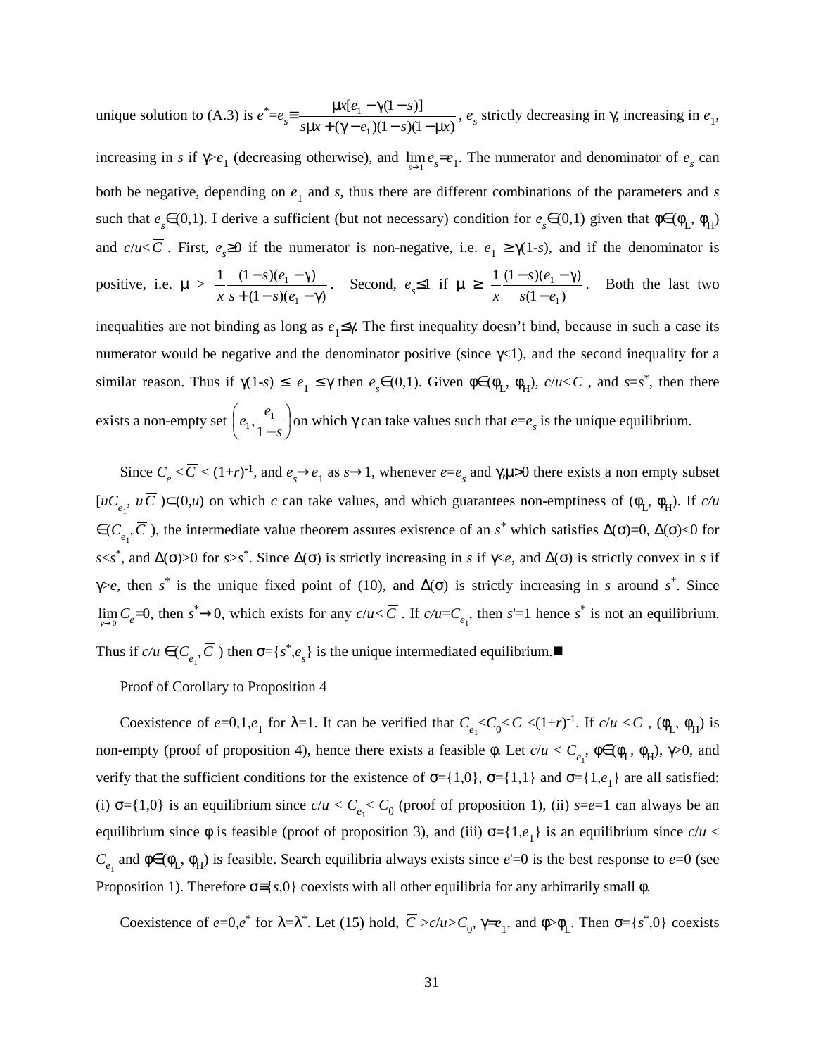unique solution to (A.3) is $e^*=e_s\equiv\frac{\mu x[e_1-\gamma(1-s)]}{s\mu x+(\gamma-e_1)(1-s)(1-\mu x)}$, $e_s$ strictly decreasing in $\gamma$, increasing in $e_1$, increasing in $s$ if $\gamma>e_1$ (decreasing otherwise), and $\lim_{s\to 1}e_s=e_1$. The numerator and denominator of $e_s$ can both be negative, depending on $e_1$ and $s$, thus there are different combinations of the parameters and $s$ such that $e_s\in(0,1)$. I derive a sufficient (but not necessary) condition for $e_s\in(0,1)$ given that $\phi\in(\phi_L, \phi_H)$ and $c/u<\overline{C}$. First, $e_s\geq 0$ if the numerator is non-negative, i.e. $e_1 \geq \gamma(1-s)$, and if the denominator is positive, i.e. $\mu > \frac{1}{x}\frac{(1-s)(e_1-\gamma)}{s+(1-s)(e_1-\gamma)}$. Second, $e_s\leq 1$ if $\mu \geq \frac{1}{x}\frac{(1-s)(e_1-\gamma)}{s(1-e_1)}$. Both the last two inequalities are not binding as long as $e_1\leq\gamma$. The first inequality doesn't bind, because in such a case its numerator would be negative and the denominator positive (since $\gamma<1$), and the second inequality for a similar reason. Thus if $\gamma(1-s) \leq e_1 \leq \gamma$ then $e_s\in(0,1)$. Given $\phi\in(\phi_L, \phi_H)$, $c/u<\overline{C}$, and $s=s^*$, then there exists a non-empty set $\left(e_1, \frac{e_1}{1-s}\right)$ on which $\gamma$ can take values such that $e=e_s$ is the unique equilibrium.

Since $C_e<\overline{C}<(1+r)^{-1}$, and $e_s\to e_1$ as $s\to 1$, whenever $e=e_s$ and $\gamma,\mu>0$ there exists a non empty subset $[uC_{e_1}, u\overline{C})\subset(0,u)$ on which $c$ can take values, and which guarantees non-emptiness of $(\phi_L, \phi_H)$. If $c/u \in(C_{e_1},\overline{C})$, the intermediate value theorem assures existence of an $s^*$ which satisfies $\Delta(\sigma)=0$, $\Delta(\sigma)<0$ for $s<s^*$, and $\Delta(\sigma)>0$ for $s>s^*$. Since $\Delta(\sigma)$ is strictly increasing in $s$ if $\gamma<e$, and $\Delta(\sigma)$ is strictly convex in $s$ if $\gamma>e$, then $s^*$ is the unique fixed point of (10), and $\Delta(\sigma)$ is strictly increasing in $s$ around $s^*$. Since $\lim_{\gamma\to 0}C_e=0$, then $s^*\to 0$, which exists for any $c/u<\overline{C}$. If $c/u=C_{e_1}$, then $s'=1$ hence $s^*$ is not an equilibrium. Thus if $c/u \in(C_{e_1},\overline{C})$ then $\sigma=\{s^*,e_s\}$ is the unique intermediated equilibrium.■

Proof of Corollary to Proposition 4

Coexistence of $e=0,1,e_1$ for $\lambda=1$. It can be verified that $C_{e_1}<C_0<\overline{C}<(1+r)^{-1}$. If $c/u<\overline{C}$, $(\phi_L, \phi_H)$ is non-empty (proof of proposition 4), hence there exists a feasible $\phi$. Let $c/u < C_{e_1}$, $\phi\in(\phi_L, \phi_H)$, $\gamma>0$, and verify that the sufficient conditions for the existence of $\sigma=\{1,0\}$, $\sigma=\{1,1\}$ and $\sigma=\{1,e_1\}$ are all satisfied: (i) $\sigma=\{1,0\}$ is an equilibrium since $c/u < C_{e_1}< C_0$ (proof of proposition 1), (ii) $s=e=1$ can always be an equilibrium since $\phi$ is feasible (proof of proposition 3), and (iii) $\sigma=\{1,e_1\}$ is an equilibrium since $c/u < C_{e_1}$ and $\phi\in(\phi_L, \phi_H)$ is feasible. Search equilibria always exists since $e'=0$ is the best response to $e=0$ (see Proposition 1). Therefore $\sigma\equiv\{s,0\}$ coexists with all other equilibria for any arbitrarily small $\phi$.

Coexistence of $e=0,e^*$ for $\lambda=\lambda^*$. Let (15) hold, $\overline{C}>c/u>C_0$, $\gamma=e_1$, and $\phi>\phi_L$. Then $\sigma=\{s^*,0\}$ coexists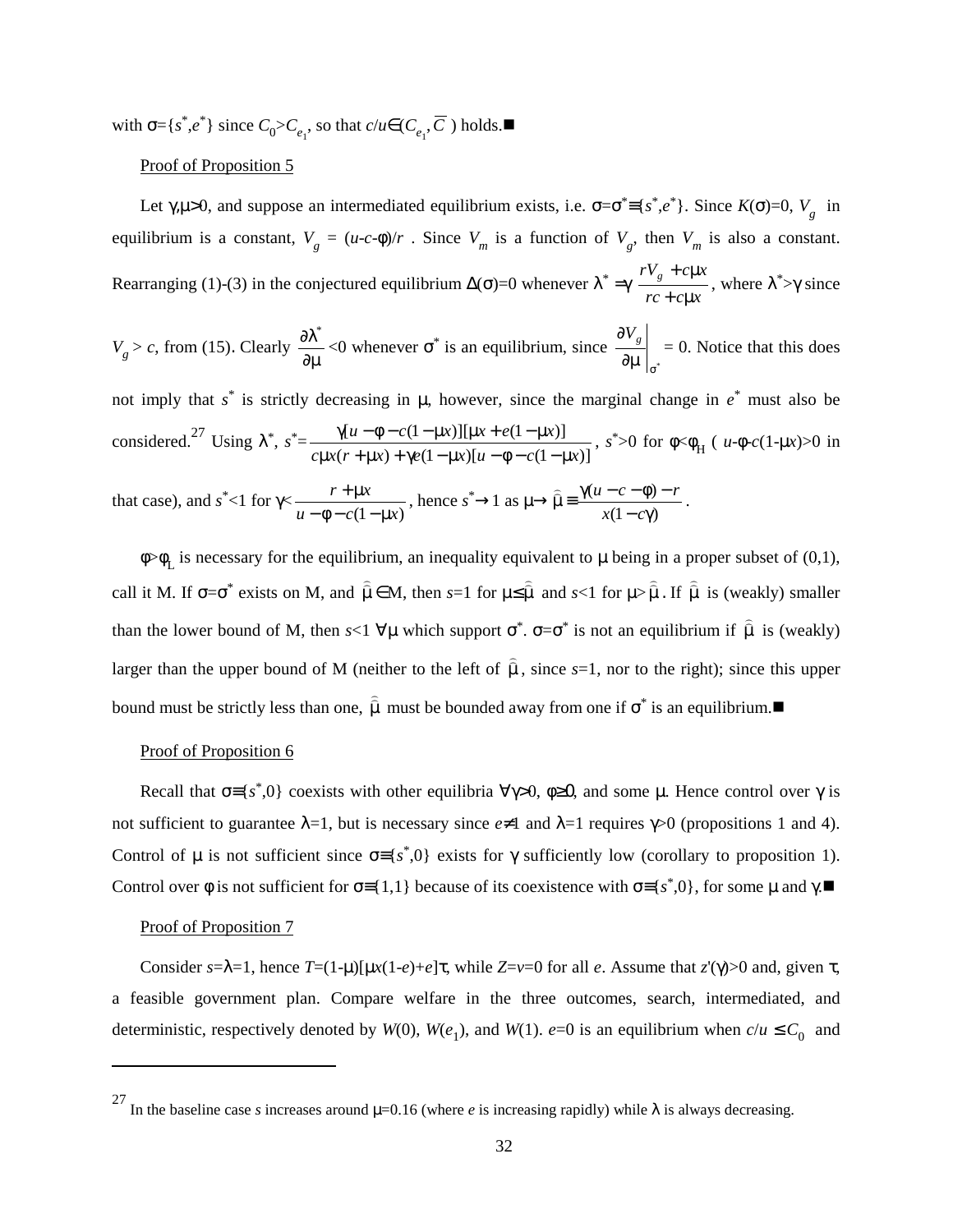with $\sigma=\{s^*,e^*\}$ since $C_0>C_{e_1}$, so that $c/u\in(C_{e_1},\overline{C})$ holds.■

<u>Proof of Proposition 5</u>

Let $\gamma,\mu>0$, and suppose an intermediated equilibrium exists, i.e. $\sigma=\sigma^*\equiv\{s^*,e^*\}$. Since $K(\sigma)=0$, $V_g$ in equilibrium is a constant, $V_g=(u\text{-}c\text{-}\phi)/r$ . Since $V_m$ is a function of $V_g$, then $V_m$ is also a constant. Rearranging (1)-(3) in the conjectured equilibrium $\Delta(\sigma)=0$ whenever $\lambda^*=\gamma\,\dfrac{rV_g+c\mu x}{rc+c\mu x}$, where $\lambda^*>\gamma$ since $V_g>c$, from (15). Clearly $\dfrac{\partial\lambda^*}{\partial\mu}<0$ whenever $\sigma^*$ is an equilibrium, since $\left.\dfrac{\partial V_g}{\partial\mu}\right|_{\sigma^*}=0$. Notice that this does not imply that $s^*$ is strictly decreasing in $\mu$, however, since the marginal change in $e^*$ must also be considered.[27] Using $\lambda^*$, $s^*=\dfrac{\gamma[u-\phi-c(1-\mu x)][\mu x+e(1-\mu x)]}{c\mu x(r+\mu x)+\gamma e(1-\mu x)[u-\phi-c(1-\mu x)]}$, $s^*>0$ for $\phi<\phi_H$ ( $u\text{-}\phi\text{-}c(1\text{-}\mu x)>0$ in that case), and $s^*<1$ for $\gamma<\dfrac{r+\mu x}{u-\phi-c(1-\mu x)}$, hence $s^*\rightarrow 1$ as $\mu\rightarrow\hat{\mu}\equiv\dfrac{\gamma(u-c-\phi)-r}{x(1-c\gamma)}$.

$\phi>\phi_L$ is necessary for the equilibrium, an inequality equivalent to $\mu$ being in a proper subset of (0,1), call it M. If $\sigma=\sigma^*$ exists on M, and $\hat{\mu}\in$M, then $s$=1 for $\mu\leq\hat{\mu}$ and $s$<1 for $\mu>\hat{\mu}$. If $\hat{\mu}$ is (weakly) smaller than the lower bound of M, then $s<1$ $\forall\mu$ which support $\sigma^*$. $\sigma=\sigma^*$ is not an equilibrium if $\hat{\mu}$ is (weakly) larger than the upper bound of M (neither to the left of $\hat{\mu}$, since $s$=1, nor to the right); since this upper bound must be strictly less than one, $\hat{\mu}$ must be bounded away from one if $\sigma^*$ is an equilibrium.■

<u>Proof of Proposition 6</u>

Recall that $\sigma\equiv\{s^*,0\}$ coexists with other equilibria $\forall\gamma>0$, $\phi\geq 0$, and some $\mu$. Hence control over $\gamma$ is not sufficient to guarantee $\lambda$=1, but is necessary since $e\neq 1$ and $\lambda$=1 requires $\gamma>0$ (propositions 1 and 4). Control of $\mu$ is not sufficient since $\sigma\equiv\{s^*,0\}$ exists for $\gamma$ sufficiently low (corollary to proposition 1). Control over $\phi$ is not sufficient for $\sigma\equiv\{1,1\}$ because of its coexistence with $\sigma\equiv\{s^*,0\}$, for some $\mu$ and $\gamma$.■

<u>Proof of Proposition 7</u>

Consider $s=\lambda=1$, hence $T=(1\text{-}\mu)[\mu x(1\text{-}e)+e]\tau$, while $Z=v=0$ for all $e$. Assume that $z'(\gamma)>0$ and, given $\tau$, a feasible government plan. Compare welfare in the three outcomes, search, intermediated, and deterministic, respectively denoted by $W(0)$, $W(e_1)$, and $W(1)$. $e$=0 is an equilibrium when $c/u\leq C_0$ and

[27] In the baseline case $s$ increases around $\mu$=0.16 (where $e$ is increasing rapidly) while $\lambda$ is always decreasing.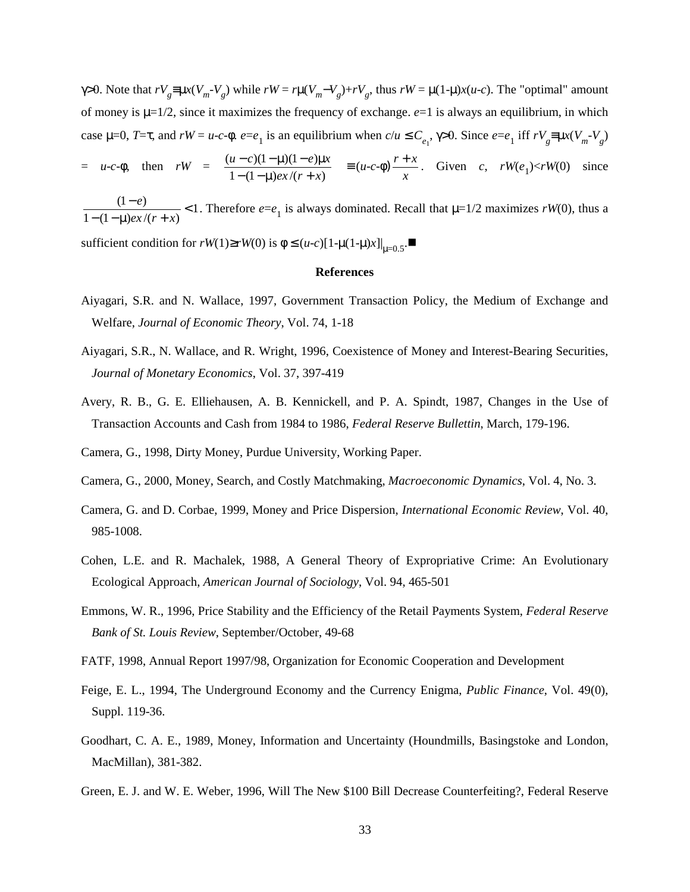$\gamma>0$. Note that $rV_g \equiv \mu x(V_m - V_g)$ while $rW = r\mu(V_m - V_g) + rV_g$, thus $rW = \mu(1-\mu)x(u-c)$. The "optimal" amount of money is $\mu=1/2$, since it maximizes the frequency of exchange. $e=1$ is always an equilibrium, in which case $\mu=0$, $T=\tau$, and $rW = u-c-\phi$. $e=e_1$ is an equilibrium when $c/u \leq C_{e_1}$, $\gamma>0$. Since $e=e_1$ iff $rV_g \equiv \mu x(V_m - V_g) = u-c-\phi$, then $rW = \dfrac{(u-c)(1-\mu)(1-e)\mu x}{1-(1-\mu)ex/(r+x)} \equiv (u-c-\phi)\dfrac{r+x}{x}$. Given $c$, $rW(e_1)<rW(0)$ since $\dfrac{(1-e)}{1-(1-\mu)ex/(r+x)} < 1$. Therefore $e=e_1$ is always dominated. Recall that $\mu=1/2$ maximizes $rW(0)$, thus a sufficient condition for $rW(1) \geq rW(0)$ is $\phi \leq (u-c)[1-\mu(1-\mu)x]|_{\mu=0.5}$.■

## References

Aiyagari, S.R. and N. Wallace, 1997, Government Transaction Policy, the Medium of Exchange and Welfare, *Journal of Economic Theory*, Vol. 74, 1-18

Aiyagari, S.R., N. Wallace, and R. Wright, 1996, Coexistence of Money and Interest-Bearing Securities, *Journal of Monetary Economics*, Vol. 37, 397-419

Avery, R. B., G. E. Elliehausen, A. B. Kennickell, and P. A. Spindt, 1987, Changes in the Use of Transaction Accounts and Cash from 1984 to 1986, *Federal Reserve Bullettin*, March, 179-196.

Camera, G., 1998, Dirty Money, Purdue University, Working Paper.

Camera, G., 2000, Money, Search, and Costly Matchmaking, *Macroeconomic Dynamics*, Vol. 4, No. 3.

Camera, G. and D. Corbae, 1999, Money and Price Dispersion, *International Economic Review*, Vol. 40, 985-1008.

Cohen, L.E. and R. Machalek, 1988, A General Theory of Expropriative Crime: An Evolutionary Ecological Approach, *American Journal of Sociology*, Vol. 94, 465-501

Emmons, W. R., 1996, Price Stability and the Efficiency of the Retail Payments System, *Federal Reserve Bank of St. Louis Review*, September/October, 49-68

FATF, 1998, Annual Report 1997/98, Organization for Economic Cooperation and Development

Feige, E. L., 1994, The Underground Economy and the Currency Enigma, *Public Finance*, Vol. 49(0), Suppl. 119-36.

Goodhart, C. A. E., 1989, Money, Information and Uncertainty (Houndmills, Basingstoke and London, MacMillan), 381-382.

Green, E. J. and W. E. Weber, 1996, Will The New $100 Bill Decrease Counterfeiting?, Federal Reserve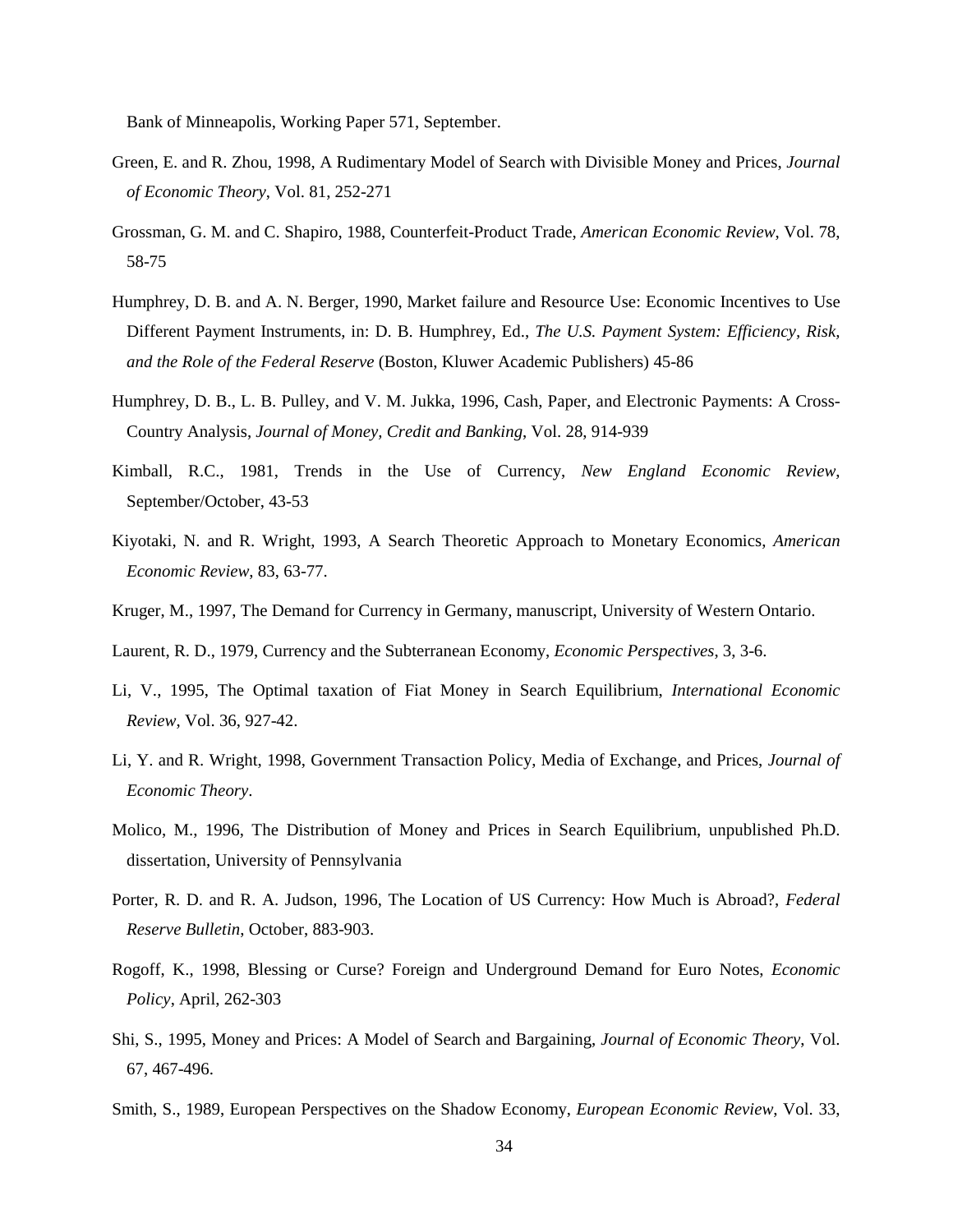Bank of Minneapolis, Working Paper 571, September.

Green, E. and R. Zhou, 1998, A Rudimentary Model of Search with Divisible Money and Prices, *Journal of Economic Theory*, Vol. 81, 252-271

Grossman, G. M. and C. Shapiro, 1988, Counterfeit-Product Trade, *American Economic Review*, Vol. 78, 58-75

Humphrey, D. B. and A. N. Berger, 1990, Market failure and Resource Use: Economic Incentives to Use Different Payment Instruments, in: D. B. Humphrey, Ed., *The U.S. Payment System: Efficiency, Risk, and the Role of the Federal Reserve* (Boston, Kluwer Academic Publishers) 45-86

Humphrey, D. B., L. B. Pulley, and V. M. Jukka, 1996, Cash, Paper, and Electronic Payments: A Cross-Country Analysis, *Journal of Money, Credit and Banking*, Vol. 28, 914-939

Kimball, R.C., 1981, Trends in the Use of Currency, *New England Economic Review*, September/October, 43-53

Kiyotaki, N. and R. Wright, 1993, A Search Theoretic Approach to Monetary Economics, *American Economic Review*, 83, 63-77.

Kruger, M., 1997, The Demand for Currency in Germany, manuscript, University of Western Ontario.

Laurent, R. D., 1979, Currency and the Subterranean Economy, *Economic Perspectives*, 3, 3-6.

Li, V., 1995, The Optimal taxation of Fiat Money in Search Equilibrium, *International Economic Review*, Vol. 36, 927-42.

Li, Y. and R. Wright, 1998, Government Transaction Policy, Media of Exchange, and Prices, *Journal of Economic Theory*.

Molico, M., 1996, The Distribution of Money and Prices in Search Equilibrium, unpublished Ph.D. dissertation, University of Pennsylvania

Porter, R. D. and R. A. Judson, 1996, The Location of US Currency: How Much is Abroad?, *Federal Reserve Bulletin*, October, 883-903.

Rogoff, K., 1998, Blessing or Curse? Foreign and Underground Demand for Euro Notes, *Economic Policy*, April, 262-303

Shi, S., 1995, Money and Prices: A Model of Search and Bargaining, *Journal of Economic Theory*, Vol. 67, 467-496.

Smith, S., 1989, European Perspectives on the Shadow Economy, *European Economic Review*, Vol. 33,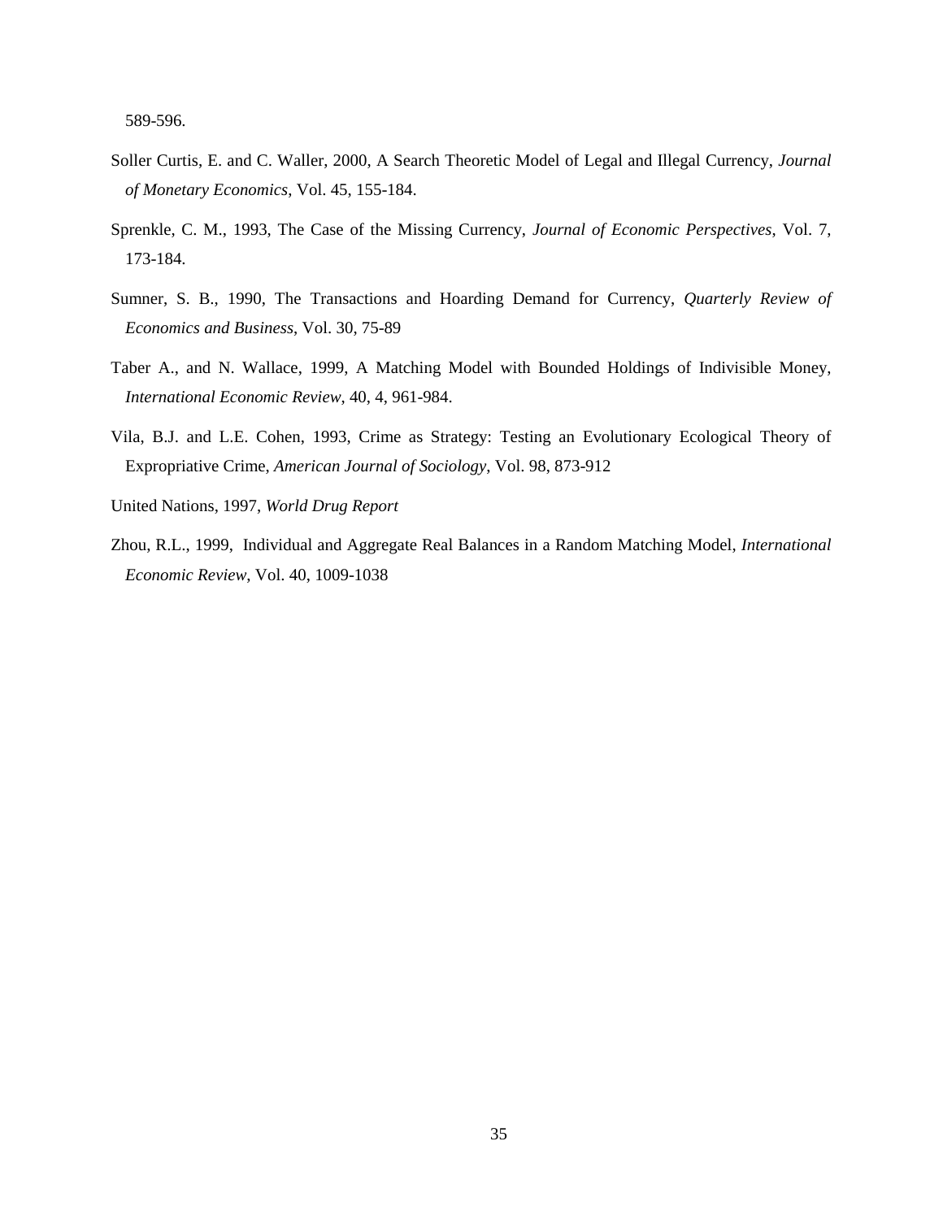589-596.

Soller Curtis, E. and C. Waller, 2000, A Search Theoretic Model of Legal and Illegal Currency, *Journal of Monetary Economics*, Vol. 45, 155-184.

Sprenkle, C. M., 1993, The Case of the Missing Currency, *Journal of Economic Perspectives*, Vol. 7, 173-184.

Sumner, S. B., 1990, The Transactions and Hoarding Demand for Currency, *Quarterly Review of Economics and Business*, Vol. 30, 75-89

Taber A., and N. Wallace, 1999, A Matching Model with Bounded Holdings of Indivisible Money, *International Economic Review*, 40, 4, 961-984.

Vila, B.J. and L.E. Cohen, 1993, Crime as Strategy: Testing an Evolutionary Ecological Theory of Expropriative Crime, *American Journal of Sociology*, Vol. 98, 873-912

United Nations, 1997, *World Drug Report*

Zhou, R.L., 1999, Individual and Aggregate Real Balances in a Random Matching Model, *International Economic Review*, Vol. 40, 1009-1038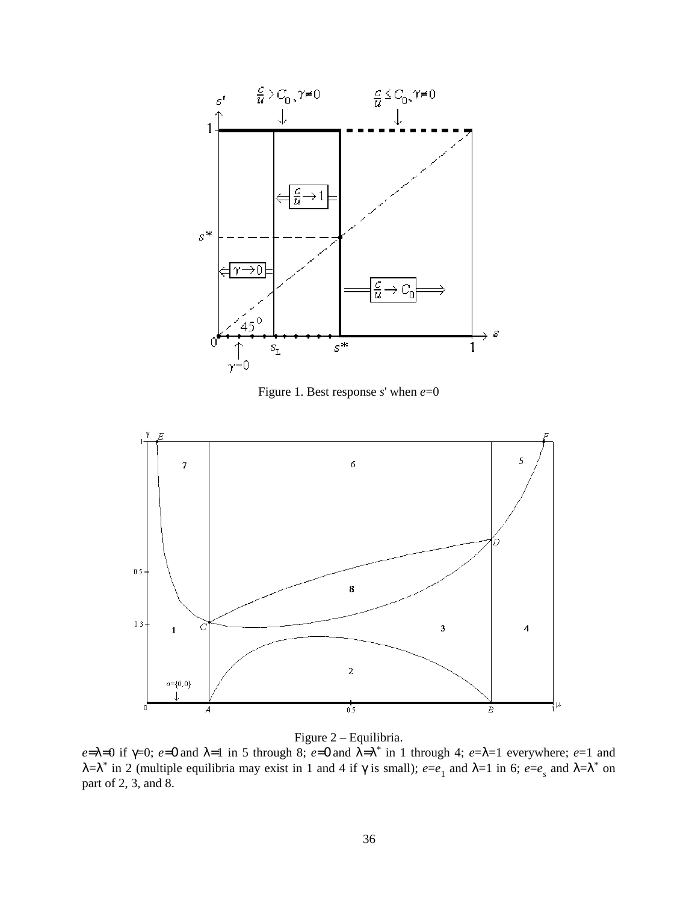Figure 1. Best response $s'$ when $e$=0

Figure 2 – Equilibria.

$e$=$\lambda$=0 if $\gamma$=0; $e$=0 and $\lambda$=1 in 5 through 8; $e$=0 and $\lambda$=$\lambda^*$ in 1 through 4; $e$=$\lambda$=1 everywhere; $e$=1 and $\lambda$=$\lambda^*$ in 2 (multiple equilibria may exist in 1 and 4 if $\gamma$ is small); $e$=$e_1$ and $\lambda$=1 in 6; $e$=$e_s$ and $\lambda$=$\lambda^*$ on part of 2, 3, and 8.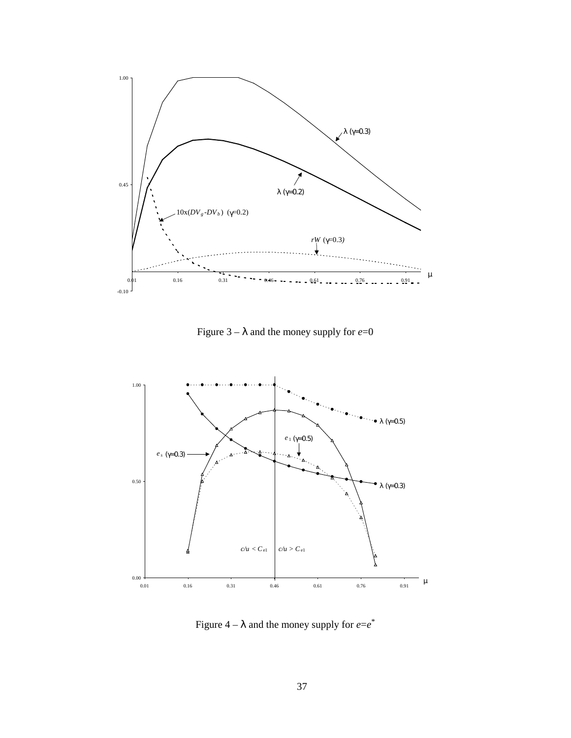1.00

0.45

-0.10

0.01 0.16 0.31 0.46 0.61 0.76 0.91

μ

λ (γ=0.3)

λ (γ=0.2)

10x($DV_g$-$DV_b$) (γ=0.2)

$rW$ (γ=0.3)

Figure 3 – λ and the money supply for $e$=0

1.00

0.50

0.00

0.01 0.16 0.31 0.46 0.61 0.76 0.91

μ

λ (γ=0.5)

$e_1$ (γ=0.5)

$e_s$ (γ=0.3)

λ (γ=0.3)

$c/u$ < $C_{e1}$

$c/u$ > $C_{e1}$

Figure 4 – λ and the money supply for $e$=$e^*$